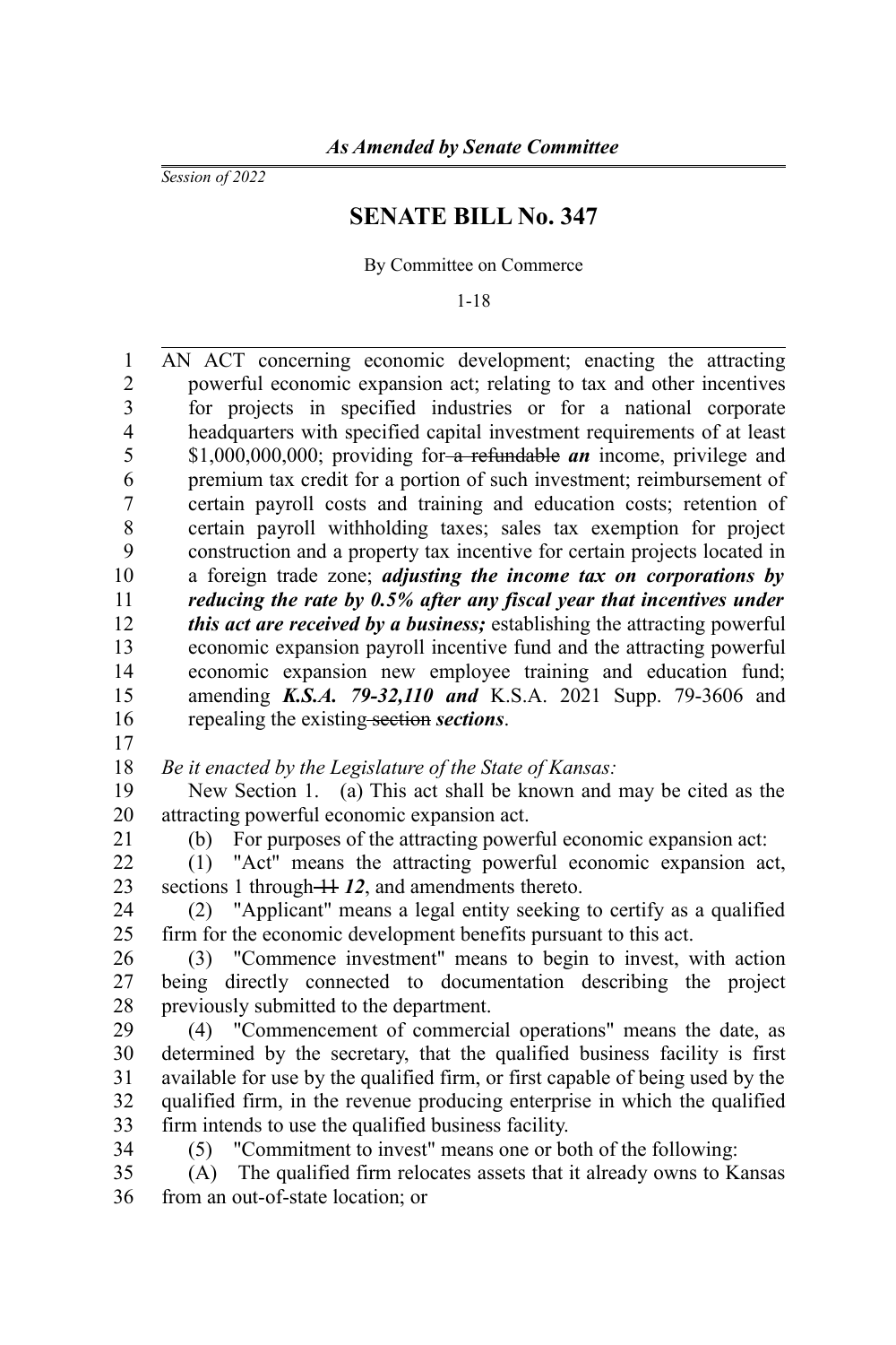*As Amended by Senate Committee*

*Session of 2022*

# SENATE BILL No. 347

By Committee on Commerce

1-18

AN ACT concerning economic development; enacting the attracting powerful economic expansion act; relating to tax and other incentives for projects in specified industries or for a national corporate headquarters with specified capital investment requirements of at least $1,000,000,000; providing for ~~a refundable~~ ***an*** income, privilege and premium tax credit for a portion of such investment; reimbursement of certain payroll costs and training and education costs; retention of certain payroll withholding taxes; sales tax exemption for project construction and a property tax incentive for certain projects located in a foreign trade zone; ***adjusting the income tax on corporations by reducing the rate by 0.5% after any fiscal year that incentives under this act are received by a business;*** establishing the attracting powerful economic expansion payroll incentive fund and the attracting powerful economic expansion new employee training and education fund; amending ***K.S.A. 79-32,110 and*** K.S.A. 2021 Supp. 79-3606 and repealing the existing ~~section~~ ***sections***.

*Be it enacted by the Legislature of the State of Kansas:*

New Section 1. (a) This act shall be known and may be cited as the attracting powerful economic expansion act.

(b) For purposes of the attracting powerful economic expansion act:

(1) "Act" means the attracting powerful economic expansion act, sections 1 through ~~11~~ ***12***, and amendments thereto.

(2) "Applicant" means a legal entity seeking to certify as a qualified firm for the economic development benefits pursuant to this act.

(3) "Commence investment" means to begin to invest, with action being directly connected to documentation describing the project previously submitted to the department.

(4) "Commencement of commercial operations" means the date, as determined by the secretary, that the qualified business facility is first available for use by the qualified firm, or first capable of being used by the qualified firm, in the revenue producing enterprise in which the qualified firm intends to use the qualified business facility.

(5) "Commitment to invest" means one or both of the following:

(A) The qualified firm relocates assets that it already owns to Kansas from an out-of-state location; or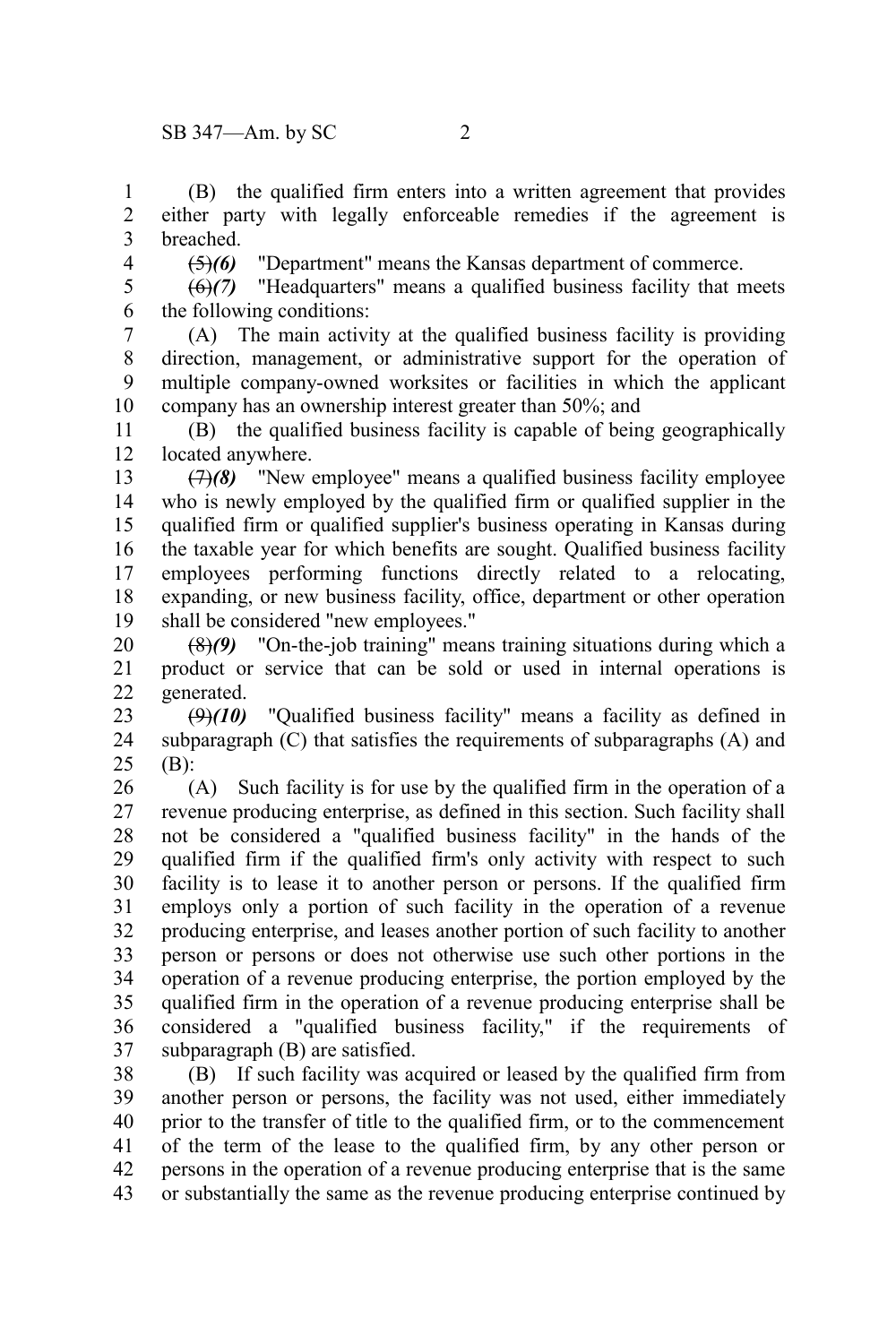(B) the qualified firm enters into a written agreement that provides either party with legally enforceable remedies if the agreement is breached.

~~(5)~~***(6)*** "Department" means the Kansas department of commerce.

~~(6)~~***(7)*** "Headquarters" means a qualified business facility that meets the following conditions:

(A) The main activity at the qualified business facility is providing direction, management, or administrative support for the operation of multiple company-owned worksites or facilities in which the applicant company has an ownership interest greater than 50%; and

(B) the qualified business facility is capable of being geographically located anywhere.

~~(7)~~***(8)*** "New employee" means a qualified business facility employee who is newly employed by the qualified firm or qualified supplier in the qualified firm or qualified supplier's business operating in Kansas during the taxable year for which benefits are sought. Qualified business facility employees performing functions directly related to a relocating, expanding, or new business facility, office, department or other operation shall be considered "new employees."

~~(8)~~***(9)*** "On-the-job training" means training situations during which a product or service that can be sold or used in internal operations is generated.

~~(9)~~***(10)*** "Qualified business facility" means a facility as defined in subparagraph (C) that satisfies the requirements of subparagraphs (A) and (B):

(A) Such facility is for use by the qualified firm in the operation of a revenue producing enterprise, as defined in this section. Such facility shall not be considered a "qualified business facility" in the hands of the qualified firm if the qualified firm's only activity with respect to such facility is to lease it to another person or persons. If the qualified firm employs only a portion of such facility in the operation of a revenue producing enterprise, and leases another portion of such facility to another person or persons or does not otherwise use such other portions in the operation of a revenue producing enterprise, the portion employed by the qualified firm in the operation of a revenue producing enterprise shall be considered a "qualified business facility," if the requirements of subparagraph (B) are satisfied.

(B) If such facility was acquired or leased by the qualified firm from another person or persons, the facility was not used, either immediately prior to the transfer of title to the qualified firm, or to the commencement of the term of the lease to the qualified firm, by any other person or persons in the operation of a revenue producing enterprise that is the same or substantially the same as the revenue producing enterprise continued by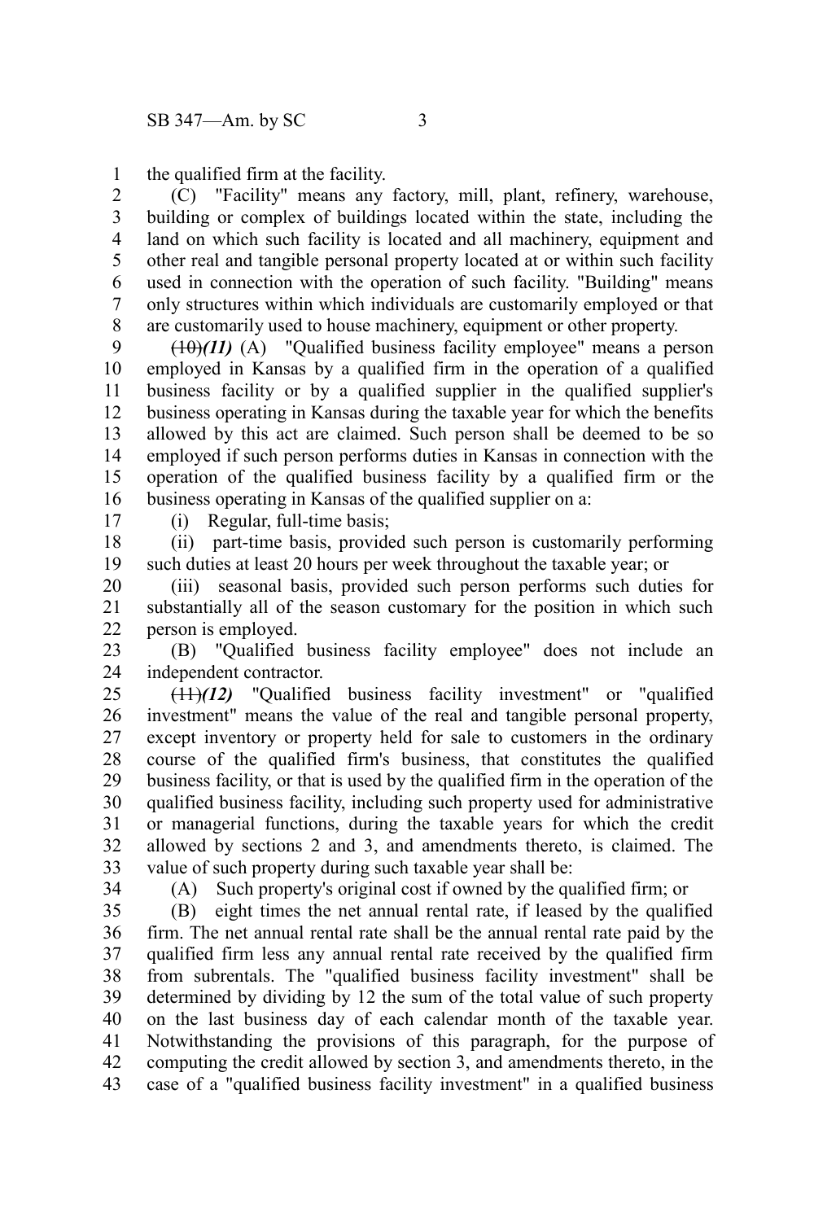the qualified firm at the facility.

(C) "Facility" means any factory, mill, plant, refinery, warehouse, building or complex of buildings located within the state, including the land on which such facility is located and all machinery, equipment and other real and tangible personal property located at or within such facility used in connection with the operation of such facility. "Building" means only structures within which individuals are customarily employed or that are customarily used to house machinery, equipment or other property.

~~(10)~~*(11)* (A) "Qualified business facility employee" means a person employed in Kansas by a qualified firm in the operation of a qualified business facility or by a qualified supplier in the qualified supplier's business operating in Kansas during the taxable year for which the benefits allowed by this act are claimed. Such person shall be deemed to be so employed if such person performs duties in Kansas in connection with the operation of the qualified business facility by a qualified firm or the business operating in Kansas of the qualified supplier on a:

(i) Regular, full-time basis;

(ii) part-time basis, provided such person is customarily performing such duties at least 20 hours per week throughout the taxable year; or

(iii) seasonal basis, provided such person performs such duties for substantially all of the season customary for the position in which such person is employed.

(B) "Qualified business facility employee" does not include an independent contractor.

~~(11)~~*(12)* "Qualified business facility investment" or "qualified investment" means the value of the real and tangible personal property, except inventory or property held for sale to customers in the ordinary course of the qualified firm's business, that constitutes the qualified business facility, or that is used by the qualified firm in the operation of the qualified business facility, including such property used for administrative or managerial functions, during the taxable years for which the credit allowed by sections 2 and 3, and amendments thereto, is claimed. The value of such property during such taxable year shall be:

(A) Such property's original cost if owned by the qualified firm; or

(B) eight times the net annual rental rate, if leased by the qualified firm. The net annual rental rate shall be the annual rental rate paid by the qualified firm less any annual rental rate received by the qualified firm from subrentals. The "qualified business facility investment" shall be determined by dividing by 12 the sum of the total value of such property on the last business day of each calendar month of the taxable year. Notwithstanding the provisions of this paragraph, for the purpose of computing the credit allowed by section 3, and amendments thereto, in the case of a "qualified business facility investment" in a qualified business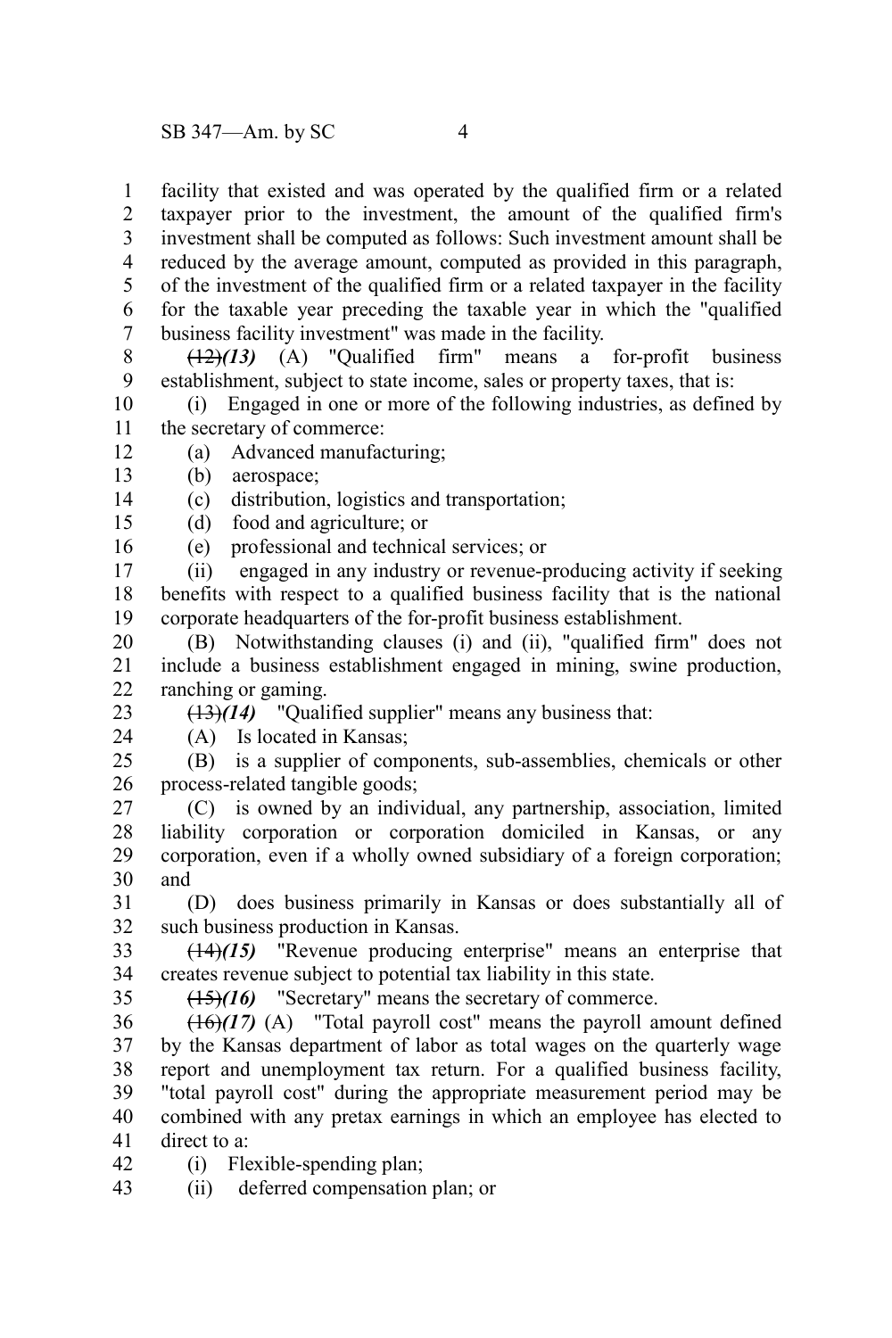facility that existed and was operated by the qualified firm or a related taxpayer prior to the investment, the amount of the qualified firm's investment shall be computed as follows: Such investment amount shall be reduced by the average amount, computed as provided in this paragraph, of the investment of the qualified firm or a related taxpayer in the facility for the taxable year preceding the taxable year in which the "qualified business facility investment" was made in the facility.

~~(12)~~*(13)* (A) "Qualified firm" means a for-profit business establishment, subject to state income, sales or property taxes, that is:

(i) Engaged in one or more of the following industries, as defined by the secretary of commerce:

(a) Advanced manufacturing;

(b) aerospace;

(c) distribution, logistics and transportation;

(d) food and agriculture; or

(e) professional and technical services; or

(ii) engaged in any industry or revenue-producing activity if seeking benefits with respect to a qualified business facility that is the national corporate headquarters of the for-profit business establishment.

(B) Notwithstanding clauses (i) and (ii), "qualified firm" does not include a business establishment engaged in mining, swine production, ranching or gaming.

~~(13)~~*(14)* "Qualified supplier" means any business that:

(A) Is located in Kansas;

(B) is a supplier of components, sub-assemblies, chemicals or other process-related tangible goods;

(C) is owned by an individual, any partnership, association, limited liability corporation or corporation domiciled in Kansas, or any corporation, even if a wholly owned subsidiary of a foreign corporation; and

(D) does business primarily in Kansas or does substantially all of such business production in Kansas.

~~(14)~~*(15)* "Revenue producing enterprise" means an enterprise that creates revenue subject to potential tax liability in this state.

~~(15)~~*(16)* "Secretary" means the secretary of commerce.

~~(16)~~*(17)* (A) "Total payroll cost" means the payroll amount defined by the Kansas department of labor as total wages on the quarterly wage report and unemployment tax return. For a qualified business facility, "total payroll cost" during the appropriate measurement period may be combined with any pretax earnings in which an employee has elected to direct to a:

(i) Flexible-spending plan;

(ii) deferred compensation plan; or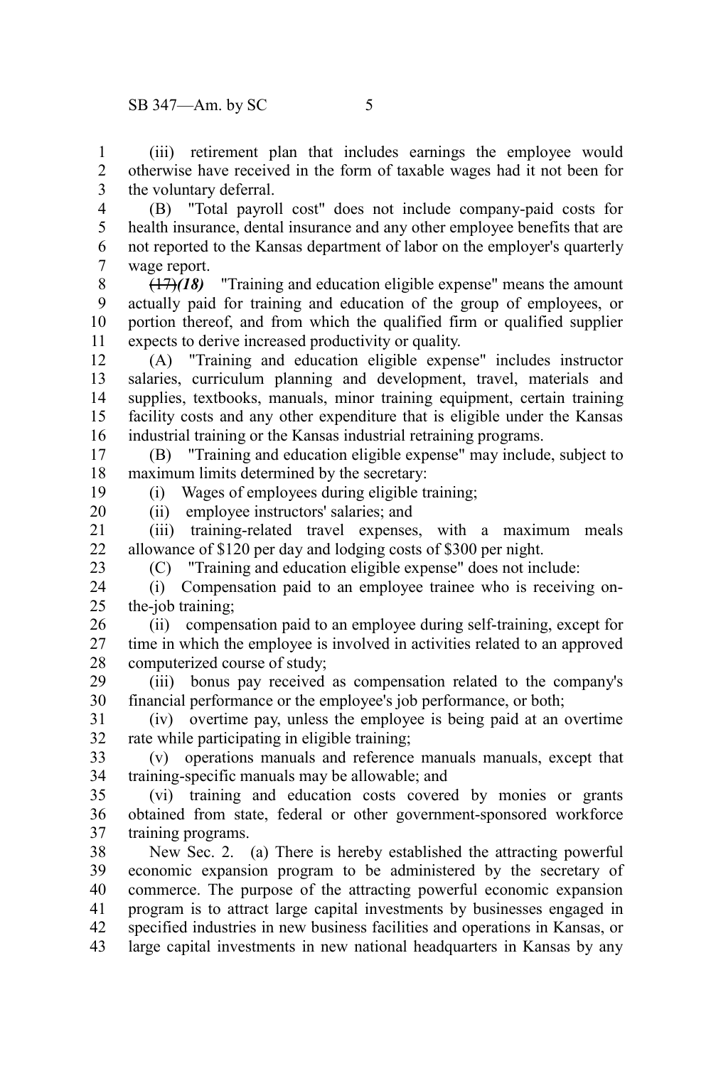(iii) retirement plan that includes earnings the employee would otherwise have received in the form of taxable wages had it not been for the voluntary deferral.

(B) "Total payroll cost" does not include company-paid costs for health insurance, dental insurance and any other employee benefits that are not reported to the Kansas department of labor on the employer's quarterly wage report.

~~(17)~~*(18)* "Training and education eligible expense" means the amount actually paid for training and education of the group of employees, or portion thereof, and from which the qualified firm or qualified supplier expects to derive increased productivity or quality.

(A) "Training and education eligible expense" includes instructor salaries, curriculum planning and development, travel, materials and supplies, textbooks, manuals, minor training equipment, certain training facility costs and any other expenditure that is eligible under the Kansas industrial training or the Kansas industrial retraining programs.

(B) "Training and education eligible expense" may include, subject to maximum limits determined by the secretary:

(i) Wages of employees during eligible training;

(ii) employee instructors' salaries; and

(iii) training-related travel expenses, with a maximum meals allowance of $120 per day and lodging costs of $300 per night.

(C) "Training and education eligible expense" does not include:

(i) Compensation paid to an employee trainee who is receiving on-the-job training;

(ii) compensation paid to an employee during self-training, except for time in which the employee is involved in activities related to an approved computerized course of study;

(iii) bonus pay received as compensation related to the company's financial performance or the employee's job performance, or both;

(iv) overtime pay, unless the employee is being paid at an overtime rate while participating in eligible training;

(v) operations manuals and reference manuals manuals, except that training-specific manuals may be allowable; and

(vi) training and education costs covered by monies or grants obtained from state, federal or other government-sponsored workforce training programs.

New Sec. 2. (a) There is hereby established the attracting powerful economic expansion program to be administered by the secretary of commerce. The purpose of the attracting powerful economic expansion program is to attract large capital investments by businesses engaged in specified industries in new business facilities and operations in Kansas, or large capital investments in new national headquarters in Kansas by any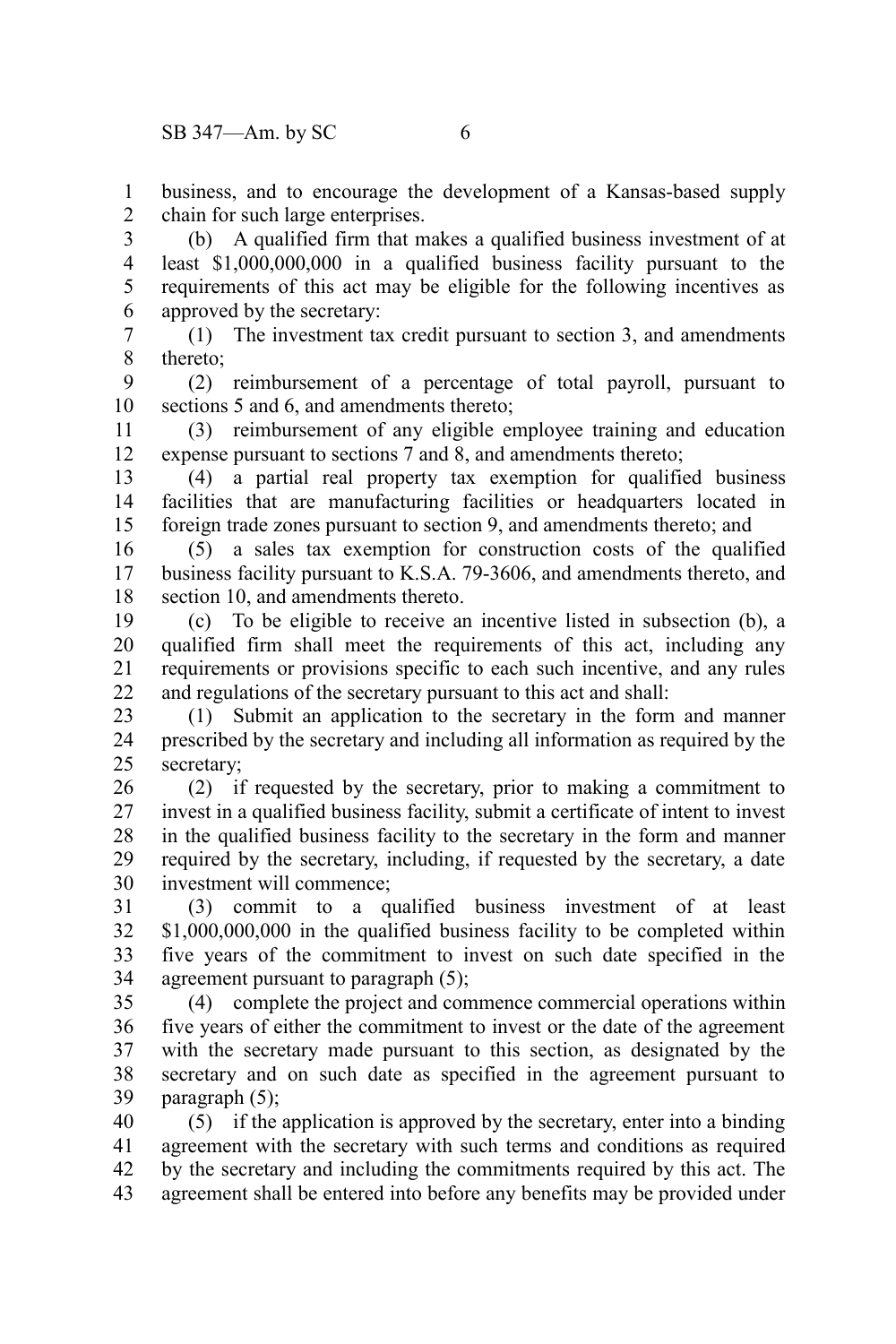business, and to encourage the development of a Kansas-based supply chain for such large enterprises.

(b) A qualified firm that makes a qualified business investment of at least $1,000,000,000 in a qualified business facility pursuant to the requirements of this act may be eligible for the following incentives as approved by the secretary:

(1) The investment tax credit pursuant to section 3, and amendments thereto;

(2) reimbursement of a percentage of total payroll, pursuant to sections 5 and 6, and amendments thereto;

(3) reimbursement of any eligible employee training and education expense pursuant to sections 7 and 8, and amendments thereto;

(4) a partial real property tax exemption for qualified business facilities that are manufacturing facilities or headquarters located in foreign trade zones pursuant to section 9, and amendments thereto; and

(5) a sales tax exemption for construction costs of the qualified business facility pursuant to K.S.A. 79-3606, and amendments thereto, and section 10, and amendments thereto.

(c) To be eligible to receive an incentive listed in subsection (b), a qualified firm shall meet the requirements of this act, including any requirements or provisions specific to each such incentive, and any rules and regulations of the secretary pursuant to this act and shall:

(1) Submit an application to the secretary in the form and manner prescribed by the secretary and including all information as required by the secretary;

(2) if requested by the secretary, prior to making a commitment to invest in a qualified business facility, submit a certificate of intent to invest in the qualified business facility to the secretary in the form and manner required by the secretary, including, if requested by the secretary, a date investment will commence;

(3) commit to a qualified business investment of at least $1,000,000,000 in the qualified business facility to be completed within five years of the commitment to invest on such date specified in the agreement pursuant to paragraph (5);

(4) complete the project and commence commercial operations within five years of either the commitment to invest or the date of the agreement with the secretary made pursuant to this section, as designated by the secretary and on such date as specified in the agreement pursuant to paragraph (5);

(5) if the application is approved by the secretary, enter into a binding agreement with the secretary with such terms and conditions as required by the secretary and including the commitments required by this act. The agreement shall be entered into before any benefits may be provided under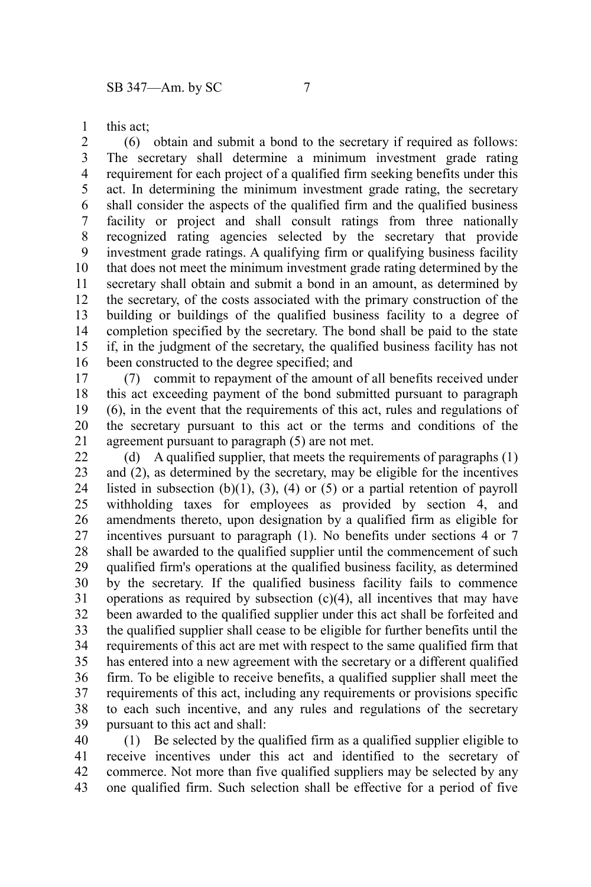this act;

(6) obtain and submit a bond to the secretary if required as follows: The secretary shall determine a minimum investment grade rating requirement for each project of a qualified firm seeking benefits under this act. In determining the minimum investment grade rating, the secretary shall consider the aspects of the qualified firm and the qualified business facility or project and shall consult ratings from three nationally recognized rating agencies selected by the secretary that provide investment grade ratings. A qualifying firm or qualifying business facility that does not meet the minimum investment grade rating determined by the secretary shall obtain and submit a bond in an amount, as determined by the secretary, of the costs associated with the primary construction of the building or buildings of the qualified business facility to a degree of completion specified by the secretary. The bond shall be paid to the state if, in the judgment of the secretary, the qualified business facility has not been constructed to the degree specified; and

(7) commit to repayment of the amount of all benefits received under this act exceeding payment of the bond submitted pursuant to paragraph (6), in the event that the requirements of this act, rules and regulations of the secretary pursuant to this act or the terms and conditions of the agreement pursuant to paragraph (5) are not met.

(d) A qualified supplier, that meets the requirements of paragraphs (1) and (2), as determined by the secretary, may be eligible for the incentives listed in subsection (b)(1), (3), (4) or (5) or a partial retention of payroll withholding taxes for employees as provided by section 4, and amendments thereto, upon designation by a qualified firm as eligible for incentives pursuant to paragraph (1). No benefits under sections 4 or 7 shall be awarded to the qualified supplier until the commencement of such qualified firm's operations at the qualified business facility, as determined by the secretary. If the qualified business facility fails to commence operations as required by subsection (c)(4), all incentives that may have been awarded to the qualified supplier under this act shall be forfeited and the qualified supplier shall cease to be eligible for further benefits until the requirements of this act are met with respect to the same qualified firm that has entered into a new agreement with the secretary or a different qualified firm. To be eligible to receive benefits, a qualified supplier shall meet the requirements of this act, including any requirements or provisions specific to each such incentive, and any rules and regulations of the secretary pursuant to this act and shall:

(1) Be selected by the qualified firm as a qualified supplier eligible to receive incentives under this act and identified to the secretary of commerce. Not more than five qualified suppliers may be selected by any one qualified firm. Such selection shall be effective for a period of five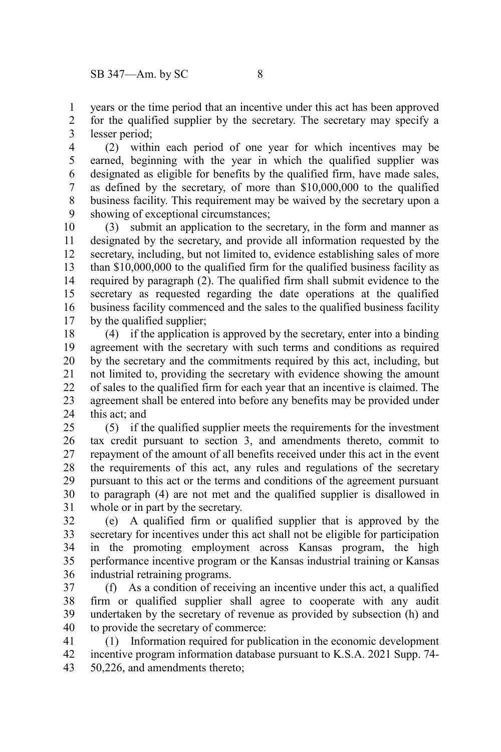years or the time period that an incentive under this act has been approved for the qualified supplier by the secretary. The secretary may specify a lesser period;

(2) within each period of one year for which incentives may be earned, beginning with the year in which the qualified supplier was designated as eligible for benefits by the qualified firm, have made sales, as defined by the secretary, of more than $10,000,000 to the qualified business facility. This requirement may be waived by the secretary upon a showing of exceptional circumstances;

(3) submit an application to the secretary, in the form and manner as designated by the secretary, and provide all information requested by the secretary, including, but not limited to, evidence establishing sales of more than $10,000,000 to the qualified firm for the qualified business facility as required by paragraph (2). The qualified firm shall submit evidence to the secretary as requested regarding the date operations at the qualified business facility commenced and the sales to the qualified business facility by the qualified supplier;

(4) if the application is approved by the secretary, enter into a binding agreement with the secretary with such terms and conditions as required by the secretary and the commitments required by this act, including, but not limited to, providing the secretary with evidence showing the amount of sales to the qualified firm for each year that an incentive is claimed. The agreement shall be entered into before any benefits may be provided under this act; and

(5) if the qualified supplier meets the requirements for the investment tax credit pursuant to section 3, and amendments thereto, commit to repayment of the amount of all benefits received under this act in the event the requirements of this act, any rules and regulations of the secretary pursuant to this act or the terms and conditions of the agreement pursuant to paragraph (4) are not met and the qualified supplier is disallowed in whole or in part by the secretary.

(e) A qualified firm or qualified supplier that is approved by the secretary for incentives under this act shall not be eligible for participation in the promoting employment across Kansas program, the high performance incentive program or the Kansas industrial training or Kansas industrial retraining programs.

(f) As a condition of receiving an incentive under this act, a qualified firm or qualified supplier shall agree to cooperate with any audit undertaken by the secretary of revenue as provided by subsection (h) and to provide the secretary of commerce:

(1) Information required for publication in the economic development incentive program information database pursuant to K.S.A. 2021 Supp. 74-50,226, and amendments thereto;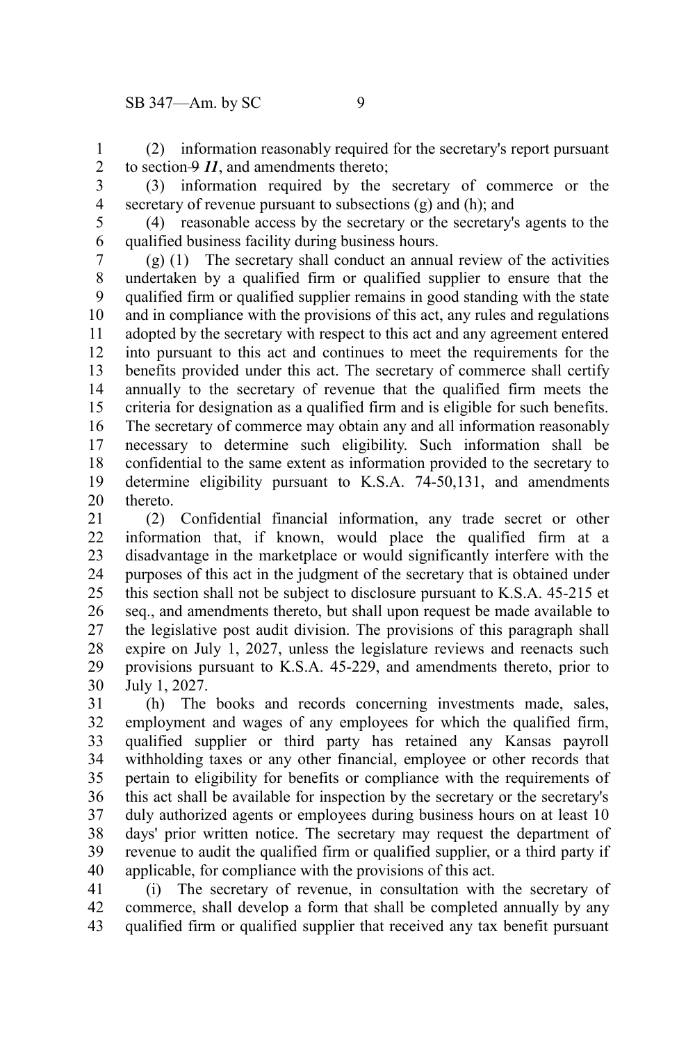(2) information reasonably required for the secretary's report pursuant to section ~~9~~ ***11***, and amendments thereto;

(3) information required by the secretary of commerce or the secretary of revenue pursuant to subsections (g) and (h); and

(4) reasonable access by the secretary or the secretary's agents to the qualified business facility during business hours.

(g) (1) The secretary shall conduct an annual review of the activities undertaken by a qualified firm or qualified supplier to ensure that the qualified firm or qualified supplier remains in good standing with the state and in compliance with the provisions of this act, any rules and regulations adopted by the secretary with respect to this act and any agreement entered into pursuant to this act and continues to meet the requirements for the benefits provided under this act. The secretary of commerce shall certify annually to the secretary of revenue that the qualified firm meets the criteria for designation as a qualified firm and is eligible for such benefits. The secretary of commerce may obtain any and all information reasonably necessary to determine such eligibility. Such information shall be confidential to the same extent as information provided to the secretary to determine eligibility pursuant to K.S.A. 74-50,131, and amendments thereto.

(2) Confidential financial information, any trade secret or other information that, if known, would place the qualified firm at a disadvantage in the marketplace or would significantly interfere with the purposes of this act in the judgment of the secretary that is obtained under this section shall not be subject to disclosure pursuant to K.S.A. 45-215 et seq., and amendments thereto, but shall upon request be made available to the legislative post audit division. The provisions of this paragraph shall expire on July 1, 2027, unless the legislature reviews and reenacts such provisions pursuant to K.S.A. 45-229, and amendments thereto, prior to July 1, 2027.

(h) The books and records concerning investments made, sales, employment and wages of any employees for which the qualified firm, qualified supplier or third party has retained any Kansas payroll withholding taxes or any other financial, employee or other records that pertain to eligibility for benefits or compliance with the requirements of this act shall be available for inspection by the secretary or the secretary's duly authorized agents or employees during business hours on at least 10 days' prior written notice. The secretary may request the department of revenue to audit the qualified firm or qualified supplier, or a third party if applicable, for compliance with the provisions of this act.

(i) The secretary of revenue, in consultation with the secretary of commerce, shall develop a form that shall be completed annually by any qualified firm or qualified supplier that received any tax benefit pursuant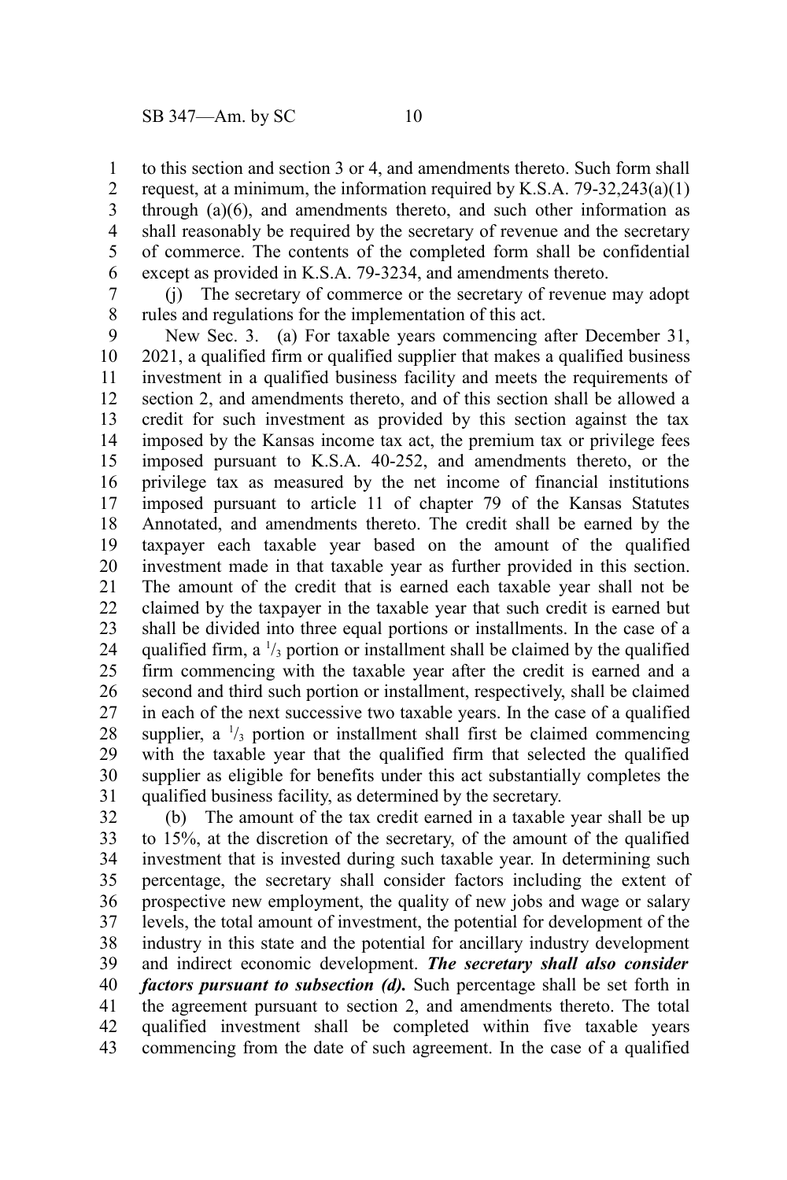to this section and section 3 or 4, and amendments thereto. Such form shall request, at a minimum, the information required by K.S.A. 79-32,243(a)(1) through (a)(6), and amendments thereto, and such other information as shall reasonably be required by the secretary of revenue and the secretary of commerce. The contents of the completed form shall be confidential except as provided in K.S.A. 79-3234, and amendments thereto.

(j) The secretary of commerce or the secretary of revenue may adopt rules and regulations for the implementation of this act.

New Sec. 3. (a) For taxable years commencing after December 31, 2021, a qualified firm or qualified supplier that makes a qualified business investment in a qualified business facility and meets the requirements of section 2, and amendments thereto, and of this section shall be allowed a credit for such investment as provided by this section against the tax imposed by the Kansas income tax act, the premium tax or privilege fees imposed pursuant to K.S.A. 40-252, and amendments thereto, or the privilege tax as measured by the net income of financial institutions imposed pursuant to article 11 of chapter 79 of the Kansas Statutes Annotated, and amendments thereto. The credit shall be earned by the taxpayer each taxable year based on the amount of the qualified investment made in that taxable year as further provided in this section. The amount of the credit that is earned each taxable year shall not be claimed by the taxpayer in the taxable year that such credit is earned but shall be divided into three equal portions or installments. In the case of a qualified firm, a $^1/_3$ portion or installment shall be claimed by the qualified firm commencing with the taxable year after the credit is earned and a second and third such portion or installment, respectively, shall be claimed in each of the next successive two taxable years. In the case of a qualified supplier, a $^1/_3$ portion or installment shall first be claimed commencing with the taxable year that the qualified firm that selected the qualified supplier as eligible for benefits under this act substantially completes the qualified business facility, as determined by the secretary.

(b) The amount of the tax credit earned in a taxable year shall be up to 15%, at the discretion of the secretary, of the amount of the qualified investment that is invested during such taxable year. In determining such percentage, the secretary shall consider factors including the extent of prospective new employment, the quality of new jobs and wage or salary levels, the total amount of investment, the potential for development of the industry in this state and the potential for ancillary industry development and indirect economic development. ***The secretary shall also consider factors pursuant to subsection (d).*** Such percentage shall be set forth in the agreement pursuant to section 2, and amendments thereto. The total qualified investment shall be completed within five taxable years commencing from the date of such agreement. In the case of a qualified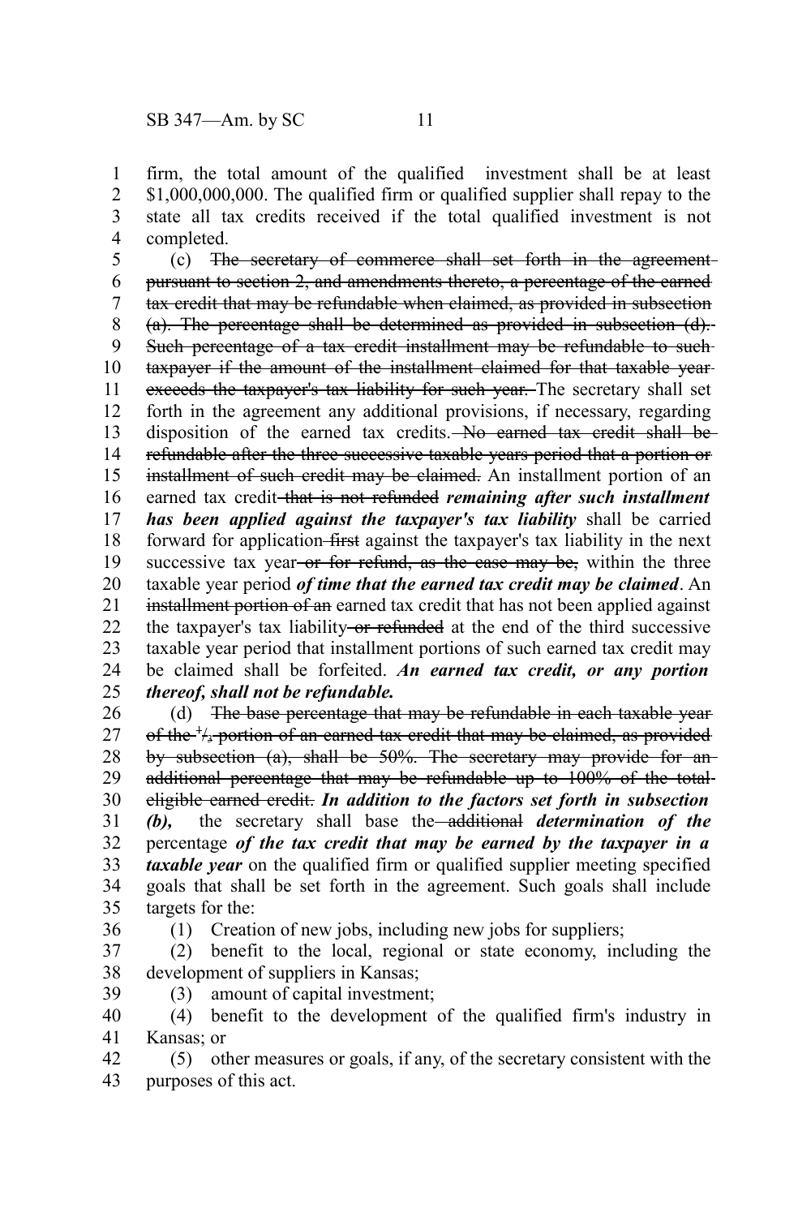firm, the total amount of the qualified investment shall be at least $1,000,000,000. The qualified firm or qualified supplier shall repay to the state all tax credits received if the total qualified investment is not completed.

(c) ~~The secretary of commerce shall set forth in the agreement pursuant to section 2, and amendments thereto, a percentage of the earned tax credit that may be refundable when claimed, as provided in subsection (a). The percentage shall be determined as provided in subsection (d). Such percentage of a tax credit installment may be refundable to such taxpayer if the amount of the installment claimed for that taxable year exceeds the taxpayer's tax liability for such year.~~ The secretary shall set forth in the agreement any additional provisions, if necessary, regarding disposition of the earned tax credits. ~~No earned tax credit shall be refundable after the three successive taxable years period that a portion or installment of such credit may be claimed.~~ An installment portion of an earned tax credit ~~that is not refunded~~ ***remaining after such installment has been applied against the taxpayer's tax liability*** shall be carried forward for application ~~first~~ against the taxpayer's tax liability in the next successive tax year ~~or for refund, as the case may be,~~ within the three taxable year period ***of time that the earned tax credit may be claimed***. An ~~installment portion of an~~ earned tax credit that has not been applied against the taxpayer's tax liability ~~or refunded~~ at the end of the third successive taxable year period that installment portions of such earned tax credit may be claimed shall be forfeited. ***An earned tax credit, or any portion thereof, shall not be refundable.***

(d) ~~The base percentage that may be refundable in each taxable year of the 1/3 portion of an earned tax credit that may be claimed, as provided by subsection (a), shall be 50%. The secretary may provide for an additional percentage that may be refundable up to 100% of the total eligible earned credit.~~ ***In addition to the factors set forth in subsection (b),*** the secretary shall base the ~~additional~~ ***determination of the*** percentage ***of the tax credit that may be earned by the taxpayer in a taxable year*** on the qualified firm or qualified supplier meeting specified goals that shall be set forth in the agreement. Such goals shall include targets for the:

(1) Creation of new jobs, including new jobs for suppliers;

(2) benefit to the local, regional or state economy, including the development of suppliers in Kansas;

(3) amount of capital investment;

(4) benefit to the development of the qualified firm's industry in Kansas; or

(5) other measures or goals, if any, of the secretary consistent with the purposes of this act.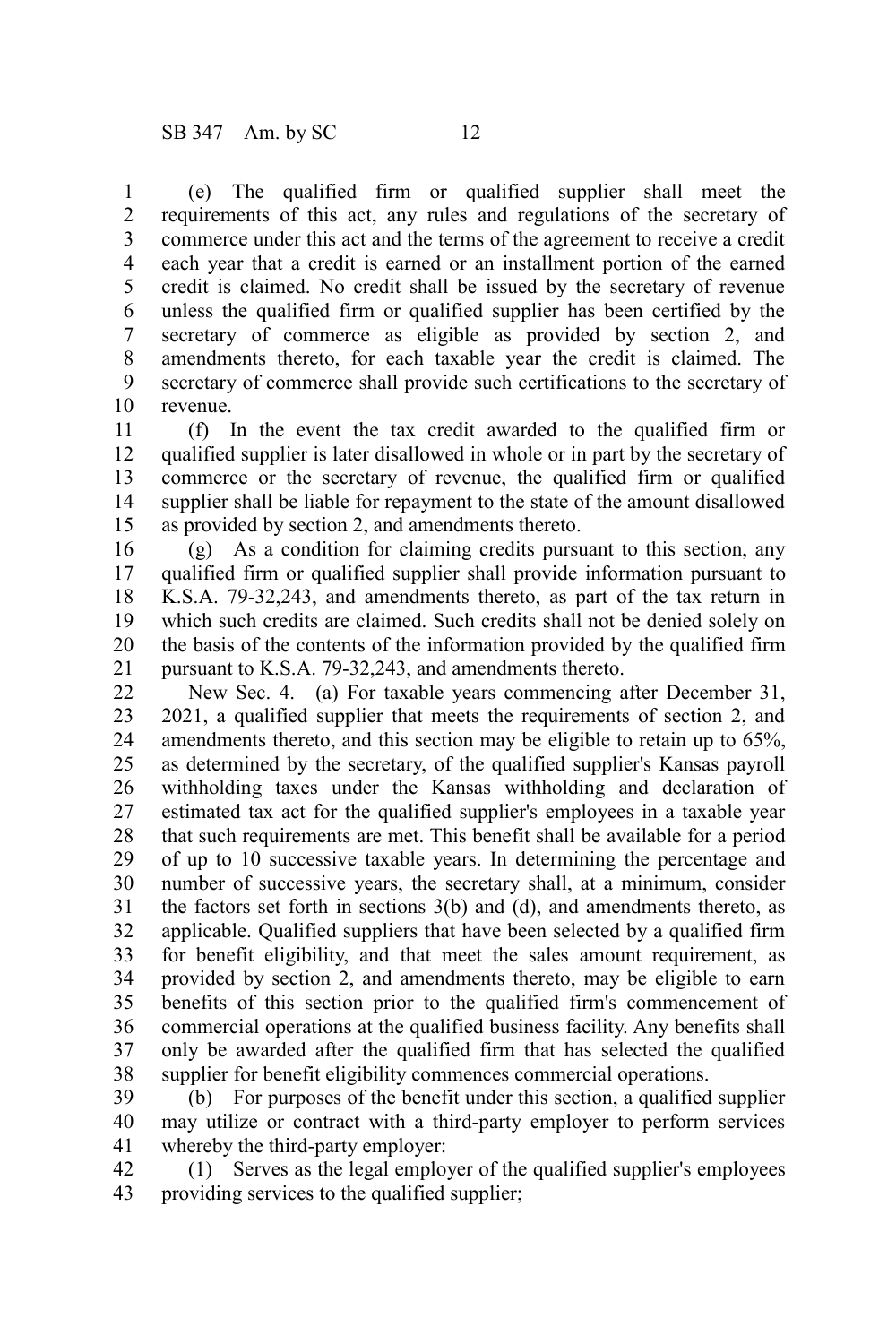(e) The qualified firm or qualified supplier shall meet the requirements of this act, any rules and regulations of the secretary of commerce under this act and the terms of the agreement to receive a credit each year that a credit is earned or an installment portion of the earned credit is claimed. No credit shall be issued by the secretary of revenue unless the qualified firm or qualified supplier has been certified by the secretary of commerce as eligible as provided by section 2, and amendments thereto, for each taxable year the credit is claimed. The secretary of commerce shall provide such certifications to the secretary of revenue.

(f) In the event the tax credit awarded to the qualified firm or qualified supplier is later disallowed in whole or in part by the secretary of commerce or the secretary of revenue, the qualified firm or qualified supplier shall be liable for repayment to the state of the amount disallowed as provided by section 2, and amendments thereto.

(g) As a condition for claiming credits pursuant to this section, any qualified firm or qualified supplier shall provide information pursuant to K.S.A. 79-32,243, and amendments thereto, as part of the tax return in which such credits are claimed. Such credits shall not be denied solely on the basis of the contents of the information provided by the qualified firm pursuant to K.S.A. 79-32,243, and amendments thereto.

New Sec. 4. (a) For taxable years commencing after December 31, 2021, a qualified supplier that meets the requirements of section 2, and amendments thereto, and this section may be eligible to retain up to 65%, as determined by the secretary, of the qualified supplier's Kansas payroll withholding taxes under the Kansas withholding and declaration of estimated tax act for the qualified supplier's employees in a taxable year that such requirements are met. This benefit shall be available for a period of up to 10 successive taxable years. In determining the percentage and number of successive years, the secretary shall, at a minimum, consider the factors set forth in sections 3(b) and (d), and amendments thereto, as applicable. Qualified suppliers that have been selected by a qualified firm for benefit eligibility, and that meet the sales amount requirement, as provided by section 2, and amendments thereto, may be eligible to earn benefits of this section prior to the qualified firm's commencement of commercial operations at the qualified business facility. Any benefits shall only be awarded after the qualified firm that has selected the qualified supplier for benefit eligibility commences commercial operations.

(b) For purposes of the benefit under this section, a qualified supplier may utilize or contract with a third-party employer to perform services whereby the third-party employer:

(1) Serves as the legal employer of the qualified supplier's employees providing services to the qualified supplier;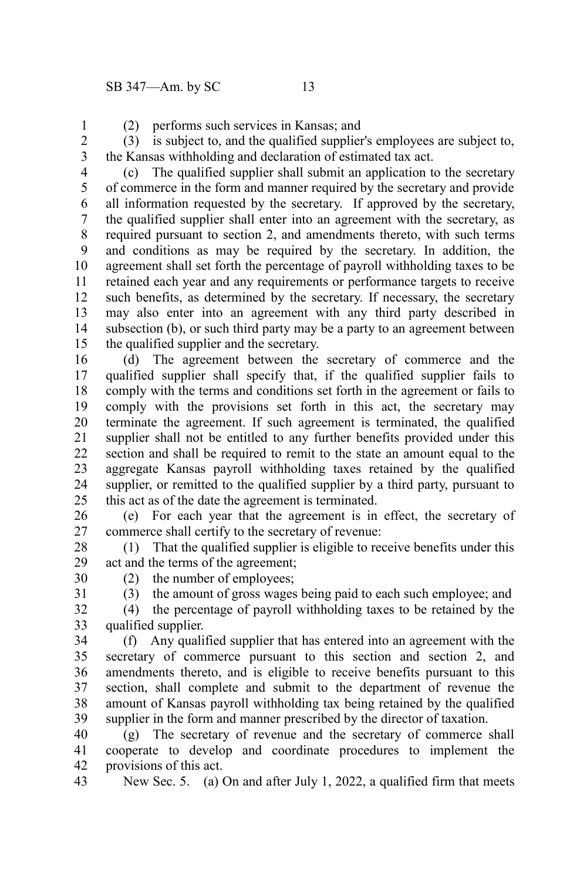(2) performs such services in Kansas; and

(3) is subject to, and the qualified supplier's employees are subject to, the Kansas withholding and declaration of estimated tax act.

(c) The qualified supplier shall submit an application to the secretary of commerce in the form and manner required by the secretary and provide all information requested by the secretary. If approved by the secretary, the qualified supplier shall enter into an agreement with the secretary, as required pursuant to section 2, and amendments thereto, with such terms and conditions as may be required by the secretary. In addition, the agreement shall set forth the percentage of payroll withholding taxes to be retained each year and any requirements or performance targets to receive such benefits, as determined by the secretary. If necessary, the secretary may also enter into an agreement with any third party described in subsection (b), or such third party may be a party to an agreement between the qualified supplier and the secretary.

(d) The agreement between the secretary of commerce and the qualified supplier shall specify that, if the qualified supplier fails to comply with the terms and conditions set forth in the agreement or fails to comply with the provisions set forth in this act, the secretary may terminate the agreement. If such agreement is terminated, the qualified supplier shall not be entitled to any further benefits provided under this section and shall be required to remit to the state an amount equal to the aggregate Kansas payroll withholding taxes retained by the qualified supplier, or remitted to the qualified supplier by a third party, pursuant to this act as of the date the agreement is terminated.

(e) For each year that the agreement is in effect, the secretary of commerce shall certify to the secretary of revenue:

(1) That the qualified supplier is eligible to receive benefits under this act and the terms of the agreement;

(2) the number of employees;

(3) the amount of gross wages being paid to each such employee; and

(4) the percentage of payroll withholding taxes to be retained by the qualified supplier.

(f) Any qualified supplier that has entered into an agreement with the secretary of commerce pursuant to this section and section 2, and amendments thereto, and is eligible to receive benefits pursuant to this section, shall complete and submit to the department of revenue the amount of Kansas payroll withholding tax being retained by the qualified supplier in the form and manner prescribed by the director of taxation.

(g) The secretary of revenue and the secretary of commerce shall cooperate to develop and coordinate procedures to implement the provisions of this act.

New Sec. 5. (a) On and after July 1, 2022, a qualified firm that meets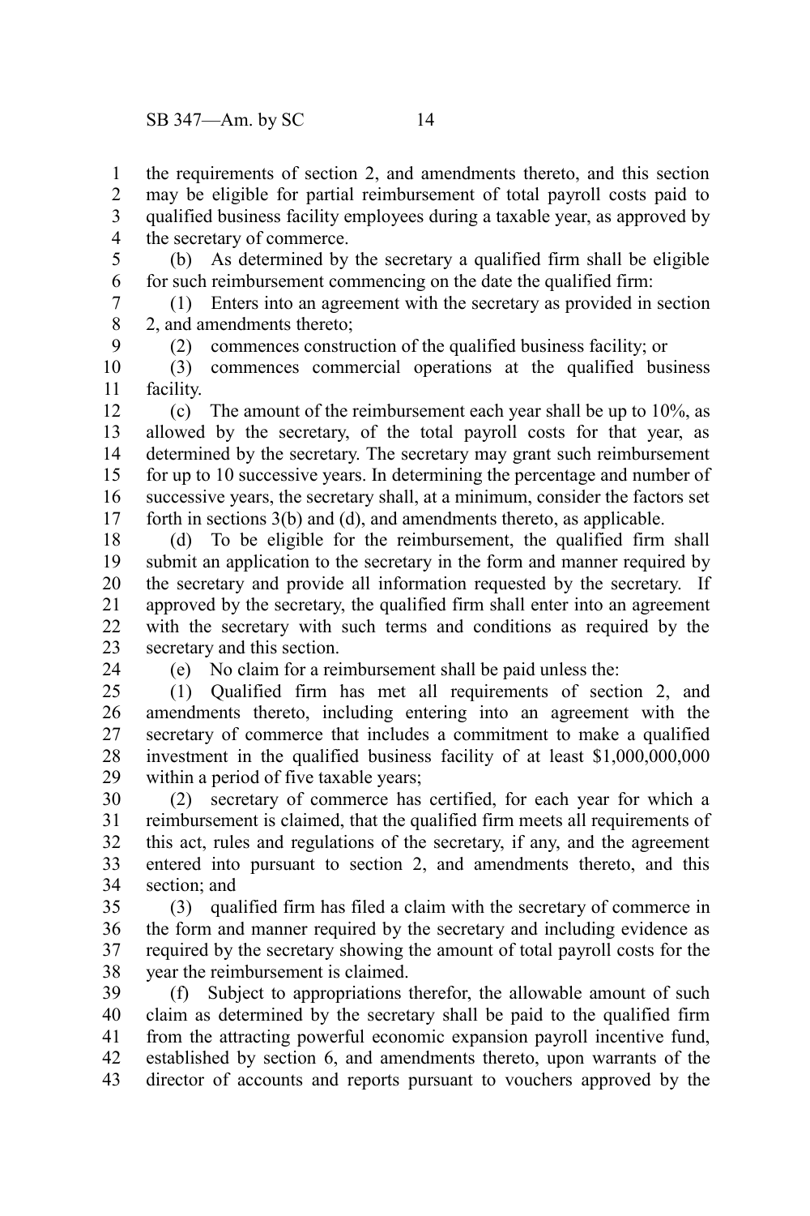the requirements of section 2, and amendments thereto, and this section may be eligible for partial reimbursement of total payroll costs paid to qualified business facility employees during a taxable year, as approved by the secretary of commerce.

(b) As determined by the secretary a qualified firm shall be eligible for such reimbursement commencing on the date the qualified firm:

(1) Enters into an agreement with the secretary as provided in section 2, and amendments thereto;

(2) commences construction of the qualified business facility; or

(3) commences commercial operations at the qualified business facility.

(c) The amount of the reimbursement each year shall be up to 10%, as allowed by the secretary, of the total payroll costs for that year, as determined by the secretary. The secretary may grant such reimbursement for up to 10 successive years. In determining the percentage and number of successive years, the secretary shall, at a minimum, consider the factors set forth in sections 3(b) and (d), and amendments thereto, as applicable.

(d) To be eligible for the reimbursement, the qualified firm shall submit an application to the secretary in the form and manner required by the secretary and provide all information requested by the secretary. If approved by the secretary, the qualified firm shall enter into an agreement with the secretary with such terms and conditions as required by the secretary and this section.

(e) No claim for a reimbursement shall be paid unless the:

(1) Qualified firm has met all requirements of section 2, and amendments thereto, including entering into an agreement with the secretary of commerce that includes a commitment to make a qualified investment in the qualified business facility of at least $1,000,000,000 within a period of five taxable years;

(2) secretary of commerce has certified, for each year for which a reimbursement is claimed, that the qualified firm meets all requirements of this act, rules and regulations of the secretary, if any, and the agreement entered into pursuant to section 2, and amendments thereto, and this section; and

(3) qualified firm has filed a claim with the secretary of commerce in the form and manner required by the secretary and including evidence as required by the secretary showing the amount of total payroll costs for the year the reimbursement is claimed.

(f) Subject to appropriations therefor, the allowable amount of such claim as determined by the secretary shall be paid to the qualified firm from the attracting powerful economic expansion payroll incentive fund, established by section 6, and amendments thereto, upon warrants of the director of accounts and reports pursuant to vouchers approved by the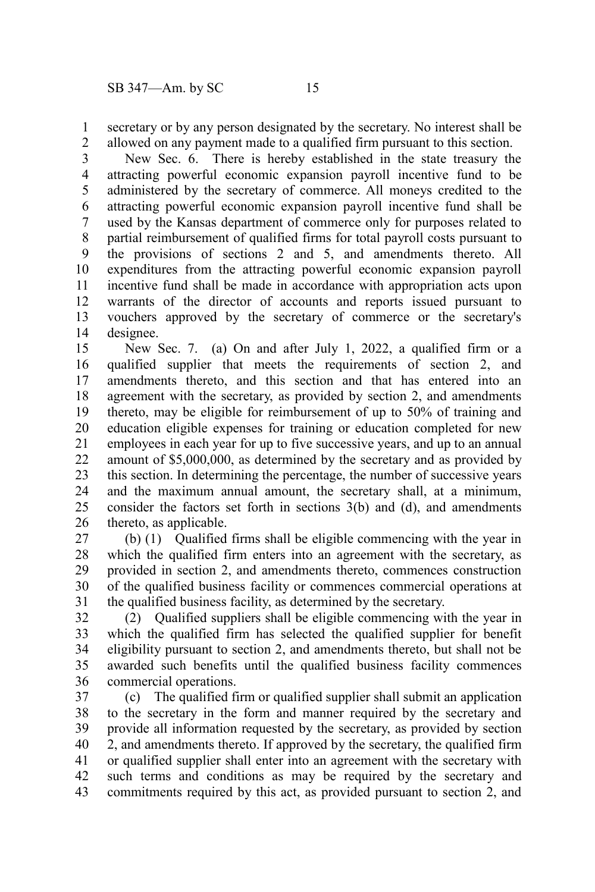secretary or by any person designated by the secretary. No interest shall be allowed on any payment made to a qualified firm pursuant to this section.

New Sec. 6. There is hereby established in the state treasury the attracting powerful economic expansion payroll incentive fund to be administered by the secretary of commerce. All moneys credited to the attracting powerful economic expansion payroll incentive fund shall be used by the Kansas department of commerce only for purposes related to partial reimbursement of qualified firms for total payroll costs pursuant to the provisions of sections 2 and 5, and amendments thereto. All expenditures from the attracting powerful economic expansion payroll incentive fund shall be made in accordance with appropriation acts upon warrants of the director of accounts and reports issued pursuant to vouchers approved by the secretary of commerce or the secretary's designee.

New Sec. 7. (a) On and after July 1, 2022, a qualified firm or a qualified supplier that meets the requirements of section 2, and amendments thereto, and this section and that has entered into an agreement with the secretary, as provided by section 2, and amendments thereto, may be eligible for reimbursement of up to 50% of training and education eligible expenses for training or education completed for new employees in each year for up to five successive years, and up to an annual amount of $5,000,000, as determined by the secretary and as provided by this section. In determining the percentage, the number of successive years and the maximum annual amount, the secretary shall, at a minimum, consider the factors set forth in sections 3(b) and (d), and amendments thereto, as applicable.

(b) (1) Qualified firms shall be eligible commencing with the year in which the qualified firm enters into an agreement with the secretary, as provided in section 2, and amendments thereto, commences construction of the qualified business facility or commences commercial operations at the qualified business facility, as determined by the secretary.

(2) Qualified suppliers shall be eligible commencing with the year in which the qualified firm has selected the qualified supplier for benefit eligibility pursuant to section 2, and amendments thereto, but shall not be awarded such benefits until the qualified business facility commences commercial operations.

(c) The qualified firm or qualified supplier shall submit an application to the secretary in the form and manner required by the secretary and provide all information requested by the secretary, as provided by section 2, and amendments thereto. If approved by the secretary, the qualified firm or qualified supplier shall enter into an agreement with the secretary with such terms and conditions as may be required by the secretary and commitments required by this act, as provided pursuant to section 2, and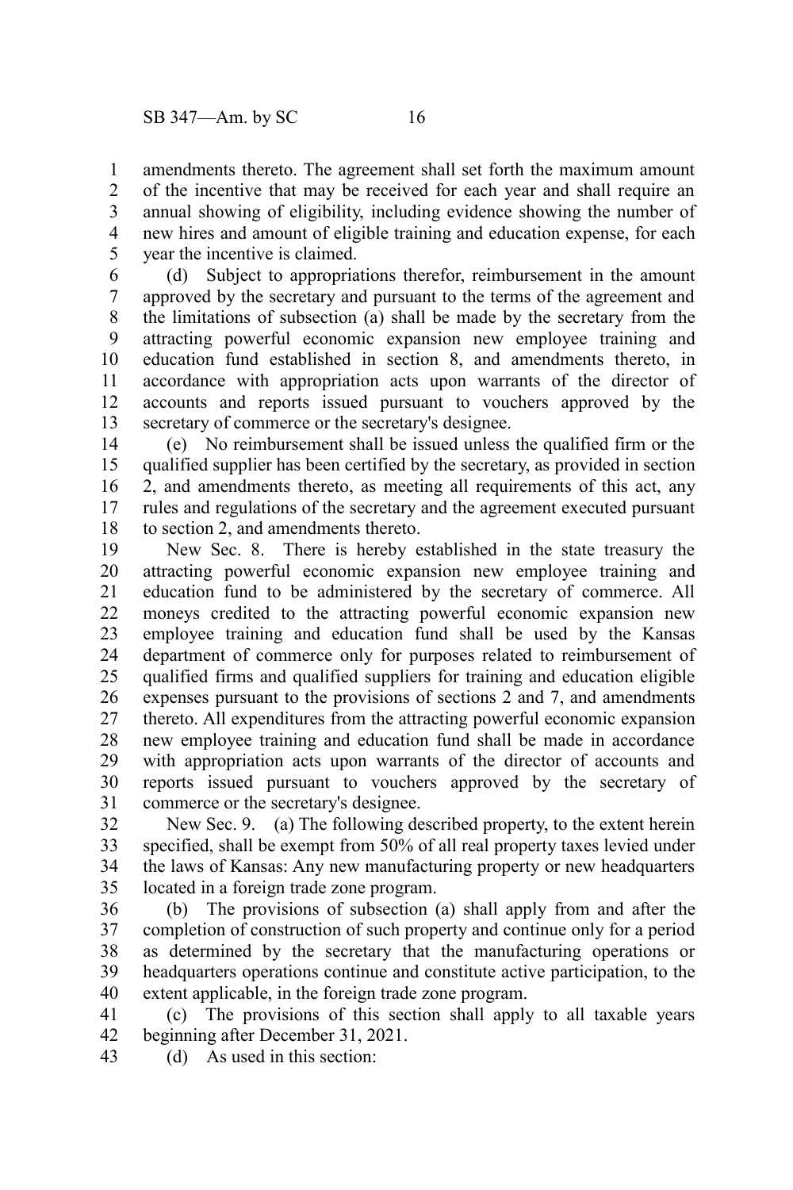amendments thereto. The agreement shall set forth the maximum amount of the incentive that may be received for each year and shall require an annual showing of eligibility, including evidence showing the number of new hires and amount of eligible training and education expense, for each year the incentive is claimed.

(d) Subject to appropriations therefor, reimbursement in the amount approved by the secretary and pursuant to the terms of the agreement and the limitations of subsection (a) shall be made by the secretary from the attracting powerful economic expansion new employee training and education fund established in section 8, and amendments thereto, in accordance with appropriation acts upon warrants of the director of accounts and reports issued pursuant to vouchers approved by the secretary of commerce or the secretary's designee.

(e) No reimbursement shall be issued unless the qualified firm or the qualified supplier has been certified by the secretary, as provided in section 2, and amendments thereto, as meeting all requirements of this act, any rules and regulations of the secretary and the agreement executed pursuant to section 2, and amendments thereto.

New Sec. 8. There is hereby established in the state treasury the attracting powerful economic expansion new employee training and education fund to be administered by the secretary of commerce. All moneys credited to the attracting powerful economic expansion new employee training and education fund shall be used by the Kansas department of commerce only for purposes related to reimbursement of qualified firms and qualified suppliers for training and education eligible expenses pursuant to the provisions of sections 2 and 7, and amendments thereto. All expenditures from the attracting powerful economic expansion new employee training and education fund shall be made in accordance with appropriation acts upon warrants of the director of accounts and reports issued pursuant to vouchers approved by the secretary of commerce or the secretary's designee.

New Sec. 9. (a) The following described property, to the extent herein specified, shall be exempt from 50% of all real property taxes levied under the laws of Kansas: Any new manufacturing property or new headquarters located in a foreign trade zone program.

(b) The provisions of subsection (a) shall apply from and after the completion of construction of such property and continue only for a period as determined by the secretary that the manufacturing operations or headquarters operations continue and constitute active participation, to the extent applicable, in the foreign trade zone program.

(c) The provisions of this section shall apply to all taxable years beginning after December 31, 2021.

(d) As used in this section: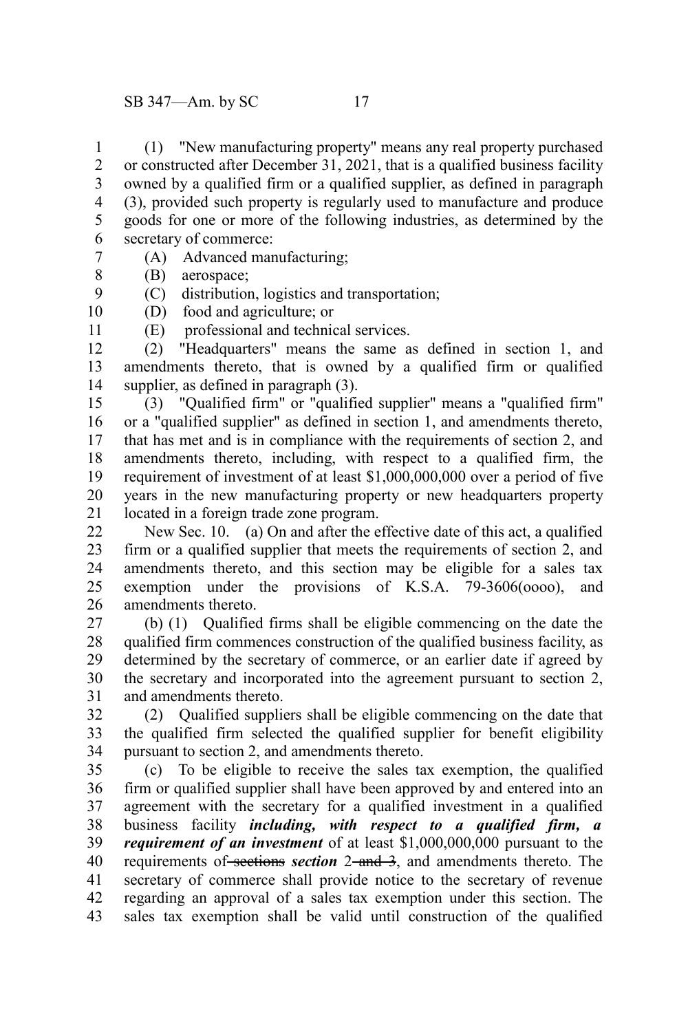(1) "New manufacturing property" means any real property purchased or constructed after December 31, 2021, that is a qualified business facility owned by a qualified firm or a qualified supplier, as defined in paragraph (3), provided such property is regularly used to manufacture and produce goods for one or more of the following industries, as determined by the secretary of commerce:

(A) Advanced manufacturing;

(B) aerospace;

(C) distribution, logistics and transportation;

(D) food and agriculture; or

(E) professional and technical services.

(2) "Headquarters" means the same as defined in section 1, and amendments thereto, that is owned by a qualified firm or qualified supplier, as defined in paragraph (3).

(3) "Qualified firm" or "qualified supplier" means a "qualified firm" or a "qualified supplier" as defined in section 1, and amendments thereto, that has met and is in compliance with the requirements of section 2, and amendments thereto, including, with respect to a qualified firm, the requirement of investment of at least $1,000,000,000 over a period of five years in the new manufacturing property or new headquarters property located in a foreign trade zone program.

New Sec. 10. (a) On and after the effective date of this act, a qualified firm or a qualified supplier that meets the requirements of section 2, and amendments thereto, and this section may be eligible for a sales tax exemption under the provisions of K.S.A. 79-3606(oooo), and amendments thereto.

(b) (1) Qualified firms shall be eligible commencing on the date the qualified firm commences construction of the qualified business facility, as determined by the secretary of commerce, or an earlier date if agreed by the secretary and incorporated into the agreement pursuant to section 2, and amendments thereto.

(2) Qualified suppliers shall be eligible commencing on the date that the qualified firm selected the qualified supplier for benefit eligibility pursuant to section 2, and amendments thereto.

(c) To be eligible to receive the sales tax exemption, the qualified firm or qualified supplier shall have been approved by and entered into an agreement with the secretary for a qualified investment in a qualified business facility ***including, with respect to a qualified firm, a requirement of an investment*** of at least $1,000,000,000 pursuant to the requirements of ~~sections~~ ***section*** 2 ~~and 3~~, and amendments thereto. The secretary of commerce shall provide notice to the secretary of revenue regarding an approval of a sales tax exemption under this section. The sales tax exemption shall be valid until construction of the qualified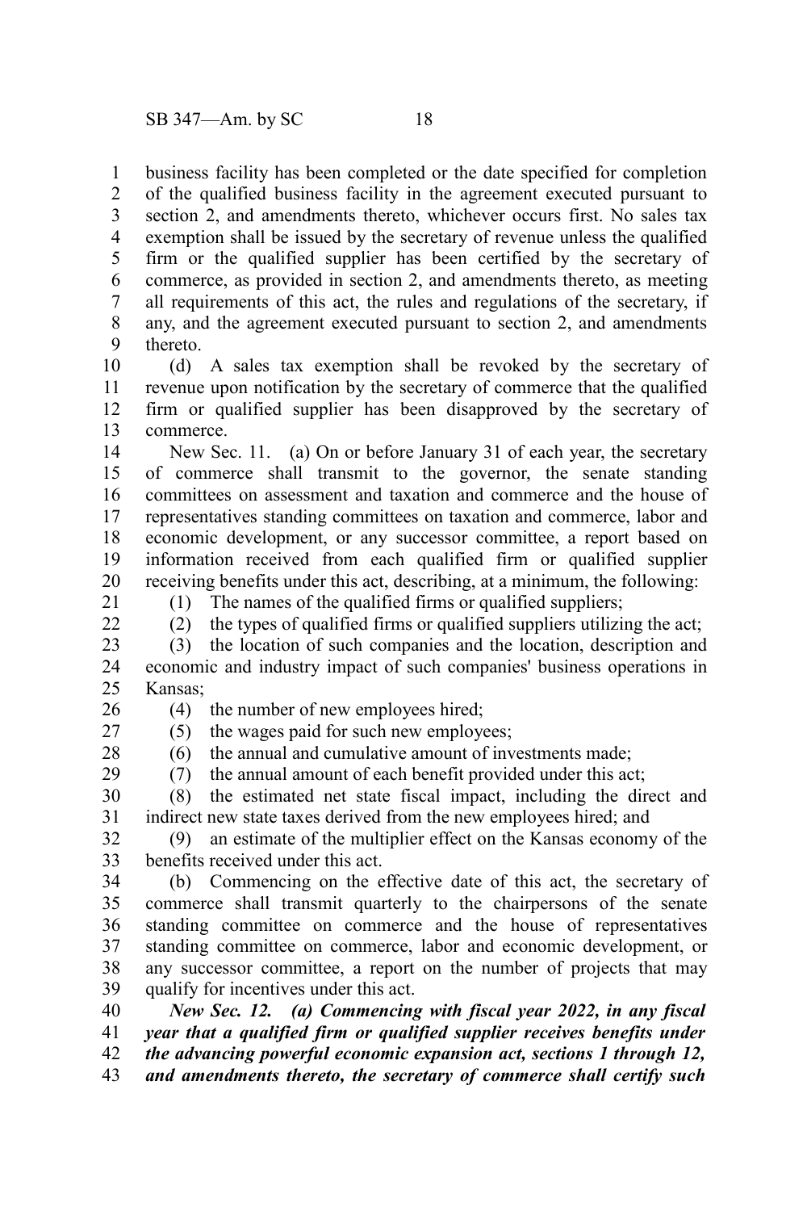business facility has been completed or the date specified for completion of the qualified business facility in the agreement executed pursuant to section 2, and amendments thereto, whichever occurs first. No sales tax exemption shall be issued by the secretary of revenue unless the qualified firm or the qualified supplier has been certified by the secretary of commerce, as provided in section 2, and amendments thereto, as meeting all requirements of this act, the rules and regulations of the secretary, if any, and the agreement executed pursuant to section 2, and amendments thereto.

(d) A sales tax exemption shall be revoked by the secretary of revenue upon notification by the secretary of commerce that the qualified firm or qualified supplier has been disapproved by the secretary of commerce.

New Sec. 11. (a) On or before January 31 of each year, the secretary of commerce shall transmit to the governor, the senate standing committees on assessment and taxation and commerce and the house of representatives standing committees on taxation and commerce, labor and economic development, or any successor committee, a report based on information received from each qualified firm or qualified supplier receiving benefits under this act, describing, at a minimum, the following:

(1) The names of the qualified firms or qualified suppliers;

(2) the types of qualified firms or qualified suppliers utilizing the act;

(3) the location of such companies and the location, description and economic and industry impact of such companies' business operations in Kansas;

(4) the number of new employees hired;

(5) the wages paid for such new employees;

(6) the annual and cumulative amount of investments made;

(7) the annual amount of each benefit provided under this act;

(8) the estimated net state fiscal impact, including the direct and indirect new state taxes derived from the new employees hired; and

(9) an estimate of the multiplier effect on the Kansas economy of the benefits received under this act.

(b) Commencing on the effective date of this act, the secretary of commerce shall transmit quarterly to the chairpersons of the senate standing committee on commerce and the house of representatives standing committee on commerce, labor and economic development, or any successor committee, a report on the number of projects that may qualify for incentives under this act.

***New Sec. 12. (a) Commencing with fiscal year 2022, in any fiscal year that a qualified firm or qualified supplier receives benefits under the advancing powerful economic expansion act, sections 1 through 12, and amendments thereto, the secretary of commerce shall certify such***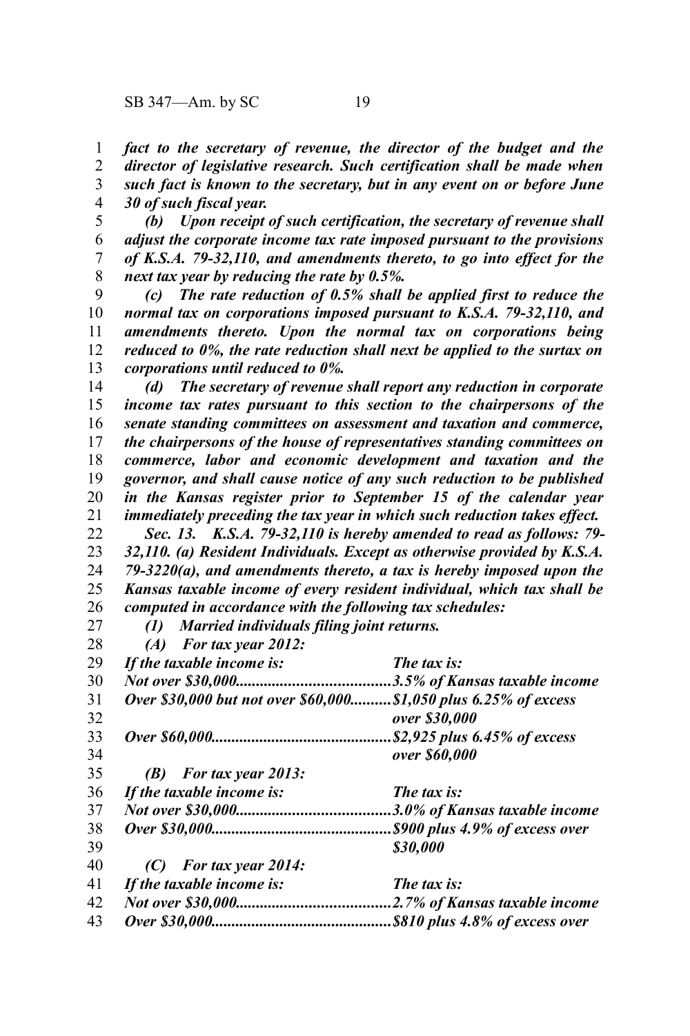*fact to the secretary of revenue, the director of the budget and the director of legislative research. Such certification shall be made when such fact is known to the secretary, but in any event on or before June 30 of such fiscal year.*

*(b) Upon receipt of such certification, the secretary of revenue shall adjust the corporate income tax rate imposed pursuant to the provisions of K.S.A. 79-32,110, and amendments thereto, to go into effect for the next tax year by reducing the rate by 0.5%.*

*(c) The rate reduction of 0.5% shall be applied first to reduce the normal tax on corporations imposed pursuant to K.S.A. 79-32,110, and amendments thereto. Upon the normal tax on corporations being reduced to 0%, the rate reduction shall next be applied to the surtax on corporations until reduced to 0%.*

*(d) The secretary of revenue shall report any reduction in corporate income tax rates pursuant to this section to the chairpersons of the senate standing committees on assessment and taxation and commerce, the chairpersons of the house of representatives standing committees on commerce, labor and economic development and taxation and the governor, and shall cause notice of any such reduction to be published in the Kansas register prior to September 15 of the calendar year immediately preceding the tax year in which such reduction takes effect.*

*Sec. 13. K.S.A. 79-32,110 is hereby amended to read as follows: 79-32,110. (a) Resident Individuals. Except as otherwise provided by K.S.A. 79-3220(a), and amendments thereto, a tax is hereby imposed upon the Kansas taxable income of every resident individual, which tax shall be computed in accordance with the following tax schedules:*

*(1) Married individuals filing joint returns.*

*(A) For tax year 2012:*

| *If the taxable income is:* | *The tax is:* |
|---|---|
| *Not over $30,000* | *3.5% of Kansas taxable income* |
| *Over $30,000 but not over $60,000* | *$1,050 plus 6.25% of excess over $30,000* |
| *Over $60,000* | *$2,925 plus 6.45% of excess over $60,000* |

*(B) For tax year 2013:*

| *If the taxable income is:* | *The tax is:* |
|---|---|
| *Not over $30,000* | *3.0% of Kansas taxable income* |
| *Over $30,000* | *$900 plus 4.9% of excess over $30,000* |

*(C) For tax year 2014:*

| *If the taxable income is:* | *The tax is:* |
|---|---|
| *Not over $30,000* | *2.7% of Kansas taxable income* |
| *Over $30,000* | *$810 plus 4.8% of excess over* |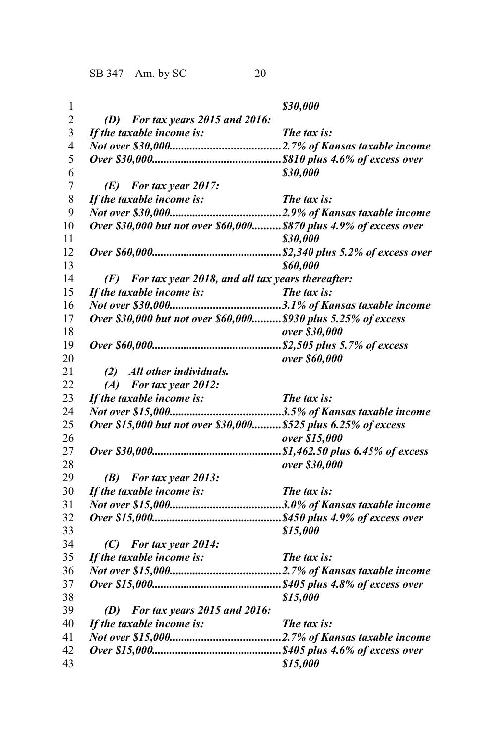*$30,000*

*(D) For tax years 2015 and 2016:*

| *If the taxable income is:* | *The tax is:* |
|---|---|
| *Not over $30,000* | *2.7% of Kansas taxable income* |
| *Over $30,000* | *$810 plus 4.6% of excess over $30,000* |

*(E) For tax year 2017:*

| *If the taxable income is:* | *The tax is:* |
|---|---|
| *Not over $30,000* | *2.9% of Kansas taxable income* |
| *Over $30,000 but not over $60,000* | *$870 plus 4.9% of excess over $30,000* |
| *Over $60,000* | *$2,340 plus 5.2% of excess over $60,000* |

*(F) For tax year 2018, and all tax years thereafter:*

| *If the taxable income is:* | *The tax is:* |
|---|---|
| *Not over $30,000* | *3.1% of Kansas taxable income* |
| *Over $30,000 but not over $60,000* | *$930 plus 5.25% of excess over $30,000* |
| *Over $60,000* | *$2,505 plus 5.7% of excess over $60,000* |

*(2) All other individuals.*

*(A) For tax year 2012:*

| *If the taxable income is:* | *The tax is:* |
|---|---|
| *Not over $15,000* | *3.5% of Kansas taxable income* |
| *Over $15,000 but not over $30,000* | *$525 plus 6.25% of excess over $15,000* |
| *Over $30,000* | *$1,462.50 plus 6.45% of excess over $30,000* |

*(B) For tax year 2013:*

| *If the taxable income is:* | *The tax is:* |
|---|---|
| *Not over $15,000* | *3.0% of Kansas taxable income* |
| *Over $15,000* | *$450 plus 4.9% of excess over $15,000* |

*(C) For tax year 2014:*

| *If the taxable income is:* | *The tax is:* |
|---|---|
| *Not over $15,000* | *2.7% of Kansas taxable income* |
| *Over $15,000* | *$405 plus 4.8% of excess over $15,000* |

*(D) For tax years 2015 and 2016:*

| *If the taxable income is:* | *The tax is:* |
|---|---|
| *Not over $15,000* | *2.7% of Kansas taxable income* |
| *Over $15,000* | *$405 plus 4.6% of excess over $15,000* |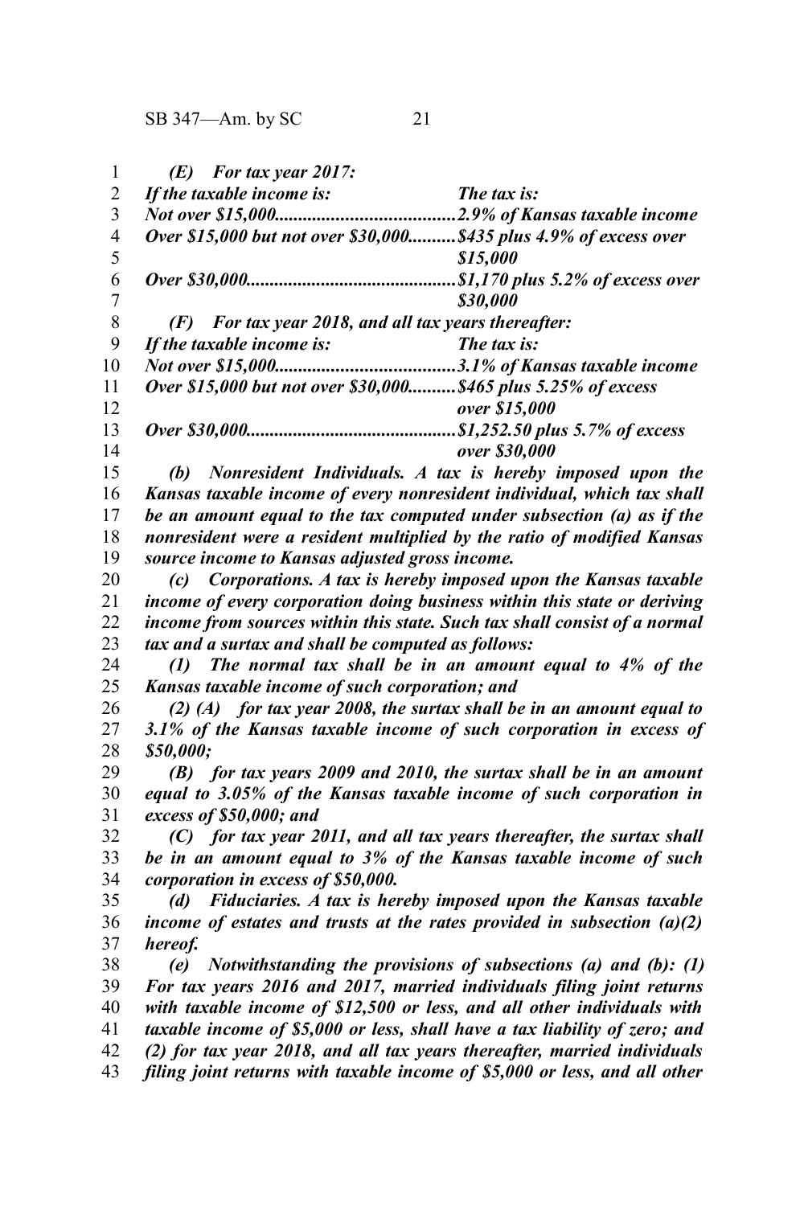*(E) For tax year 2017:*

| *If the taxable income is:* | *The tax is:* |
| --- | --- |
| *Not over $15,000* | *2.9% of Kansas taxable income* |
| *Over $15,000 but not over $30,000* | *$435 plus 4.9% of excess over $15,000* |
| *Over $30,000* | *$1,170 plus 5.2% of excess over $30,000* |

*(F) For tax year 2018, and all tax years thereafter:*

| *If the taxable income is:* | *The tax is:* |
| --- | --- |
| *Not over $15,000* | *3.1% of Kansas taxable income* |
| *Over $15,000 but not over $30,000* | *$465 plus 5.25% of excess over $15,000* |
| *Over $30,000* | *$1,252.50 plus 5.7% of excess over $30,000* |

*(b) Nonresident Individuals. A tax is hereby imposed upon the Kansas taxable income of every nonresident individual, which tax shall be an amount equal to the tax computed under subsection (a) as if the nonresident were a resident multiplied by the ratio of modified Kansas source income to Kansas adjusted gross income.*

*(c) Corporations. A tax is hereby imposed upon the Kansas taxable income of every corporation doing business within this state or deriving income from sources within this state. Such tax shall consist of a normal tax and a surtax and shall be computed as follows:*

*(1) The normal tax shall be in an amount equal to 4% of the Kansas taxable income of such corporation; and*

*(2) (A) for tax year 2008, the surtax shall be in an amount equal to 3.1% of the Kansas taxable income of such corporation in excess of $50,000;*

*(B) for tax years 2009 and 2010, the surtax shall be in an amount equal to 3.05% of the Kansas taxable income of such corporation in excess of $50,000; and*

*(C) for tax year 2011, and all tax years thereafter, the surtax shall be in an amount equal to 3% of the Kansas taxable income of such corporation in excess of $50,000.*

*(d) Fiduciaries. A tax is hereby imposed upon the Kansas taxable income of estates and trusts at the rates provided in subsection (a)(2) hereof.*

*(e) Notwithstanding the provisions of subsections (a) and (b): (1) For tax years 2016 and 2017, married individuals filing joint returns with taxable income of $12,500 or less, and all other individuals with taxable income of $5,000 or less, shall have a tax liability of zero; and (2) for tax year 2018, and all tax years thereafter, married individuals filing joint returns with taxable income of $5,000 or less, and all other*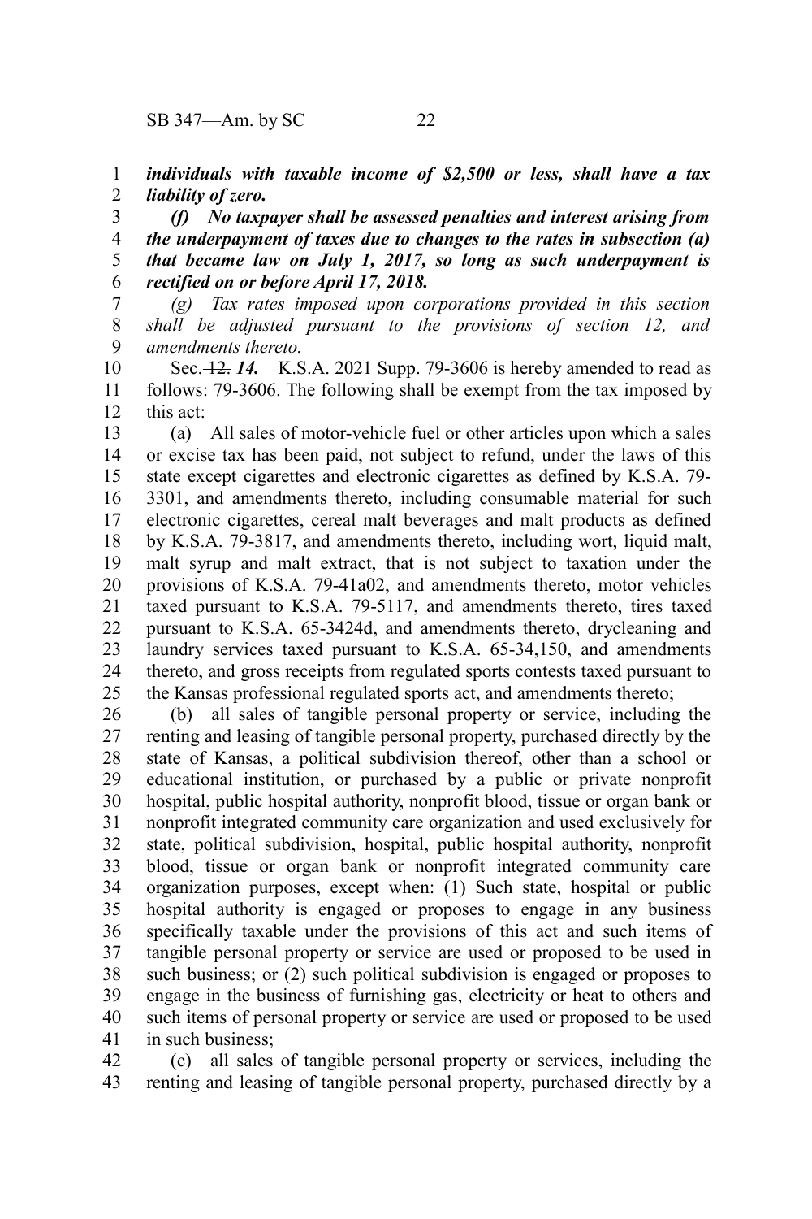***individuals with taxable income of $2,500 or less, shall have a tax liability of zero.***

***(f) No taxpayer shall be assessed penalties and interest arising from the underpayment of taxes due to changes to the rates in subsection (a) that became law on July 1, 2017, so long as such underpayment is rectified on or before April 17, 2018.***

*(g) Tax rates imposed upon corporations provided in this section shall be adjusted pursuant to the provisions of section 12, and amendments thereto.*

Sec. ~~12.~~ ***14.*** K.S.A. 2021 Supp. 79-3606 is hereby amended to read as follows: 79-3606. The following shall be exempt from the tax imposed by this act:

(a) All sales of motor-vehicle fuel or other articles upon which a sales or excise tax has been paid, not subject to refund, under the laws of this state except cigarettes and electronic cigarettes as defined by K.S.A. 79-3301, and amendments thereto, including consumable material for such electronic cigarettes, cereal malt beverages and malt products as defined by K.S.A. 79-3817, and amendments thereto, including wort, liquid malt, malt syrup and malt extract, that is not subject to taxation under the provisions of K.S.A. 79-41a02, and amendments thereto, motor vehicles taxed pursuant to K.S.A. 79-5117, and amendments thereto, tires taxed pursuant to K.S.A. 65-3424d, and amendments thereto, drycleaning and laundry services taxed pursuant to K.S.A. 65-34,150, and amendments thereto, and gross receipts from regulated sports contests taxed pursuant to the Kansas professional regulated sports act, and amendments thereto;

(b) all sales of tangible personal property or service, including the renting and leasing of tangible personal property, purchased directly by the state of Kansas, a political subdivision thereof, other than a school or educational institution, or purchased by a public or private nonprofit hospital, public hospital authority, nonprofit blood, tissue or organ bank or nonprofit integrated community care organization and used exclusively for state, political subdivision, hospital, public hospital authority, nonprofit blood, tissue or organ bank or nonprofit integrated community care organization purposes, except when: (1) Such state, hospital or public hospital authority is engaged or proposes to engage in any business specifically taxable under the provisions of this act and such items of tangible personal property or service are used or proposed to be used in such business; or (2) such political subdivision is engaged or proposes to engage in the business of furnishing gas, electricity or heat to others and such items of personal property or service are used or proposed to be used in such business;

(c) all sales of tangible personal property or services, including the renting and leasing of tangible personal property, purchased directly by a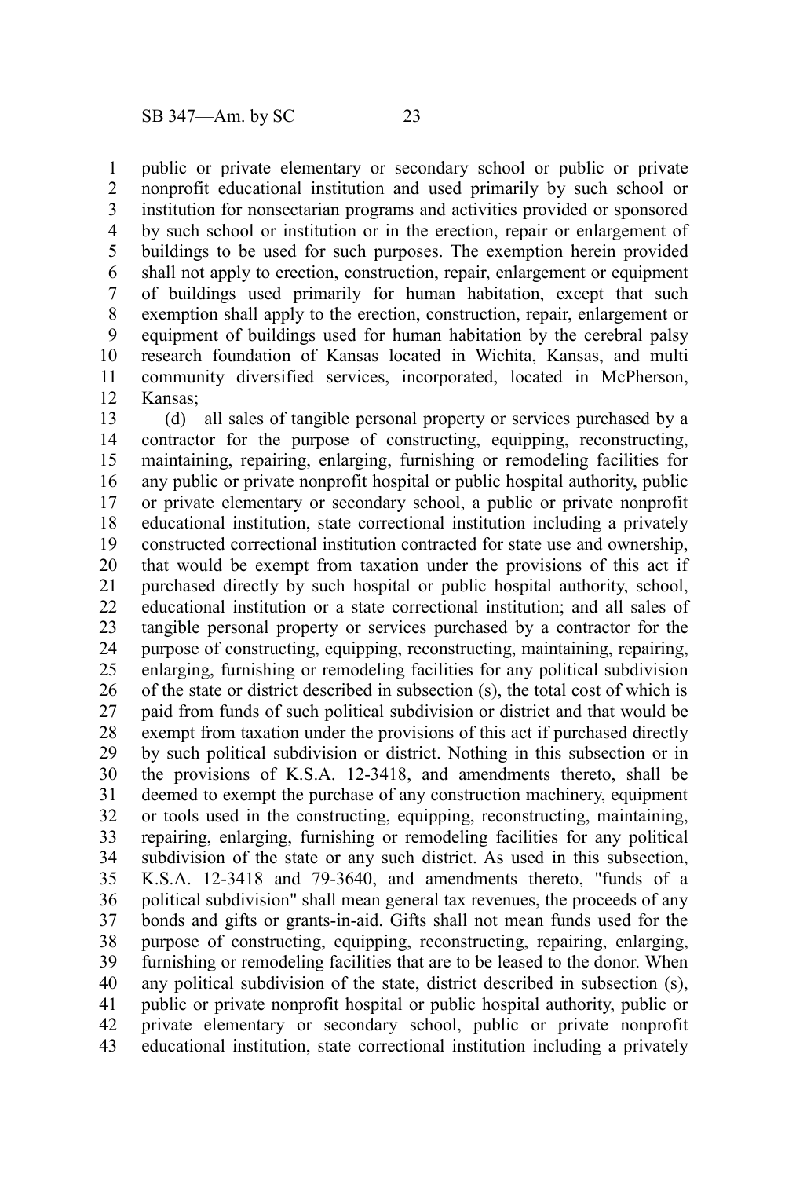public or private elementary or secondary school or public or private nonprofit educational institution and used primarily by such school or institution for nonsectarian programs and activities provided or sponsored by such school or institution or in the erection, repair or enlargement of buildings to be used for such purposes. The exemption herein provided shall not apply to erection, construction, repair, enlargement or equipment of buildings used primarily for human habitation, except that such exemption shall apply to the erection, construction, repair, enlargement or equipment of buildings used for human habitation by the cerebral palsy research foundation of Kansas located in Wichita, Kansas, and multi community diversified services, incorporated, located in McPherson, Kansas;

(d) all sales of tangible personal property or services purchased by a contractor for the purpose of constructing, equipping, reconstructing, maintaining, repairing, enlarging, furnishing or remodeling facilities for any public or private nonprofit hospital or public hospital authority, public or private elementary or secondary school, a public or private nonprofit educational institution, state correctional institution including a privately constructed correctional institution contracted for state use and ownership, that would be exempt from taxation under the provisions of this act if purchased directly by such hospital or public hospital authority, school, educational institution or a state correctional institution; and all sales of tangible personal property or services purchased by a contractor for the purpose of constructing, equipping, reconstructing, maintaining, repairing, enlarging, furnishing or remodeling facilities for any political subdivision of the state or district described in subsection (s), the total cost of which is paid from funds of such political subdivision or district and that would be exempt from taxation under the provisions of this act if purchased directly by such political subdivision or district. Nothing in this subsection or in the provisions of K.S.A. 12-3418, and amendments thereto, shall be deemed to exempt the purchase of any construction machinery, equipment or tools used in the constructing, equipping, reconstructing, maintaining, repairing, enlarging, furnishing or remodeling facilities for any political subdivision of the state or any such district. As used in this subsection, K.S.A. 12-3418 and 79-3640, and amendments thereto, "funds of a political subdivision" shall mean general tax revenues, the proceeds of any bonds and gifts or grants-in-aid. Gifts shall not mean funds used for the purpose of constructing, equipping, reconstructing, repairing, enlarging, furnishing or remodeling facilities that are to be leased to the donor. When any political subdivision of the state, district described in subsection (s), public or private nonprofit hospital or public hospital authority, public or private elementary or secondary school, public or private nonprofit educational institution, state correctional institution including a privately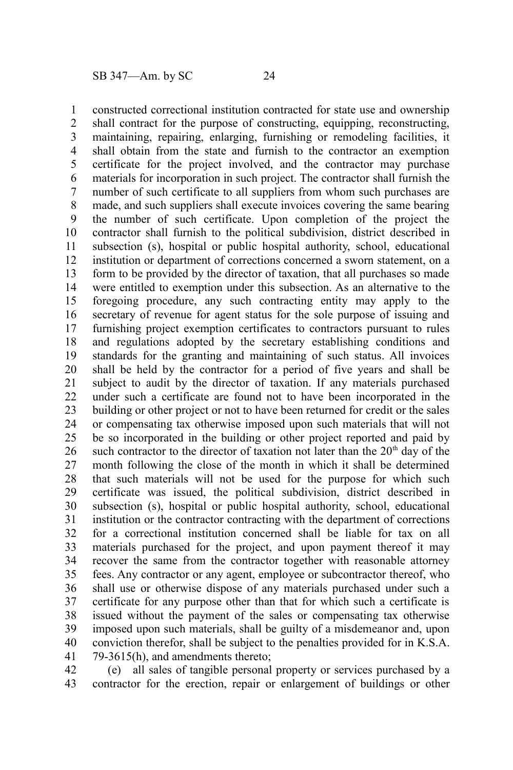constructed correctional institution contracted for state use and ownership shall contract for the purpose of constructing, equipping, reconstructing, maintaining, repairing, enlarging, furnishing or remodeling facilities, it shall obtain from the state and furnish to the contractor an exemption certificate for the project involved, and the contractor may purchase materials for incorporation in such project. The contractor shall furnish the number of such certificate to all suppliers from whom such purchases are made, and such suppliers shall execute invoices covering the same bearing the number of such certificate. Upon completion of the project the contractor shall furnish to the political subdivision, district described in subsection (s), hospital or public hospital authority, school, educational institution or department of corrections concerned a sworn statement, on a form to be provided by the director of taxation, that all purchases so made were entitled to exemption under this subsection. As an alternative to the foregoing procedure, any such contracting entity may apply to the secretary of revenue for agent status for the sole purpose of issuing and furnishing project exemption certificates to contractors pursuant to rules and regulations adopted by the secretary establishing conditions and standards for the granting and maintaining of such status. All invoices shall be held by the contractor for a period of five years and shall be subject to audit by the director of taxation. If any materials purchased under such a certificate are found not to have been incorporated in the building or other project or not to have been returned for credit or the sales or compensating tax otherwise imposed upon such materials that will not be so incorporated in the building or other project reported and paid by such contractor to the director of taxation not later than the 20th day of the month following the close of the month in which it shall be determined that such materials will not be used for the purpose for which such certificate was issued, the political subdivision, district described in subsection (s), hospital or public hospital authority, school, educational institution or the contractor contracting with the department of corrections for a correctional institution concerned shall be liable for tax on all materials purchased for the project, and upon payment thereof it may recover the same from the contractor together with reasonable attorney fees. Any contractor or any agent, employee or subcontractor thereof, who shall use or otherwise dispose of any materials purchased under such a certificate for any purpose other than that for which such a certificate is issued without the payment of the sales or compensating tax otherwise imposed upon such materials, shall be guilty of a misdemeanor and, upon conviction therefor, shall be subject to the penalties provided for in K.S.A. 79-3615(h), and amendments thereto;

(e) all sales of tangible personal property or services purchased by a contractor for the erection, repair or enlargement of buildings or other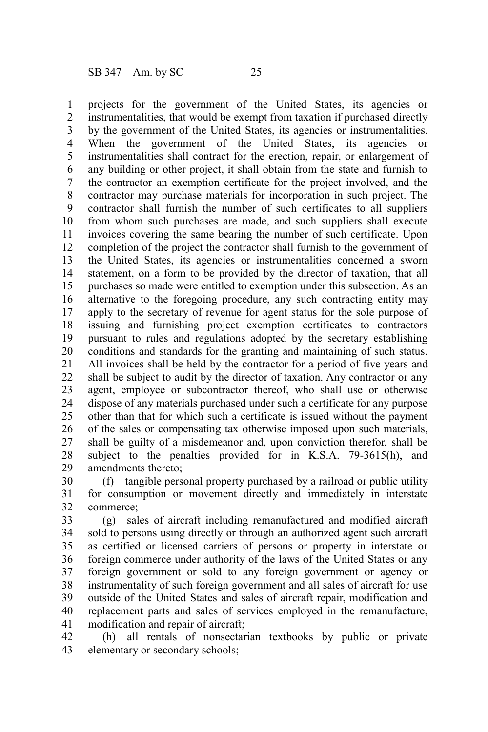projects for the government of the United States, its agencies or instrumentalities, that would be exempt from taxation if purchased directly by the government of the United States, its agencies or instrumentalities. When the government of the United States, its agencies or instrumentalities shall contract for the erection, repair, or enlargement of any building or other project, it shall obtain from the state and furnish to the contractor an exemption certificate for the project involved, and the contractor may purchase materials for incorporation in such project. The contractor shall furnish the number of such certificates to all suppliers from whom such purchases are made, and such suppliers shall execute invoices covering the same bearing the number of such certificate. Upon completion of the project the contractor shall furnish to the government of the United States, its agencies or instrumentalities concerned a sworn statement, on a form to be provided by the director of taxation, that all purchases so made were entitled to exemption under this subsection. As an alternative to the foregoing procedure, any such contracting entity may apply to the secretary of revenue for agent status for the sole purpose of issuing and furnishing project exemption certificates to contractors pursuant to rules and regulations adopted by the secretary establishing conditions and standards for the granting and maintaining of such status. All invoices shall be held by the contractor for a period of five years and shall be subject to audit by the director of taxation. Any contractor or any agent, employee or subcontractor thereof, who shall use or otherwise dispose of any materials purchased under such a certificate for any purpose other than that for which such a certificate is issued without the payment of the sales or compensating tax otherwise imposed upon such materials, shall be guilty of a misdemeanor and, upon conviction therefor, shall be subject to the penalties provided for in K.S.A. 79-3615(h), and amendments thereto;

(f) tangible personal property purchased by a railroad or public utility for consumption or movement directly and immediately in interstate commerce;

(g) sales of aircraft including remanufactured and modified aircraft sold to persons using directly or through an authorized agent such aircraft as certified or licensed carriers of persons or property in interstate or foreign commerce under authority of the laws of the United States or any foreign government or sold to any foreign government or agency or instrumentality of such foreign government and all sales of aircraft for use outside of the United States and sales of aircraft repair, modification and replacement parts and sales of services employed in the remanufacture, modification and repair of aircraft;

(h) all rentals of nonsectarian textbooks by public or private elementary or secondary schools;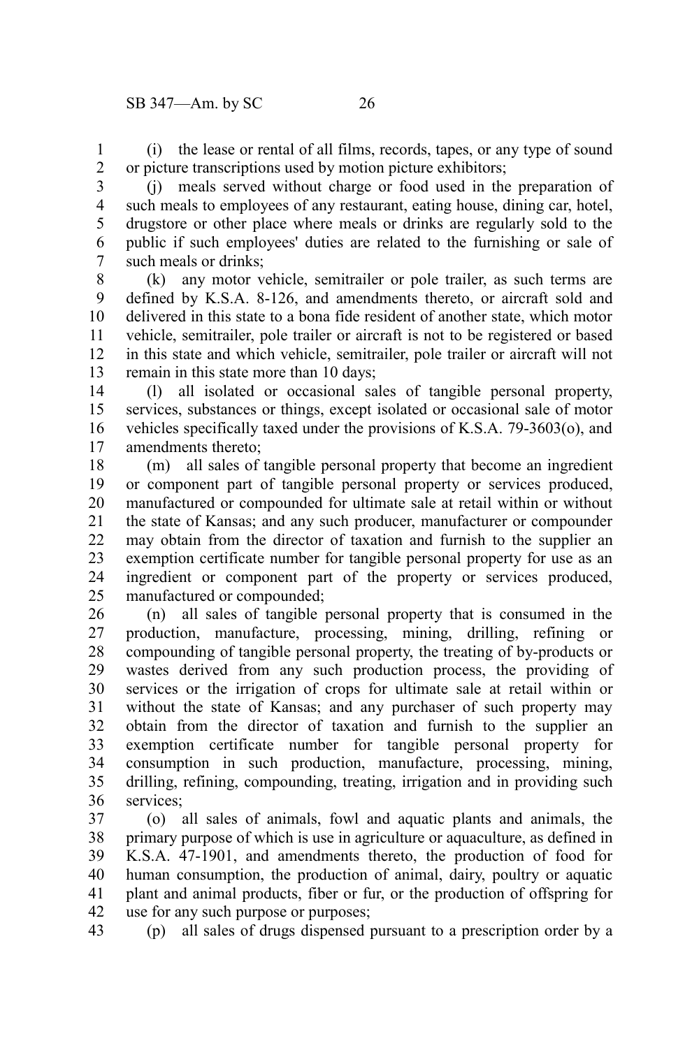(i) the lease or rental of all films, records, tapes, or any type of sound or picture transcriptions used by motion picture exhibitors;

(j) meals served without charge or food used in the preparation of such meals to employees of any restaurant, eating house, dining car, hotel, drugstore or other place where meals or drinks are regularly sold to the public if such employees' duties are related to the furnishing or sale of such meals or drinks;

(k) any motor vehicle, semitrailer or pole trailer, as such terms are defined by K.S.A. 8-126, and amendments thereto, or aircraft sold and delivered in this state to a bona fide resident of another state, which motor vehicle, semitrailer, pole trailer or aircraft is not to be registered or based in this state and which vehicle, semitrailer, pole trailer or aircraft will not remain in this state more than 10 days;

(l) all isolated or occasional sales of tangible personal property, services, substances or things, except isolated or occasional sale of motor vehicles specifically taxed under the provisions of K.S.A. 79-3603(o), and amendments thereto;

(m) all sales of tangible personal property that become an ingredient or component part of tangible personal property or services produced, manufactured or compounded for ultimate sale at retail within or without the state of Kansas; and any such producer, manufacturer or compounder may obtain from the director of taxation and furnish to the supplier an exemption certificate number for tangible personal property for use as an ingredient or component part of the property or services produced, manufactured or compounded;

(n) all sales of tangible personal property that is consumed in the production, manufacture, processing, mining, drilling, refining or compounding of tangible personal property, the treating of by-products or wastes derived from any such production process, the providing of services or the irrigation of crops for ultimate sale at retail within or without the state of Kansas; and any purchaser of such property may obtain from the director of taxation and furnish to the supplier an exemption certificate number for tangible personal property for consumption in such production, manufacture, processing, mining, drilling, refining, compounding, treating, irrigation and in providing such services;

(o) all sales of animals, fowl and aquatic plants and animals, the primary purpose of which is use in agriculture or aquaculture, as defined in K.S.A. 47-1901, and amendments thereto, the production of food for human consumption, the production of animal, dairy, poultry or aquatic plant and animal products, fiber or fur, or the production of offspring for use for any such purpose or purposes;

(p) all sales of drugs dispensed pursuant to a prescription order by a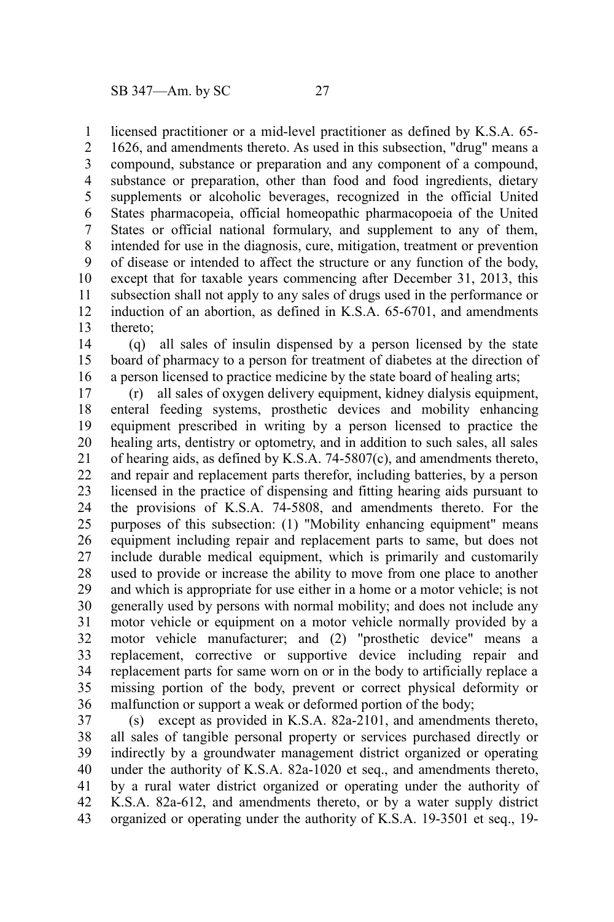licensed practitioner or a mid-level practitioner as defined by K.S.A. 65-1626, and amendments thereto. As used in this subsection, "drug" means a compound, substance or preparation and any component of a compound, substance or preparation, other than food and food ingredients, dietary supplements or alcoholic beverages, recognized in the official United States pharmacopeia, official homeopathic pharmacopoeia of the United States or official national formulary, and supplement to any of them, intended for use in the diagnosis, cure, mitigation, treatment or prevention of disease or intended to affect the structure or any function of the body, except that for taxable years commencing after December 31, 2013, this subsection shall not apply to any sales of drugs used in the performance or induction of an abortion, as defined in K.S.A. 65-6701, and amendments thereto;

(q) all sales of insulin dispensed by a person licensed by the state board of pharmacy to a person for treatment of diabetes at the direction of a person licensed to practice medicine by the state board of healing arts;

(r) all sales of oxygen delivery equipment, kidney dialysis equipment, enteral feeding systems, prosthetic devices and mobility enhancing equipment prescribed in writing by a person licensed to practice the healing arts, dentistry or optometry, and in addition to such sales, all sales of hearing aids, as defined by K.S.A. 74-5807(c), and amendments thereto, and repair and replacement parts therefor, including batteries, by a person licensed in the practice of dispensing and fitting hearing aids pursuant to the provisions of K.S.A. 74-5808, and amendments thereto. For the purposes of this subsection: (1) "Mobility enhancing equipment" means equipment including repair and replacement parts to same, but does not include durable medical equipment, which is primarily and customarily used to provide or increase the ability to move from one place to another and which is appropriate for use either in a home or a motor vehicle; is not generally used by persons with normal mobility; and does not include any motor vehicle or equipment on a motor vehicle normally provided by a motor vehicle manufacturer; and (2) "prosthetic device" means a replacement, corrective or supportive device including repair and replacement parts for same worn on or in the body to artificially replace a missing portion of the body, prevent or correct physical deformity or malfunction or support a weak or deformed portion of the body;

(s) except as provided in K.S.A. 82a-2101, and amendments thereto, all sales of tangible personal property or services purchased directly or indirectly by a groundwater management district organized or operating under the authority of K.S.A. 82a-1020 et seq., and amendments thereto, by a rural water district organized or operating under the authority of K.S.A. 82a-612, and amendments thereto, or by a water supply district organized or operating under the authority of K.S.A. 19-3501 et seq., 19-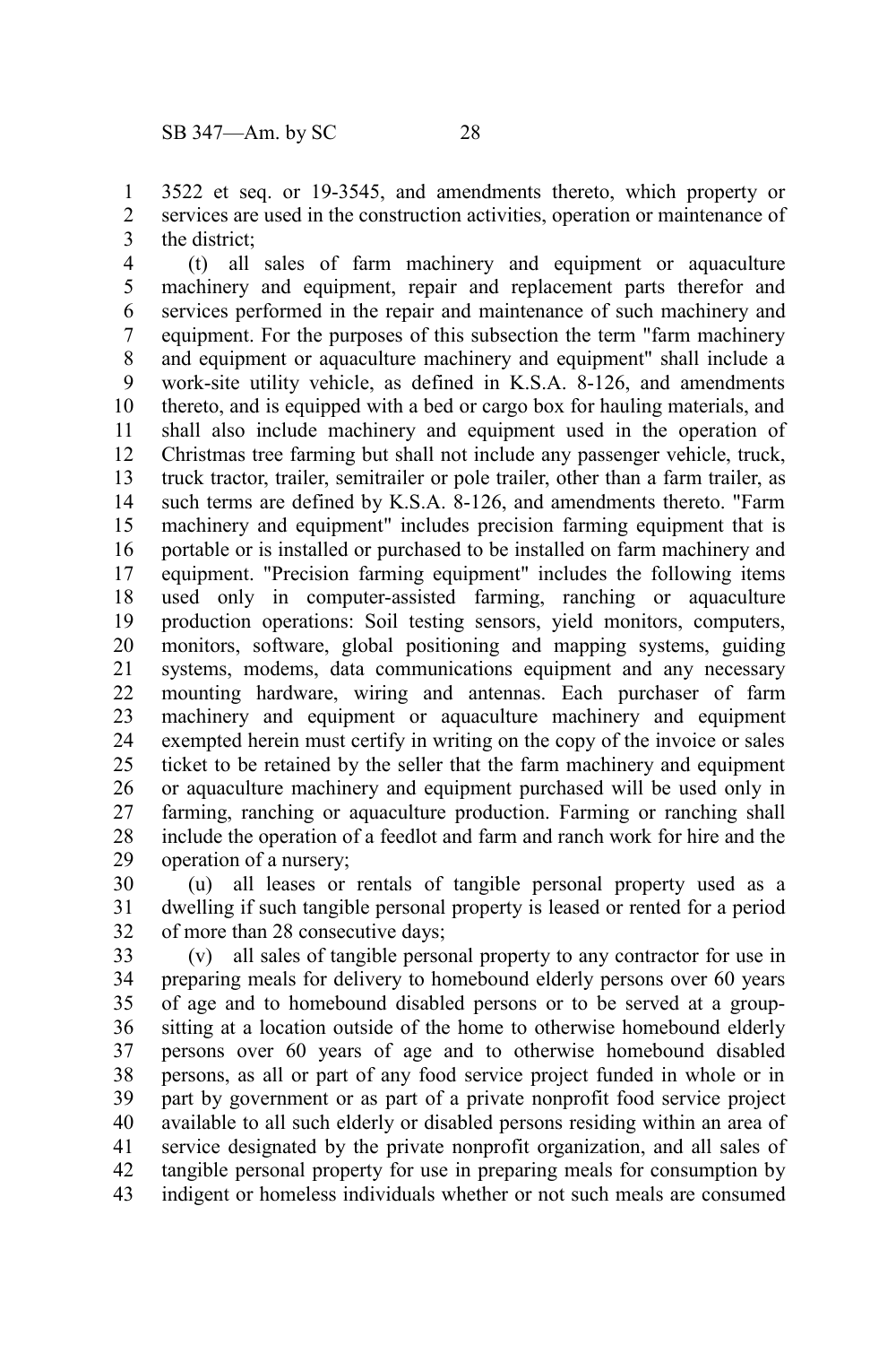3522 et seq. or 19-3545, and amendments thereto, which property or services are used in the construction activities, operation or maintenance of the district;

(t) all sales of farm machinery and equipment or aquaculture machinery and equipment, repair and replacement parts therefor and services performed in the repair and maintenance of such machinery and equipment. For the purposes of this subsection the term "farm machinery and equipment or aquaculture machinery and equipment" shall include a work-site utility vehicle, as defined in K.S.A. 8-126, and amendments thereto, and is equipped with a bed or cargo box for hauling materials, and shall also include machinery and equipment used in the operation of Christmas tree farming but shall not include any passenger vehicle, truck, truck tractor, trailer, semitrailer or pole trailer, other than a farm trailer, as such terms are defined by K.S.A. 8-126, and amendments thereto. "Farm machinery and equipment" includes precision farming equipment that is portable or is installed or purchased to be installed on farm machinery and equipment. "Precision farming equipment" includes the following items used only in computer-assisted farming, ranching or aquaculture production operations: Soil testing sensors, yield monitors, computers, monitors, software, global positioning and mapping systems, guiding systems, modems, data communications equipment and any necessary mounting hardware, wiring and antennas. Each purchaser of farm machinery and equipment or aquaculture machinery and equipment exempted herein must certify in writing on the copy of the invoice or sales ticket to be retained by the seller that the farm machinery and equipment or aquaculture machinery and equipment purchased will be used only in farming, ranching or aquaculture production. Farming or ranching shall include the operation of a feedlot and farm and ranch work for hire and the operation of a nursery;

(u) all leases or rentals of tangible personal property used as a dwelling if such tangible personal property is leased or rented for a period of more than 28 consecutive days;

(v) all sales of tangible personal property to any contractor for use in preparing meals for delivery to homebound elderly persons over 60 years of age and to homebound disabled persons or to be served at a group-sitting at a location outside of the home to otherwise homebound elderly persons over 60 years of age and to otherwise homebound disabled persons, as all or part of any food service project funded in whole or in part by government or as part of a private nonprofit food service project available to all such elderly or disabled persons residing within an area of service designated by the private nonprofit organization, and all sales of tangible personal property for use in preparing meals for consumption by indigent or homeless individuals whether or not such meals are consumed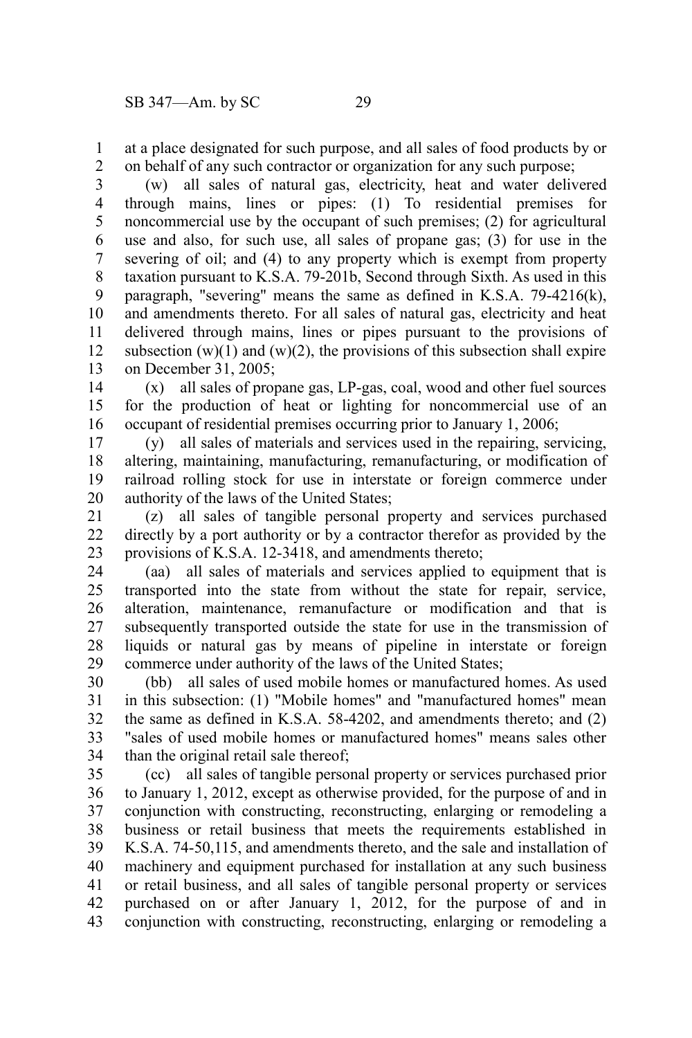at a place designated for such purpose, and all sales of food products by or on behalf of any such contractor or organization for any such purpose;

(w) all sales of natural gas, electricity, heat and water delivered through mains, lines or pipes: (1) To residential premises for noncommercial use by the occupant of such premises; (2) for agricultural use and also, for such use, all sales of propane gas; (3) for use in the severing of oil; and (4) to any property which is exempt from property taxation pursuant to K.S.A. 79-201b, Second through Sixth. As used in this paragraph, "severing" means the same as defined in K.S.A. 79-4216(k), and amendments thereto. For all sales of natural gas, electricity and heat delivered through mains, lines or pipes pursuant to the provisions of subsection (w)(1) and (w)(2), the provisions of this subsection shall expire on December 31, 2005;

(x) all sales of propane gas, LP-gas, coal, wood and other fuel sources for the production of heat or lighting for noncommercial use of an occupant of residential premises occurring prior to January 1, 2006;

(y) all sales of materials and services used in the repairing, servicing, altering, maintaining, manufacturing, remanufacturing, or modification of railroad rolling stock for use in interstate or foreign commerce under authority of the laws of the United States;

(z) all sales of tangible personal property and services purchased directly by a port authority or by a contractor therefor as provided by the provisions of K.S.A. 12-3418, and amendments thereto;

(aa) all sales of materials and services applied to equipment that is transported into the state from without the state for repair, service, alteration, maintenance, remanufacture or modification and that is subsequently transported outside the state for use in the transmission of liquids or natural gas by means of pipeline in interstate or foreign commerce under authority of the laws of the United States;

(bb) all sales of used mobile homes or manufactured homes. As used in this subsection: (1) "Mobile homes" and "manufactured homes" mean the same as defined in K.S.A. 58-4202, and amendments thereto; and (2) "sales of used mobile homes or manufactured homes" means sales other than the original retail sale thereof;

(cc) all sales of tangible personal property or services purchased prior to January 1, 2012, except as otherwise provided, for the purpose of and in conjunction with constructing, reconstructing, enlarging or remodeling a business or retail business that meets the requirements established in K.S.A. 74-50,115, and amendments thereto, and the sale and installation of machinery and equipment purchased for installation at any such business or retail business, and all sales of tangible personal property or services purchased on or after January 1, 2012, for the purpose of and in conjunction with constructing, reconstructing, enlarging or remodeling a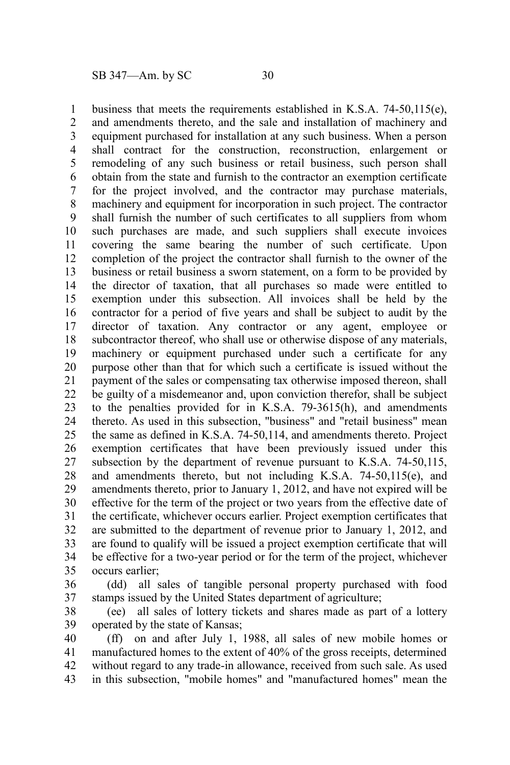business that meets the requirements established in K.S.A. 74-50,115(e), and amendments thereto, and the sale and installation of machinery and equipment purchased for installation at any such business. When a person shall contract for the construction, reconstruction, enlargement or remodeling of any such business or retail business, such person shall obtain from the state and furnish to the contractor an exemption certificate for the project involved, and the contractor may purchase materials, machinery and equipment for incorporation in such project. The contractor shall furnish the number of such certificates to all suppliers from whom such purchases are made, and such suppliers shall execute invoices covering the same bearing the number of such certificate. Upon completion of the project the contractor shall furnish to the owner of the business or retail business a sworn statement, on a form to be provided by the director of taxation, that all purchases so made were entitled to exemption under this subsection. All invoices shall be held by the contractor for a period of five years and shall be subject to audit by the director of taxation. Any contractor or any agent, employee or subcontractor thereof, who shall use or otherwise dispose of any materials, machinery or equipment purchased under such a certificate for any purpose other than that for which such a certificate is issued without the payment of the sales or compensating tax otherwise imposed thereon, shall be guilty of a misdemeanor and, upon conviction therefor, shall be subject to the penalties provided for in K.S.A. 79-3615(h), and amendments thereto. As used in this subsection, "business" and "retail business" mean the same as defined in K.S.A. 74-50,114, and amendments thereto. Project exemption certificates that have been previously issued under this subsection by the department of revenue pursuant to K.S.A. 74-50,115, and amendments thereto, but not including K.S.A. 74-50,115(e), and amendments thereto, prior to January 1, 2012, and have not expired will be effective for the term of the project or two years from the effective date of the certificate, whichever occurs earlier. Project exemption certificates that are submitted to the department of revenue prior to January 1, 2012, and are found to qualify will be issued a project exemption certificate that will be effective for a two-year period or for the term of the project, whichever occurs earlier;

(dd) all sales of tangible personal property purchased with food stamps issued by the United States department of agriculture;

(ee) all sales of lottery tickets and shares made as part of a lottery operated by the state of Kansas;

(ff) on and after July 1, 1988, all sales of new mobile homes or manufactured homes to the extent of 40% of the gross receipts, determined without regard to any trade-in allowance, received from such sale. As used in this subsection, "mobile homes" and "manufactured homes" mean the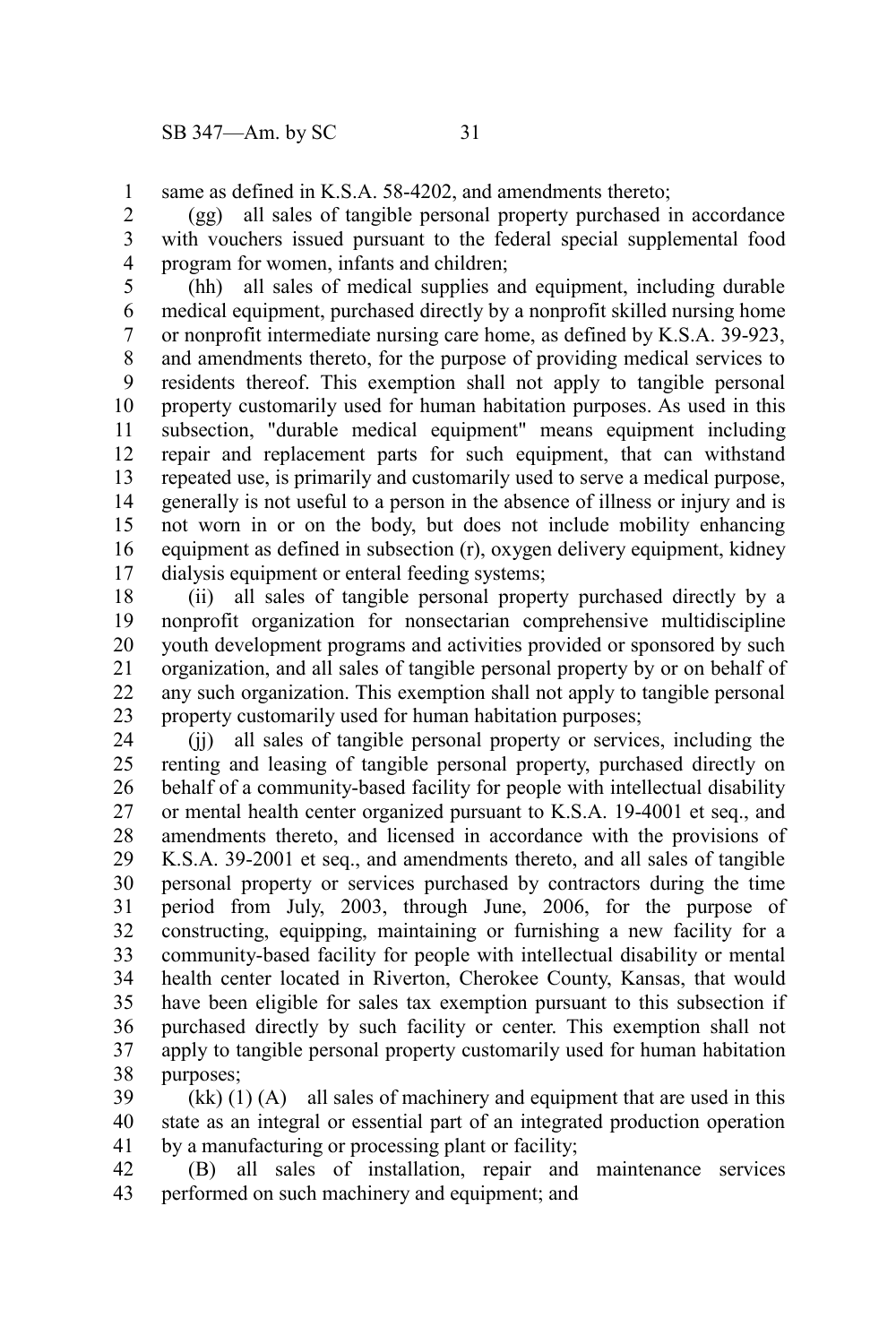same as defined in K.S.A. 58-4202, and amendments thereto;

(gg) all sales of tangible personal property purchased in accordance with vouchers issued pursuant to the federal special supplemental food program for women, infants and children;

(hh) all sales of medical supplies and equipment, including durable medical equipment, purchased directly by a nonprofit skilled nursing home or nonprofit intermediate nursing care home, as defined by K.S.A. 39-923, and amendments thereto, for the purpose of providing medical services to residents thereof. This exemption shall not apply to tangible personal property customarily used for human habitation purposes. As used in this subsection, "durable medical equipment" means equipment including repair and replacement parts for such equipment, that can withstand repeated use, is primarily and customarily used to serve a medical purpose, generally is not useful to a person in the absence of illness or injury and is not worn in or on the body, but does not include mobility enhancing equipment as defined in subsection (r), oxygen delivery equipment, kidney dialysis equipment or enteral feeding systems;

(ii) all sales of tangible personal property purchased directly by a nonprofit organization for nonsectarian comprehensive multidiscipline youth development programs and activities provided or sponsored by such organization, and all sales of tangible personal property by or on behalf of any such organization. This exemption shall not apply to tangible personal property customarily used for human habitation purposes;

(jj) all sales of tangible personal property or services, including the renting and leasing of tangible personal property, purchased directly on behalf of a community-based facility for people with intellectual disability or mental health center organized pursuant to K.S.A. 19-4001 et seq., and amendments thereto, and licensed in accordance with the provisions of K.S.A. 39-2001 et seq., and amendments thereto, and all sales of tangible personal property or services purchased by contractors during the time period from July, 2003, through June, 2006, for the purpose of constructing, equipping, maintaining or furnishing a new facility for a community-based facility for people with intellectual disability or mental health center located in Riverton, Cherokee County, Kansas, that would have been eligible for sales tax exemption pursuant to this subsection if purchased directly by such facility or center. This exemption shall not apply to tangible personal property customarily used for human habitation purposes;

(kk) (1) (A) all sales of machinery and equipment that are used in this state as an integral or essential part of an integrated production operation by a manufacturing or processing plant or facility;

(B) all sales of installation, repair and maintenance services performed on such machinery and equipment; and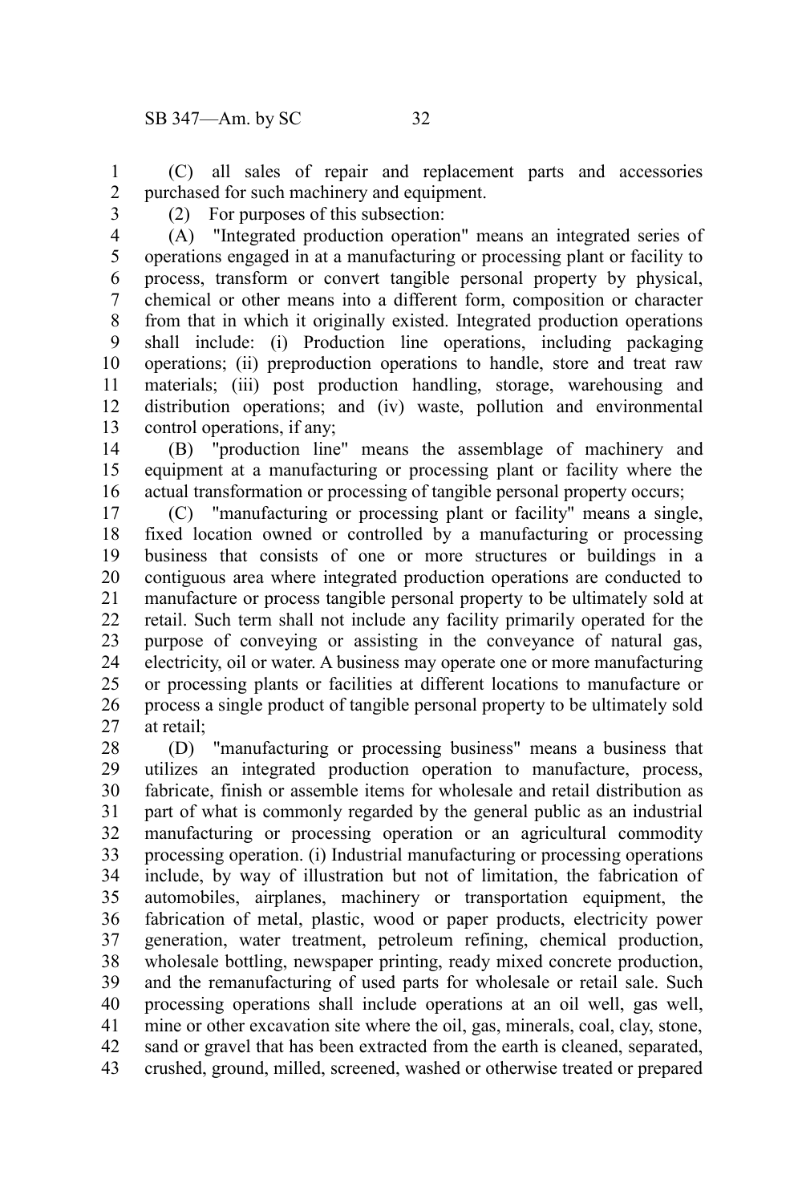(C) all sales of repair and replacement parts and accessories purchased for such machinery and equipment.

(2) For purposes of this subsection:

(A) "Integrated production operation" means an integrated series of operations engaged in at a manufacturing or processing plant or facility to process, transform or convert tangible personal property by physical, chemical or other means into a different form, composition or character from that in which it originally existed. Integrated production operations shall include: (i) Production line operations, including packaging operations; (ii) preproduction operations to handle, store and treat raw materials; (iii) post production handling, storage, warehousing and distribution operations; and (iv) waste, pollution and environmental control operations, if any;

(B) "production line" means the assemblage of machinery and equipment at a manufacturing or processing plant or facility where the actual transformation or processing of tangible personal property occurs;

(C) "manufacturing or processing plant or facility" means a single, fixed location owned or controlled by a manufacturing or processing business that consists of one or more structures or buildings in a contiguous area where integrated production operations are conducted to manufacture or process tangible personal property to be ultimately sold at retail. Such term shall not include any facility primarily operated for the purpose of conveying or assisting in the conveyance of natural gas, electricity, oil or water. A business may operate one or more manufacturing or processing plants or facilities at different locations to manufacture or process a single product of tangible personal property to be ultimately sold at retail;

(D) "manufacturing or processing business" means a business that utilizes an integrated production operation to manufacture, process, fabricate, finish or assemble items for wholesale and retail distribution as part of what is commonly regarded by the general public as an industrial manufacturing or processing operation or an agricultural commodity processing operation. (i) Industrial manufacturing or processing operations include, by way of illustration but not of limitation, the fabrication of automobiles, airplanes, machinery or transportation equipment, the fabrication of metal, plastic, wood or paper products, electricity power generation, water treatment, petroleum refining, chemical production, wholesale bottling, newspaper printing, ready mixed concrete production, and the remanufacturing of used parts for wholesale or retail sale. Such processing operations shall include operations at an oil well, gas well, mine or other excavation site where the oil, gas, minerals, coal, clay, stone, sand or gravel that has been extracted from the earth is cleaned, separated, crushed, ground, milled, screened, washed or otherwise treated or prepared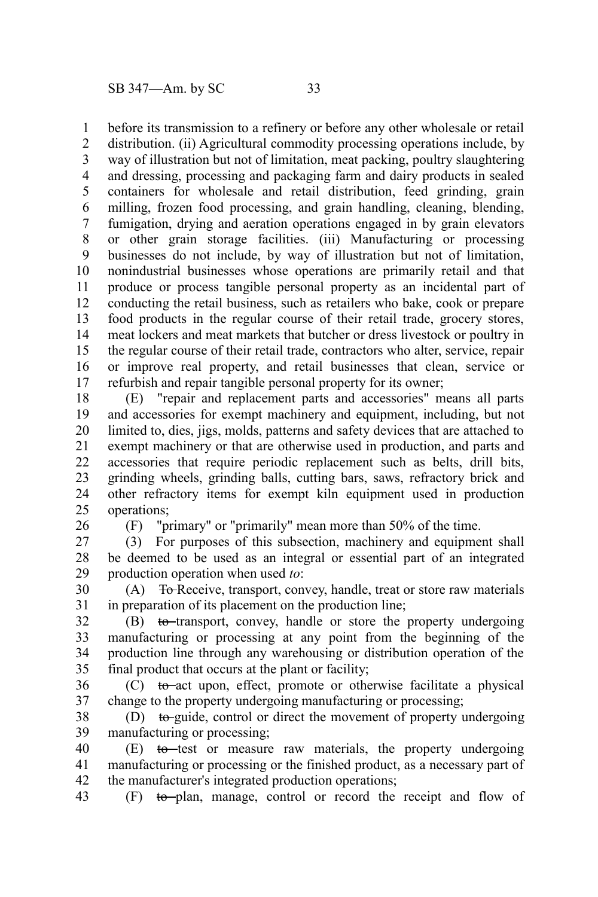before its transmission to a refinery or before any other wholesale or retail distribution. (ii) Agricultural commodity processing operations include, by way of illustration but not of limitation, meat packing, poultry slaughtering and dressing, processing and packaging farm and dairy products in sealed containers for wholesale and retail distribution, feed grinding, grain milling, frozen food processing, and grain handling, cleaning, blending, fumigation, drying and aeration operations engaged in by grain elevators or other grain storage facilities. (iii) Manufacturing or processing businesses do not include, by way of illustration but not of limitation, nonindustrial businesses whose operations are primarily retail and that produce or process tangible personal property as an incidental part of conducting the retail business, such as retailers who bake, cook or prepare food products in the regular course of their retail trade, grocery stores, meat lockers and meat markets that butcher or dress livestock or poultry in the regular course of their retail trade, contractors who alter, service, repair or improve real property, and retail businesses that clean, service or refurbish and repair tangible personal property for its owner;

(E) "repair and replacement parts and accessories" means all parts and accessories for exempt machinery and equipment, including, but not limited to, dies, jigs, molds, patterns and safety devices that are attached to exempt machinery or that are otherwise used in production, and parts and accessories that require periodic replacement such as belts, drill bits, grinding wheels, grinding balls, cutting bars, saws, refractory brick and other refractory items for exempt kiln equipment used in production operations;

(F) "primary" or "primarily" mean more than 50% of the time.

(3) For purposes of this subsection, machinery and equipment shall be deemed to be used as an integral or essential part of an integrated production operation when used *to*:

(A) ~~To~~ Receive, transport, convey, handle, treat or store raw materials in preparation of its placement on the production line;

(B) ~~to~~ transport, convey, handle or store the property undergoing manufacturing or processing at any point from the beginning of the production line through any warehousing or distribution operation of the final product that occurs at the plant or facility;

(C) ~~to~~ act upon, effect, promote or otherwise facilitate a physical change to the property undergoing manufacturing or processing;

(D) ~~to~~ guide, control or direct the movement of property undergoing manufacturing or processing;

(E) ~~to~~ test or measure raw materials, the property undergoing manufacturing or processing or the finished product, as a necessary part of the manufacturer's integrated production operations;

(F) ~~to~~ plan, manage, control or record the receipt and flow of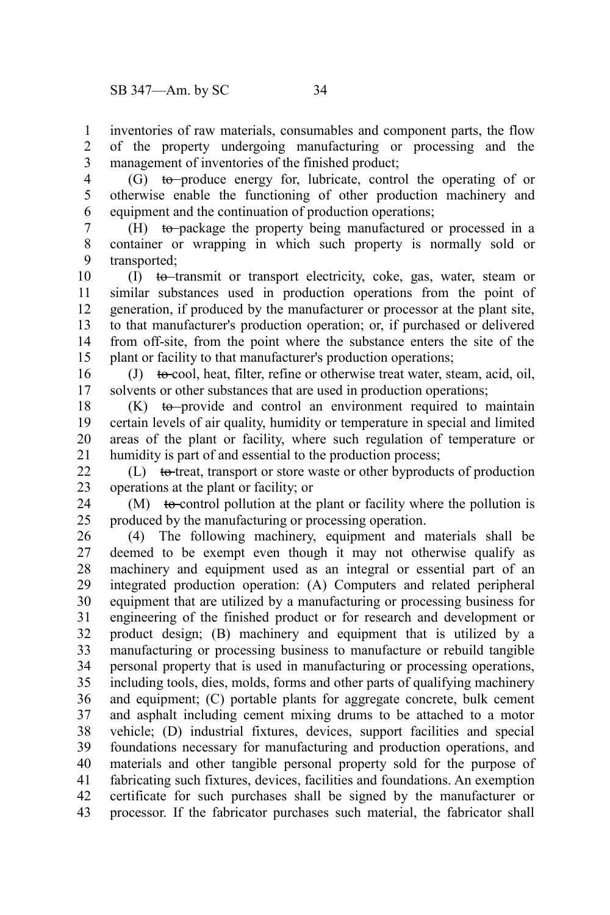inventories of raw materials, consumables and component parts, the flow of the property undergoing manufacturing or processing and the management of inventories of the finished product;

(G) ~~to~~ produce energy for, lubricate, control the operating of or otherwise enable the functioning of other production machinery and equipment and the continuation of production operations;

(H) ~~to~~ package the property being manufactured or processed in a container or wrapping in which such property is normally sold or transported;

(I) ~~to~~ transmit or transport electricity, coke, gas, water, steam or similar substances used in production operations from the point of generation, if produced by the manufacturer or processor at the plant site, to that manufacturer's production operation; or, if purchased or delivered from off-site, from the point where the substance enters the site of the plant or facility to that manufacturer's production operations;

(J) ~~to~~ cool, heat, filter, refine or otherwise treat water, steam, acid, oil, solvents or other substances that are used in production operations;

(K) ~~to~~ provide and control an environment required to maintain certain levels of air quality, humidity or temperature in special and limited areas of the plant or facility, where such regulation of temperature or humidity is part of and essential to the production process;

(L) ~~to~~ treat, transport or store waste or other byproducts of production operations at the plant or facility; or

(M) ~~to~~ control pollution at the plant or facility where the pollution is produced by the manufacturing or processing operation.

(4) The following machinery, equipment and materials shall be deemed to be exempt even though it may not otherwise qualify as machinery and equipment used as an integral or essential part of an integrated production operation: (A) Computers and related peripheral equipment that are utilized by a manufacturing or processing business for engineering of the finished product or for research and development or product design; (B) machinery and equipment that is utilized by a manufacturing or processing business to manufacture or rebuild tangible personal property that is used in manufacturing or processing operations, including tools, dies, molds, forms and other parts of qualifying machinery and equipment; (C) portable plants for aggregate concrete, bulk cement and asphalt including cement mixing drums to be attached to a motor vehicle; (D) industrial fixtures, devices, support facilities and special foundations necessary for manufacturing and production operations, and materials and other tangible personal property sold for the purpose of fabricating such fixtures, devices, facilities and foundations. An exemption certificate for such purchases shall be signed by the manufacturer or processor. If the fabricator purchases such material, the fabricator shall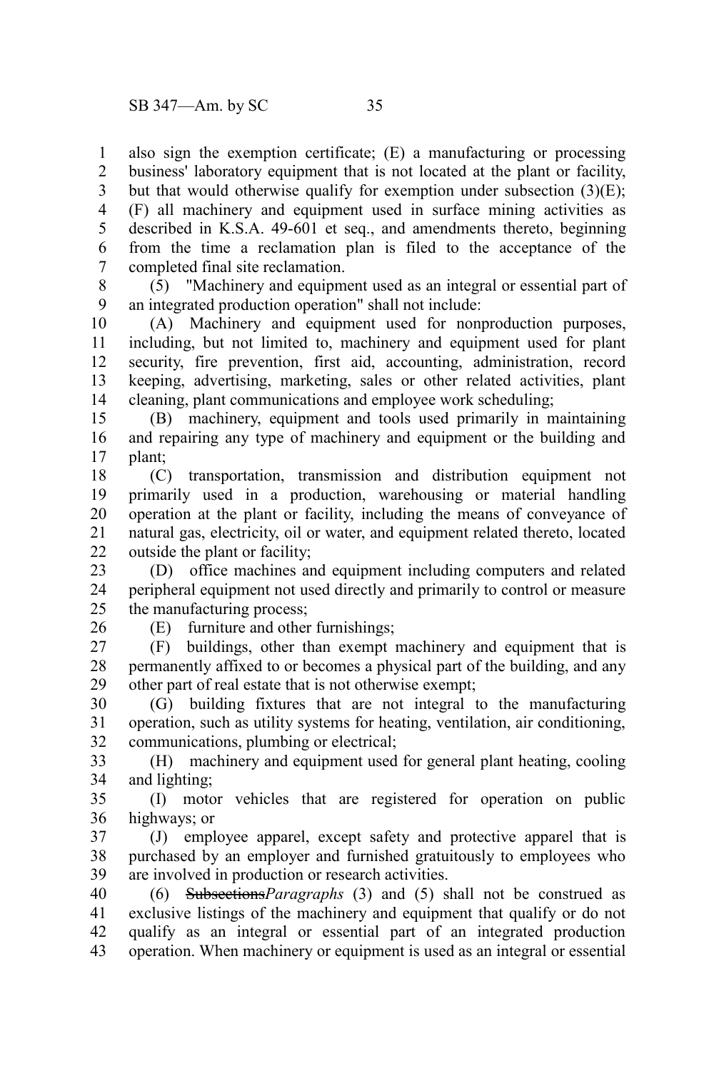also sign the exemption certificate; (E) a manufacturing or processing business' laboratory equipment that is not located at the plant or facility, but that would otherwise qualify for exemption under subsection (3)(E); (F) all machinery and equipment used in surface mining activities as described in K.S.A. 49-601 et seq., and amendments thereto, beginning from the time a reclamation plan is filed to the acceptance of the completed final site reclamation.

(5) "Machinery and equipment used as an integral or essential part of an integrated production operation" shall not include:

(A) Machinery and equipment used for nonproduction purposes, including, but not limited to, machinery and equipment used for plant security, fire prevention, first aid, accounting, administration, record keeping, advertising, marketing, sales or other related activities, plant cleaning, plant communications and employee work scheduling;

(B) machinery, equipment and tools used primarily in maintaining and repairing any type of machinery and equipment or the building and plant;

(C) transportation, transmission and distribution equipment not primarily used in a production, warehousing or material handling operation at the plant or facility, including the means of conveyance of natural gas, electricity, oil or water, and equipment related thereto, located outside the plant or facility;

(D) office machines and equipment including computers and related peripheral equipment not used directly and primarily to control or measure the manufacturing process;

(E) furniture and other furnishings;

(F) buildings, other than exempt machinery and equipment that is permanently affixed to or becomes a physical part of the building, and any other part of real estate that is not otherwise exempt;

(G) building fixtures that are not integral to the manufacturing operation, such as utility systems for heating, ventilation, air conditioning, communications, plumbing or electrical;

(H) machinery and equipment used for general plant heating, cooling and lighting;

(I) motor vehicles that are registered for operation on public highways; or

(J) employee apparel, except safety and protective apparel that is purchased by an employer and furnished gratuitously to employees who are involved in production or research activities.

(6) ~~Subsections~~*Paragraphs* (3) and (5) shall not be construed as exclusive listings of the machinery and equipment that qualify or do not qualify as an integral or essential part of an integrated production operation. When machinery or equipment is used as an integral or essential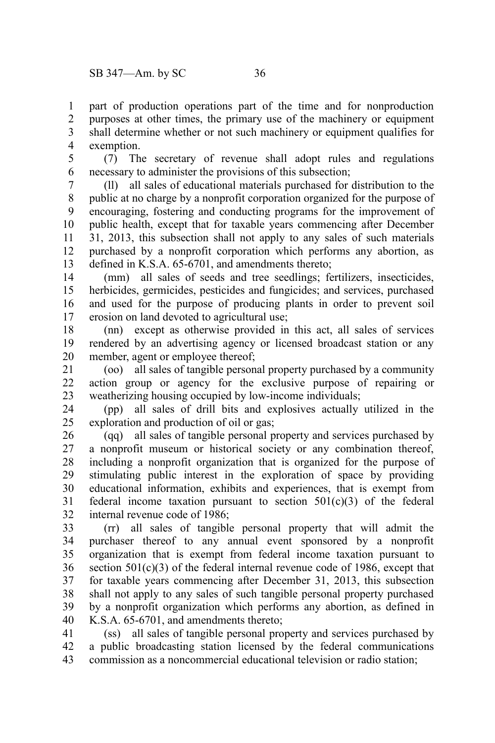part of production operations part of the time and for nonproduction purposes at other times, the primary use of the machinery or equipment shall determine whether or not such machinery or equipment qualifies for exemption.

(7) The secretary of revenue shall adopt rules and regulations necessary to administer the provisions of this subsection;

(ll) all sales of educational materials purchased for distribution to the public at no charge by a nonprofit corporation organized for the purpose of encouraging, fostering and conducting programs for the improvement of public health, except that for taxable years commencing after December 31, 2013, this subsection shall not apply to any sales of such materials purchased by a nonprofit corporation which performs any abortion, as defined in K.S.A. 65-6701, and amendments thereto;

(mm) all sales of seeds and tree seedlings; fertilizers, insecticides, herbicides, germicides, pesticides and fungicides; and services, purchased and used for the purpose of producing plants in order to prevent soil erosion on land devoted to agricultural use;

(nn) except as otherwise provided in this act, all sales of services rendered by an advertising agency or licensed broadcast station or any member, agent or employee thereof;

(oo) all sales of tangible personal property purchased by a community action group or agency for the exclusive purpose of repairing or weatherizing housing occupied by low-income individuals;

(pp) all sales of drill bits and explosives actually utilized in the exploration and production of oil or gas;

(qq) all sales of tangible personal property and services purchased by a nonprofit museum or historical society or any combination thereof, including a nonprofit organization that is organized for the purpose of stimulating public interest in the exploration of space by providing educational information, exhibits and experiences, that is exempt from federal income taxation pursuant to section 501(c)(3) of the federal internal revenue code of 1986;

(rr) all sales of tangible personal property that will admit the purchaser thereof to any annual event sponsored by a nonprofit organization that is exempt from federal income taxation pursuant to section 501(c)(3) of the federal internal revenue code of 1986, except that for taxable years commencing after December 31, 2013, this subsection shall not apply to any sales of such tangible personal property purchased by a nonprofit organization which performs any abortion, as defined in K.S.A. 65-6701, and amendments thereto;

(ss) all sales of tangible personal property and services purchased by a public broadcasting station licensed by the federal communications commission as a noncommercial educational television or radio station;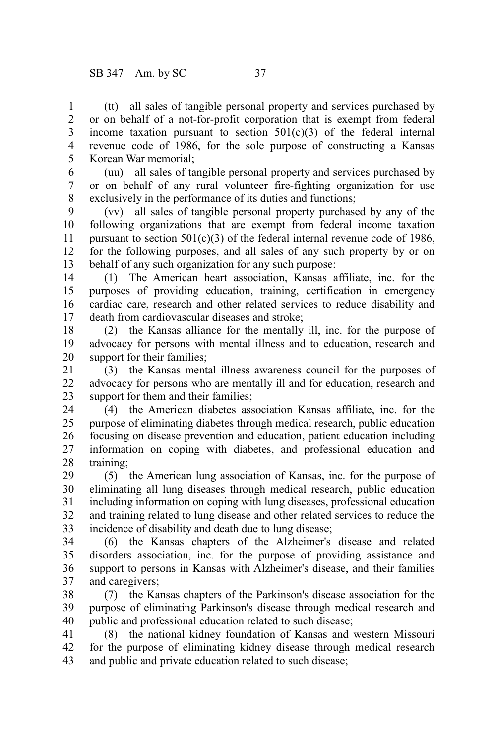(tt) all sales of tangible personal property and services purchased by or on behalf of a not-for-profit corporation that is exempt from federal income taxation pursuant to section 501(c)(3) of the federal internal revenue code of 1986, for the sole purpose of constructing a Kansas Korean War memorial;

(uu) all sales of tangible personal property and services purchased by or on behalf of any rural volunteer fire-fighting organization for use exclusively in the performance of its duties and functions;

(vv) all sales of tangible personal property purchased by any of the following organizations that are exempt from federal income taxation pursuant to section 501(c)(3) of the federal internal revenue code of 1986, for the following purposes, and all sales of any such property by or on behalf of any such organization for any such purpose:

(1) The American heart association, Kansas affiliate, inc. for the purposes of providing education, training, certification in emergency cardiac care, research and other related services to reduce disability and death from cardiovascular diseases and stroke;

(2) the Kansas alliance for the mentally ill, inc. for the purpose of advocacy for persons with mental illness and to education, research and support for their families;

(3) the Kansas mental illness awareness council for the purposes of advocacy for persons who are mentally ill and for education, research and support for them and their families;

(4) the American diabetes association Kansas affiliate, inc. for the purpose of eliminating diabetes through medical research, public education focusing on disease prevention and education, patient education including information on coping with diabetes, and professional education and training;

(5) the American lung association of Kansas, inc. for the purpose of eliminating all lung diseases through medical research, public education including information on coping with lung diseases, professional education and training related to lung disease and other related services to reduce the incidence of disability and death due to lung disease;

(6) the Kansas chapters of the Alzheimer's disease and related disorders association, inc. for the purpose of providing assistance and support to persons in Kansas with Alzheimer's disease, and their families and caregivers;

(7) the Kansas chapters of the Parkinson's disease association for the purpose of eliminating Parkinson's disease through medical research and public and professional education related to such disease;

(8) the national kidney foundation of Kansas and western Missouri for the purpose of eliminating kidney disease through medical research and public and private education related to such disease;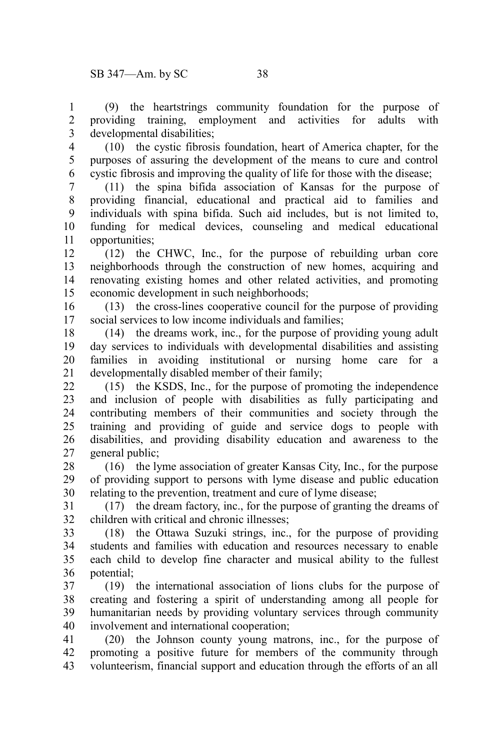(9) the heartstrings community foundation for the purpose of providing training, employment and activities for adults with developmental disabilities;

(10) the cystic fibrosis foundation, heart of America chapter, for the purposes of assuring the development of the means to cure and control cystic fibrosis and improving the quality of life for those with the disease;

(11) the spina bifida association of Kansas for the purpose of providing financial, educational and practical aid to families and individuals with spina bifida. Such aid includes, but is not limited to, funding for medical devices, counseling and medical educational opportunities;

(12) the CHWC, Inc., for the purpose of rebuilding urban core neighborhoods through the construction of new homes, acquiring and renovating existing homes and other related activities, and promoting economic development in such neighborhoods;

(13) the cross-lines cooperative council for the purpose of providing social services to low income individuals and families;

(14) the dreams work, inc., for the purpose of providing young adult day services to individuals with developmental disabilities and assisting families in avoiding institutional or nursing home care for a developmentally disabled member of their family;

(15) the KSDS, Inc., for the purpose of promoting the independence and inclusion of people with disabilities as fully participating and contributing members of their communities and society through the training and providing of guide and service dogs to people with disabilities, and providing disability education and awareness to the general public;

(16) the lyme association of greater Kansas City, Inc., for the purpose of providing support to persons with lyme disease and public education relating to the prevention, treatment and cure of lyme disease;

(17) the dream factory, inc., for the purpose of granting the dreams of children with critical and chronic illnesses;

(18) the Ottawa Suzuki strings, inc., for the purpose of providing students and families with education and resources necessary to enable each child to develop fine character and musical ability to the fullest potential;

(19) the international association of lions clubs for the purpose of creating and fostering a spirit of understanding among all people for humanitarian needs by providing voluntary services through community involvement and international cooperation;

(20) the Johnson county young matrons, inc., for the purpose of promoting a positive future for members of the community through volunteerism, financial support and education through the efforts of an all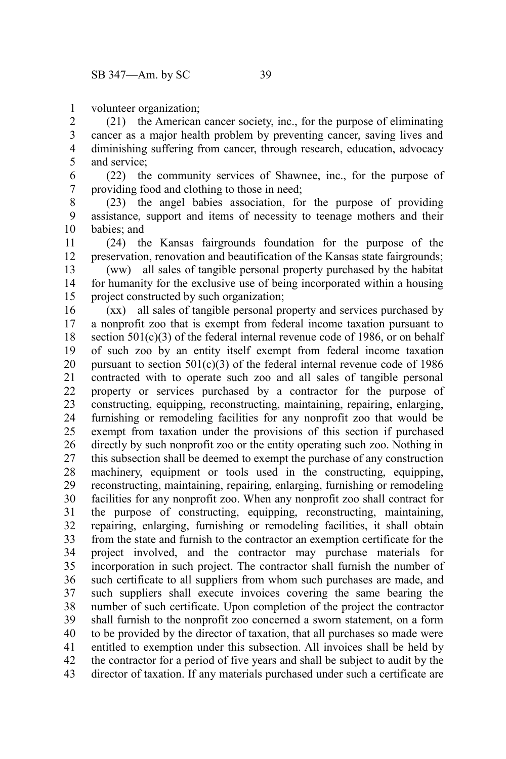volunteer organization;

(21) the American cancer society, inc., for the purpose of eliminating cancer as a major health problem by preventing cancer, saving lives and diminishing suffering from cancer, through research, education, advocacy and service;

(22) the community services of Shawnee, inc., for the purpose of providing food and clothing to those in need;

(23) the angel babies association, for the purpose of providing assistance, support and items of necessity to teenage mothers and their babies; and

(24) the Kansas fairgrounds foundation for the purpose of the preservation, renovation and beautification of the Kansas state fairgrounds;

(ww) all sales of tangible personal property purchased by the habitat for humanity for the exclusive use of being incorporated within a housing project constructed by such organization;

(xx) all sales of tangible personal property and services purchased by a nonprofit zoo that is exempt from federal income taxation pursuant to section 501(c)(3) of the federal internal revenue code of 1986, or on behalf of such zoo by an entity itself exempt from federal income taxation pursuant to section 501(c)(3) of the federal internal revenue code of 1986 contracted with to operate such zoo and all sales of tangible personal property or services purchased by a contractor for the purpose of constructing, equipping, reconstructing, maintaining, repairing, enlarging, furnishing or remodeling facilities for any nonprofit zoo that would be exempt from taxation under the provisions of this section if purchased directly by such nonprofit zoo or the entity operating such zoo. Nothing in this subsection shall be deemed to exempt the purchase of any construction machinery, equipment or tools used in the constructing, equipping, reconstructing, maintaining, repairing, enlarging, furnishing or remodeling facilities for any nonprofit zoo. When any nonprofit zoo shall contract for the purpose of constructing, equipping, reconstructing, maintaining, repairing, enlarging, furnishing or remodeling facilities, it shall obtain from the state and furnish to the contractor an exemption certificate for the project involved, and the contractor may purchase materials for incorporation in such project. The contractor shall furnish the number of such certificate to all suppliers from whom such purchases are made, and such suppliers shall execute invoices covering the same bearing the number of such certificate. Upon completion of the project the contractor shall furnish to the nonprofit zoo concerned a sworn statement, on a form to be provided by the director of taxation, that all purchases so made were entitled to exemption under this subsection. All invoices shall be held by the contractor for a period of five years and shall be subject to audit by the director of taxation. If any materials purchased under such a certificate are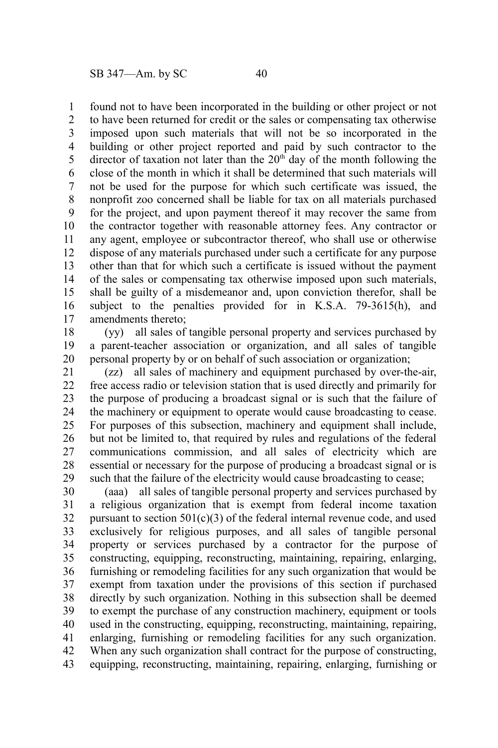found not to have been incorporated in the building or other project or not to have been returned for credit or the sales or compensating tax otherwise imposed upon such materials that will not be so incorporated in the building or other project reported and paid by such contractor to the director of taxation not later than the 20th day of the month following the close of the month in which it shall be determined that such materials will not be used for the purpose for which such certificate was issued, the nonprofit zoo concerned shall be liable for tax on all materials purchased for the project, and upon payment thereof it may recover the same from the contractor together with reasonable attorney fees. Any contractor or any agent, employee or subcontractor thereof, who shall use or otherwise dispose of any materials purchased under such a certificate for any purpose other than that for which such a certificate is issued without the payment of the sales or compensating tax otherwise imposed upon such materials, shall be guilty of a misdemeanor and, upon conviction therefor, shall be subject to the penalties provided for in K.S.A. 79-3615(h), and amendments thereto;

(yy) all sales of tangible personal property and services purchased by a parent-teacher association or organization, and all sales of tangible personal property by or on behalf of such association or organization;

(zz) all sales of machinery and equipment purchased by over-the-air, free access radio or television station that is used directly and primarily for the purpose of producing a broadcast signal or is such that the failure of the machinery or equipment to operate would cause broadcasting to cease. For purposes of this subsection, machinery and equipment shall include, but not be limited to, that required by rules and regulations of the federal communications commission, and all sales of electricity which are essential or necessary for the purpose of producing a broadcast signal or is such that the failure of the electricity would cause broadcasting to cease;

(aaa) all sales of tangible personal property and services purchased by a religious organization that is exempt from federal income taxation pursuant to section 501(c)(3) of the federal internal revenue code, and used exclusively for religious purposes, and all sales of tangible personal property or services purchased by a contractor for the purpose of constructing, equipping, reconstructing, maintaining, repairing, enlarging, furnishing or remodeling facilities for any such organization that would be exempt from taxation under the provisions of this section if purchased directly by such organization. Nothing in this subsection shall be deemed to exempt the purchase of any construction machinery, equipment or tools used in the constructing, equipping, reconstructing, maintaining, repairing, enlarging, furnishing or remodeling facilities for any such organization. When any such organization shall contract for the purpose of constructing, equipping, reconstructing, maintaining, repairing, enlarging, furnishing or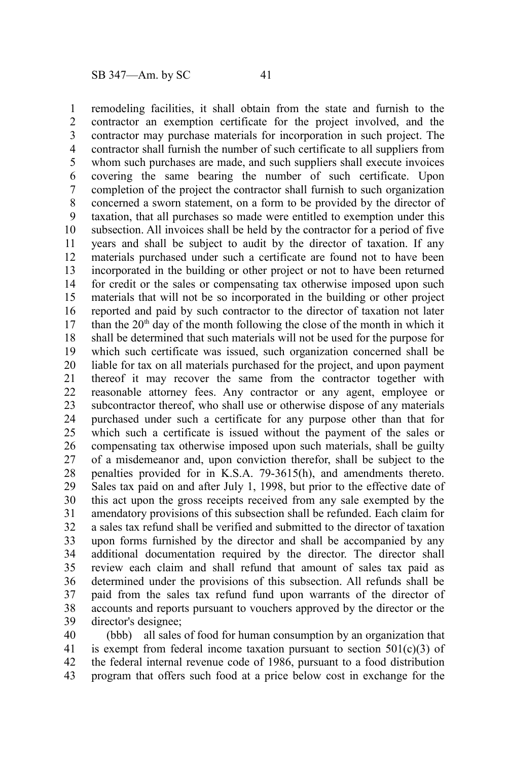remodeling facilities, it shall obtain from the state and furnish to the contractor an exemption certificate for the project involved, and the contractor may purchase materials for incorporation in such project. The contractor shall furnish the number of such certificate to all suppliers from whom such purchases are made, and such suppliers shall execute invoices covering the same bearing the number of such certificate. Upon completion of the project the contractor shall furnish to such organization concerned a sworn statement, on a form to be provided by the director of taxation, that all purchases so made were entitled to exemption under this subsection. All invoices shall be held by the contractor for a period of five years and shall be subject to audit by the director of taxation. If any materials purchased under such a certificate are found not to have been incorporated in the building or other project or not to have been returned for credit or the sales or compensating tax otherwise imposed upon such materials that will not be so incorporated in the building or other project reported and paid by such contractor to the director of taxation not later than the 20th day of the month following the close of the month in which it shall be determined that such materials will not be used for the purpose for which such certificate was issued, such organization concerned shall be liable for tax on all materials purchased for the project, and upon payment thereof it may recover the same from the contractor together with reasonable attorney fees. Any contractor or any agent, employee or subcontractor thereof, who shall use or otherwise dispose of any materials purchased under such a certificate for any purpose other than that for which such a certificate is issued without the payment of the sales or compensating tax otherwise imposed upon such materials, shall be guilty of a misdemeanor and, upon conviction therefor, shall be subject to the penalties provided for in K.S.A. 79-3615(h), and amendments thereto. Sales tax paid on and after July 1, 1998, but prior to the effective date of this act upon the gross receipts received from any sale exempted by the amendatory provisions of this subsection shall be refunded. Each claim for a sales tax refund shall be verified and submitted to the director of taxation upon forms furnished by the director and shall be accompanied by any additional documentation required by the director. The director shall review each claim and shall refund that amount of sales tax paid as determined under the provisions of this subsection. All refunds shall be paid from the sales tax refund fund upon warrants of the director of accounts and reports pursuant to vouchers approved by the director or the director's designee;

(bbb) all sales of food for human consumption by an organization that is exempt from federal income taxation pursuant to section 501(c)(3) of the federal internal revenue code of 1986, pursuant to a food distribution program that offers such food at a price below cost in exchange for the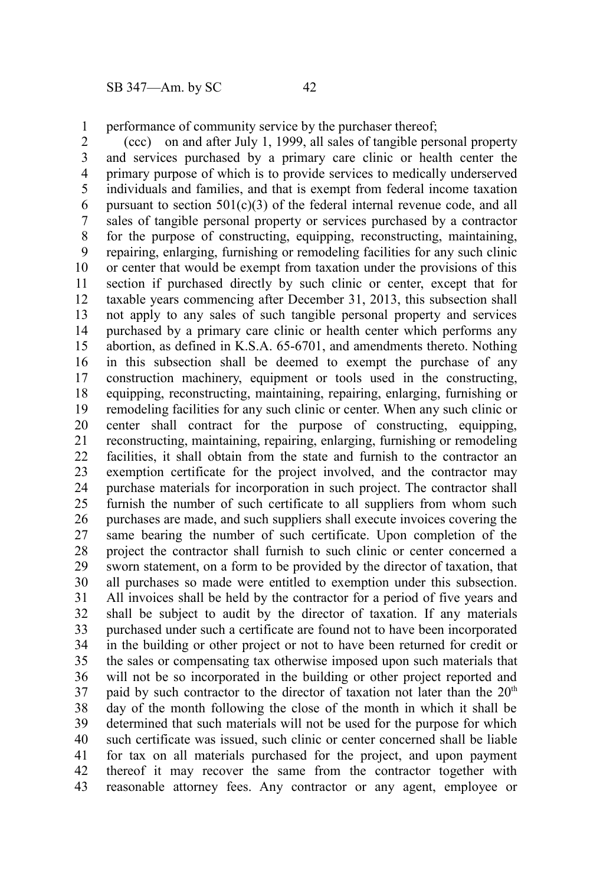performance of community service by the purchaser thereof;

(ccc) on and after July 1, 1999, all sales of tangible personal property and services purchased by a primary care clinic or health center the primary purpose of which is to provide services to medically underserved individuals and families, and that is exempt from federal income taxation pursuant to section 501(c)(3) of the federal internal revenue code, and all sales of tangible personal property or services purchased by a contractor for the purpose of constructing, equipping, reconstructing, maintaining, repairing, enlarging, furnishing or remodeling facilities for any such clinic or center that would be exempt from taxation under the provisions of this section if purchased directly by such clinic or center, except that for taxable years commencing after December 31, 2013, this subsection shall not apply to any sales of such tangible personal property and services purchased by a primary care clinic or health center which performs any abortion, as defined in K.S.A. 65-6701, and amendments thereto. Nothing in this subsection shall be deemed to exempt the purchase of any construction machinery, equipment or tools used in the constructing, equipping, reconstructing, maintaining, repairing, enlarging, furnishing or remodeling facilities for any such clinic or center. When any such clinic or center shall contract for the purpose of constructing, equipping, reconstructing, maintaining, repairing, enlarging, furnishing or remodeling facilities, it shall obtain from the state and furnish to the contractor an exemption certificate for the project involved, and the contractor may purchase materials for incorporation in such project. The contractor shall furnish the number of such certificate to all suppliers from whom such purchases are made, and such suppliers shall execute invoices covering the same bearing the number of such certificate. Upon completion of the project the contractor shall furnish to such clinic or center concerned a sworn statement, on a form to be provided by the director of taxation, that all purchases so made were entitled to exemption under this subsection. All invoices shall be held by the contractor for a period of five years and shall be subject to audit by the director of taxation. If any materials purchased under such a certificate are found not to have been incorporated in the building or other project or not to have been returned for credit or the sales or compensating tax otherwise imposed upon such materials that will not be so incorporated in the building or other project reported and paid by such contractor to the director of taxation not later than the 20th day of the month following the close of the month in which it shall be determined that such materials will not be used for the purpose for which such certificate was issued, such clinic or center concerned shall be liable for tax on all materials purchased for the project, and upon payment thereof it may recover the same from the contractor together with reasonable attorney fees. Any contractor or any agent, employee or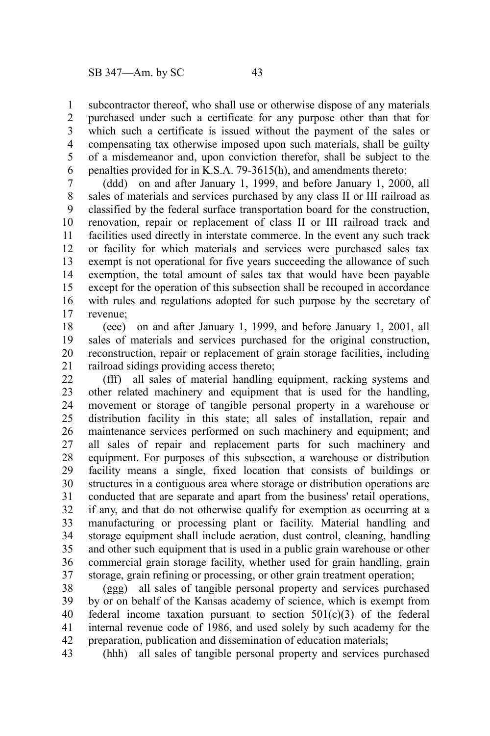subcontractor thereof, who shall use or otherwise dispose of any materials purchased under such a certificate for any purpose other than that for which such a certificate is issued without the payment of the sales or compensating tax otherwise imposed upon such materials, shall be guilty of a misdemeanor and, upon conviction therefor, shall be subject to the penalties provided for in K.S.A. 79-3615(h), and amendments thereto;

(ddd) on and after January 1, 1999, and before January 1, 2000, all sales of materials and services purchased by any class II or III railroad as classified by the federal surface transportation board for the construction, renovation, repair or replacement of class II or III railroad track and facilities used directly in interstate commerce. In the event any such track or facility for which materials and services were purchased sales tax exempt is not operational for five years succeeding the allowance of such exemption, the total amount of sales tax that would have been payable except for the operation of this subsection shall be recouped in accordance with rules and regulations adopted for such purpose by the secretary of revenue;

(eee) on and after January 1, 1999, and before January 1, 2001, all sales of materials and services purchased for the original construction, reconstruction, repair or replacement of grain storage facilities, including railroad sidings providing access thereto;

(fff) all sales of material handling equipment, racking systems and other related machinery and equipment that is used for the handling, movement or storage of tangible personal property in a warehouse or distribution facility in this state; all sales of installation, repair and maintenance services performed on such machinery and equipment; and all sales of repair and replacement parts for such machinery and equipment. For purposes of this subsection, a warehouse or distribution facility means a single, fixed location that consists of buildings or structures in a contiguous area where storage or distribution operations are conducted that are separate and apart from the business' retail operations, if any, and that do not otherwise qualify for exemption as occurring at a manufacturing or processing plant or facility. Material handling and storage equipment shall include aeration, dust control, cleaning, handling and other such equipment that is used in a public grain warehouse or other commercial grain storage facility, whether used for grain handling, grain storage, grain refining or processing, or other grain treatment operation;

(ggg) all sales of tangible personal property and services purchased by or on behalf of the Kansas academy of science, which is exempt from federal income taxation pursuant to section 501(c)(3) of the federal internal revenue code of 1986, and used solely by such academy for the preparation, publication and dissemination of education materials;

(hhh) all sales of tangible personal property and services purchased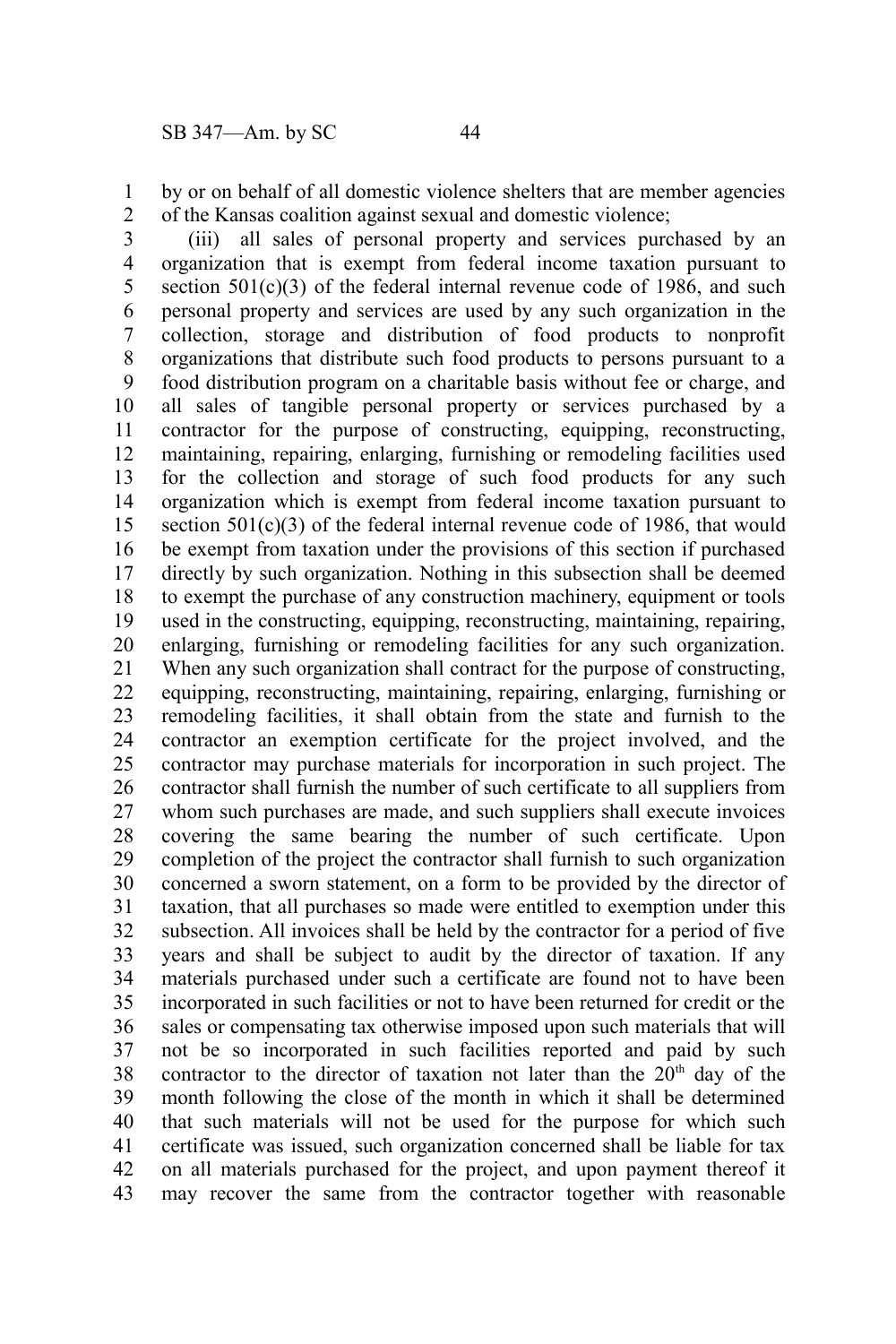by or on behalf of all domestic violence shelters that are member agencies of the Kansas coalition against sexual and domestic violence;

(iii) all sales of personal property and services purchased by an organization that is exempt from federal income taxation pursuant to section 501(c)(3) of the federal internal revenue code of 1986, and such personal property and services are used by any such organization in the collection, storage and distribution of food products to nonprofit organizations that distribute such food products to persons pursuant to a food distribution program on a charitable basis without fee or charge, and all sales of tangible personal property or services purchased by a contractor for the purpose of constructing, equipping, reconstructing, maintaining, repairing, enlarging, furnishing or remodeling facilities used for the collection and storage of such food products for any such organization which is exempt from federal income taxation pursuant to section 501(c)(3) of the federal internal revenue code of 1986, that would be exempt from taxation under the provisions of this section if purchased directly by such organization. Nothing in this subsection shall be deemed to exempt the purchase of any construction machinery, equipment or tools used in the constructing, equipping, reconstructing, maintaining, repairing, enlarging, furnishing or remodeling facilities for any such organization. When any such organization shall contract for the purpose of constructing, equipping, reconstructing, maintaining, repairing, enlarging, furnishing or remodeling facilities, it shall obtain from the state and furnish to the contractor an exemption certificate for the project involved, and the contractor may purchase materials for incorporation in such project. The contractor shall furnish the number of such certificate to all suppliers from whom such purchases are made, and such suppliers shall execute invoices covering the same bearing the number of such certificate. Upon completion of the project the contractor shall furnish to such organization concerned a sworn statement, on a form to be provided by the director of taxation, that all purchases so made were entitled to exemption under this subsection. All invoices shall be held by the contractor for a period of five years and shall be subject to audit by the director of taxation. If any materials purchased under such a certificate are found not to have been incorporated in such facilities or not to have been returned for credit or the sales or compensating tax otherwise imposed upon such materials that will not be so incorporated in such facilities reported and paid by such contractor to the director of taxation not later than the 20th day of the month following the close of the month in which it shall be determined that such materials will not be used for the purpose for which such certificate was issued, such organization concerned shall be liable for tax on all materials purchased for the project, and upon payment thereof it may recover the same from the contractor together with reasonable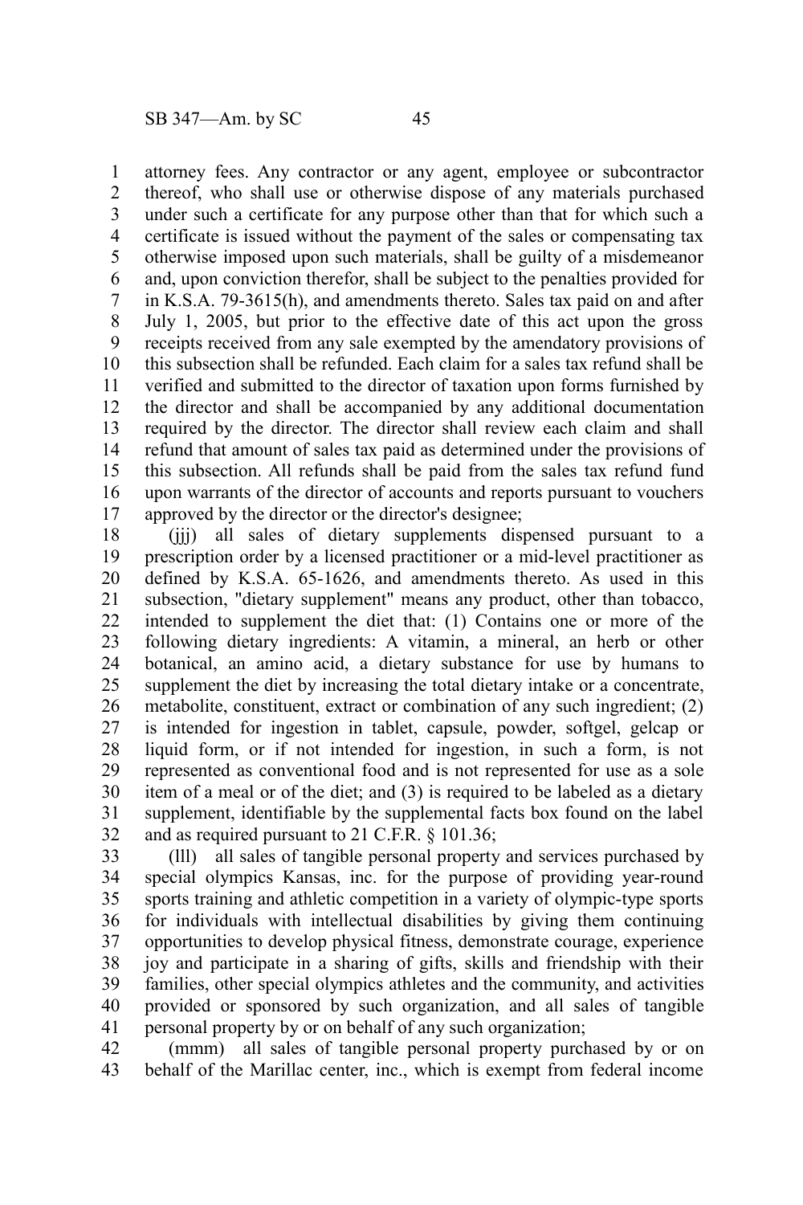attorney fees. Any contractor or any agent, employee or subcontractor thereof, who shall use or otherwise dispose of any materials purchased under such a certificate for any purpose other than that for which such a certificate is issued without the payment of the sales or compensating tax otherwise imposed upon such materials, shall be guilty of a misdemeanor and, upon conviction therefor, shall be subject to the penalties provided for in K.S.A. 79-3615(h), and amendments thereto. Sales tax paid on and after July 1, 2005, but prior to the effective date of this act upon the gross receipts received from any sale exempted by the amendatory provisions of this subsection shall be refunded. Each claim for a sales tax refund shall be verified and submitted to the director of taxation upon forms furnished by the director and shall be accompanied by any additional documentation required by the director. The director shall review each claim and shall refund that amount of sales tax paid as determined under the provisions of this subsection. All refunds shall be paid from the sales tax refund fund upon warrants of the director of accounts and reports pursuant to vouchers approved by the director or the director's designee;

(jjj) all sales of dietary supplements dispensed pursuant to a prescription order by a licensed practitioner or a mid-level practitioner as defined by K.S.A. 65-1626, and amendments thereto. As used in this subsection, "dietary supplement" means any product, other than tobacco, intended to supplement the diet that: (1) Contains one or more of the following dietary ingredients: A vitamin, a mineral, an herb or other botanical, an amino acid, a dietary substance for use by humans to supplement the diet by increasing the total dietary intake or a concentrate, metabolite, constituent, extract or combination of any such ingredient; (2) is intended for ingestion in tablet, capsule, powder, softgel, gelcap or liquid form, or if not intended for ingestion, in such a form, is not represented as conventional food and is not represented for use as a sole item of a meal or of the diet; and (3) is required to be labeled as a dietary supplement, identifiable by the supplemental facts box found on the label and as required pursuant to 21 C.F.R. § 101.36;

(lll) all sales of tangible personal property and services purchased by special olympics Kansas, inc. for the purpose of providing year-round sports training and athletic competition in a variety of olympic-type sports for individuals with intellectual disabilities by giving them continuing opportunities to develop physical fitness, demonstrate courage, experience joy and participate in a sharing of gifts, skills and friendship with their families, other special olympics athletes and the community, and activities provided or sponsored by such organization, and all sales of tangible personal property by or on behalf of any such organization;

(mmm) all sales of tangible personal property purchased by or on behalf of the Marillac center, inc., which is exempt from federal income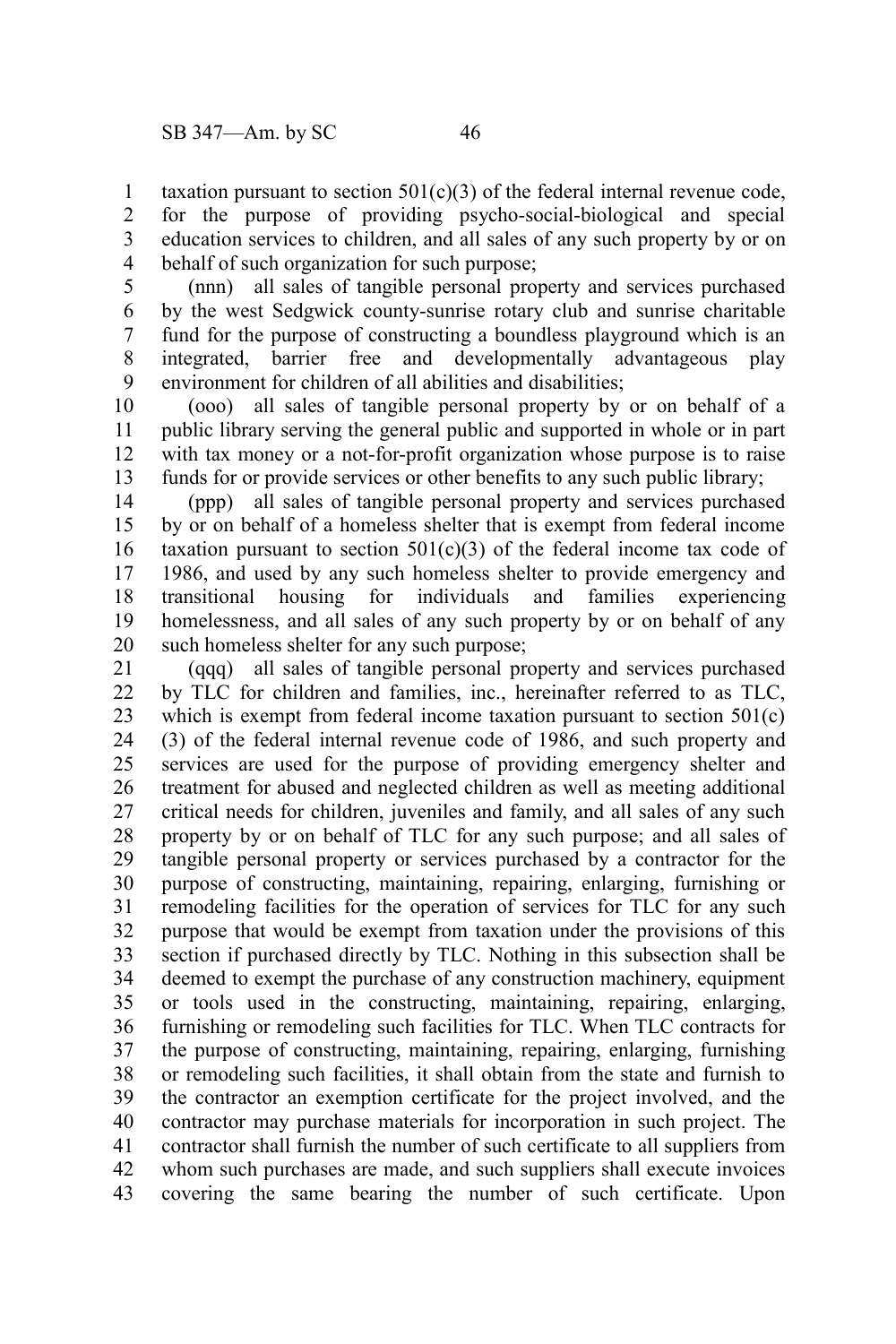taxation pursuant to section 501(c)(3) of the federal internal revenue code, for the purpose of providing psycho-social-biological and special education services to children, and all sales of any such property by or on behalf of such organization for such purpose;

(nnn) all sales of tangible personal property and services purchased by the west Sedgwick county-sunrise rotary club and sunrise charitable fund for the purpose of constructing a boundless playground which is an integrated, barrier free and developmentally advantageous play environment for children of all abilities and disabilities;

(ooo) all sales of tangible personal property by or on behalf of a public library serving the general public and supported in whole or in part with tax money or a not-for-profit organization whose purpose is to raise funds for or provide services or other benefits to any such public library;

(ppp) all sales of tangible personal property and services purchased by or on behalf of a homeless shelter that is exempt from federal income taxation pursuant to section 501(c)(3) of the federal income tax code of 1986, and used by any such homeless shelter to provide emergency and transitional housing for individuals and families experiencing homelessness, and all sales of any such property by or on behalf of any such homeless shelter for any such purpose;

(qqq) all sales of tangible personal property and services purchased by TLC for children and families, inc., hereinafter referred to as TLC, which is exempt from federal income taxation pursuant to section 501(c)(3) of the federal internal revenue code of 1986, and such property and services are used for the purpose of providing emergency shelter and treatment for abused and neglected children as well as meeting additional critical needs for children, juveniles and family, and all sales of any such property by or on behalf of TLC for any such purpose; and all sales of tangible personal property or services purchased by a contractor for the purpose of constructing, maintaining, repairing, enlarging, furnishing or remodeling facilities for the operation of services for TLC for any such purpose that would be exempt from taxation under the provisions of this section if purchased directly by TLC. Nothing in this subsection shall be deemed to exempt the purchase of any construction machinery, equipment or tools used in the constructing, maintaining, repairing, enlarging, furnishing or remodeling such facilities for TLC. When TLC contracts for the purpose of constructing, maintaining, repairing, enlarging, furnishing or remodeling such facilities, it shall obtain from the state and furnish to the contractor an exemption certificate for the project involved, and the contractor may purchase materials for incorporation in such project. The contractor shall furnish the number of such certificate to all suppliers from whom such purchases are made, and such suppliers shall execute invoices covering the same bearing the number of such certificate. Upon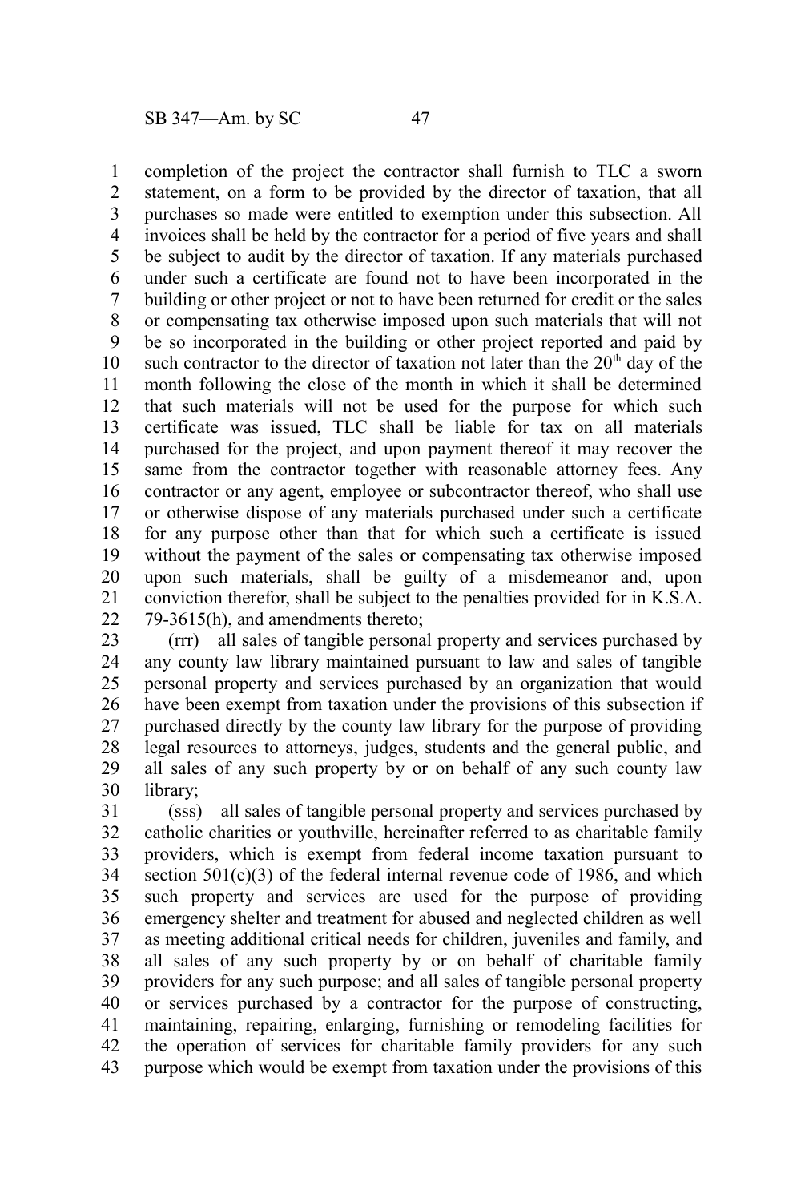completion of the project the contractor shall furnish to TLC a sworn statement, on a form to be provided by the director of taxation, that all purchases so made were entitled to exemption under this subsection. All invoices shall be held by the contractor for a period of five years and shall be subject to audit by the director of taxation. If any materials purchased under such a certificate are found not to have been incorporated in the building or other project or not to have been returned for credit or the sales or compensating tax otherwise imposed upon such materials that will not be so incorporated in the building or other project reported and paid by such contractor to the director of taxation not later than the $20^{th}$ day of the month following the close of the month in which it shall be determined that such materials will not be used for the purpose for which such certificate was issued, TLC shall be liable for tax on all materials purchased for the project, and upon payment thereof it may recover the same from the contractor together with reasonable attorney fees. Any contractor or any agent, employee or subcontractor thereof, who shall use or otherwise dispose of any materials purchased under such a certificate for any purpose other than that for which such a certificate is issued without the payment of the sales or compensating tax otherwise imposed upon such materials, shall be guilty of a misdemeanor and, upon conviction therefor, shall be subject to the penalties provided for in K.S.A. 79-3615(h), and amendments thereto;

(rrr) all sales of tangible personal property and services purchased by any county law library maintained pursuant to law and sales of tangible personal property and services purchased by an organization that would have been exempt from taxation under the provisions of this subsection if purchased directly by the county law library for the purpose of providing legal resources to attorneys, judges, students and the general public, and all sales of any such property by or on behalf of any such county law library;

(sss) all sales of tangible personal property and services purchased by catholic charities or youthville, hereinafter referred to as charitable family providers, which is exempt from federal income taxation pursuant to section 501(c)(3) of the federal internal revenue code of 1986, and which such property and services are used for the purpose of providing emergency shelter and treatment for abused and neglected children as well as meeting additional critical needs for children, juveniles and family, and all sales of any such property by or on behalf of charitable family providers for any such purpose; and all sales of tangible personal property or services purchased by a contractor for the purpose of constructing, maintaining, repairing, enlarging, furnishing or remodeling facilities for the operation of services for charitable family providers for any such purpose which would be exempt from taxation under the provisions of this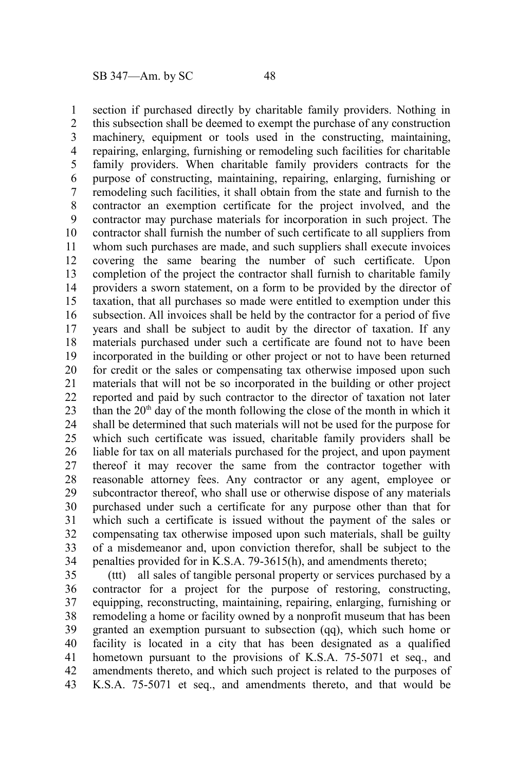section if purchased directly by charitable family providers. Nothing in this subsection shall be deemed to exempt the purchase of any construction machinery, equipment or tools used in the constructing, maintaining, repairing, enlarging, furnishing or remodeling such facilities for charitable family providers. When charitable family providers contracts for the purpose of constructing, maintaining, repairing, enlarging, furnishing or remodeling such facilities, it shall obtain from the state and furnish to the contractor an exemption certificate for the project involved, and the contractor may purchase materials for incorporation in such project. The contractor shall furnish the number of such certificate to all suppliers from whom such purchases are made, and such suppliers shall execute invoices covering the same bearing the number of such certificate. Upon completion of the project the contractor shall furnish to charitable family providers a sworn statement, on a form to be provided by the director of taxation, that all purchases so made were entitled to exemption under this subsection. All invoices shall be held by the contractor for a period of five years and shall be subject to audit by the director of taxation. If any materials purchased under such a certificate are found not to have been incorporated in the building or other project or not to have been returned for credit or the sales or compensating tax otherwise imposed upon such materials that will not be so incorporated in the building or other project reported and paid by such contractor to the director of taxation not later than the 20th day of the month following the close of the month in which it shall be determined that such materials will not be used for the purpose for which such certificate was issued, charitable family providers shall be liable for tax on all materials purchased for the project, and upon payment thereof it may recover the same from the contractor together with reasonable attorney fees. Any contractor or any agent, employee or subcontractor thereof, who shall use or otherwise dispose of any materials purchased under such a certificate for any purpose other than that for which such a certificate is issued without the payment of the sales or compensating tax otherwise imposed upon such materials, shall be guilty of a misdemeanor and, upon conviction therefor, shall be subject to the penalties provided for in K.S.A. 79-3615(h), and amendments thereto;

(ttt) all sales of tangible personal property or services purchased by a contractor for a project for the purpose of restoring, constructing, equipping, reconstructing, maintaining, repairing, enlarging, furnishing or remodeling a home or facility owned by a nonprofit museum that has been granted an exemption pursuant to subsection (qq), which such home or facility is located in a city that has been designated as a qualified hometown pursuant to the provisions of K.S.A. 75-5071 et seq., and amendments thereto, and which such project is related to the purposes of K.S.A. 75-5071 et seq., and amendments thereto, and that would be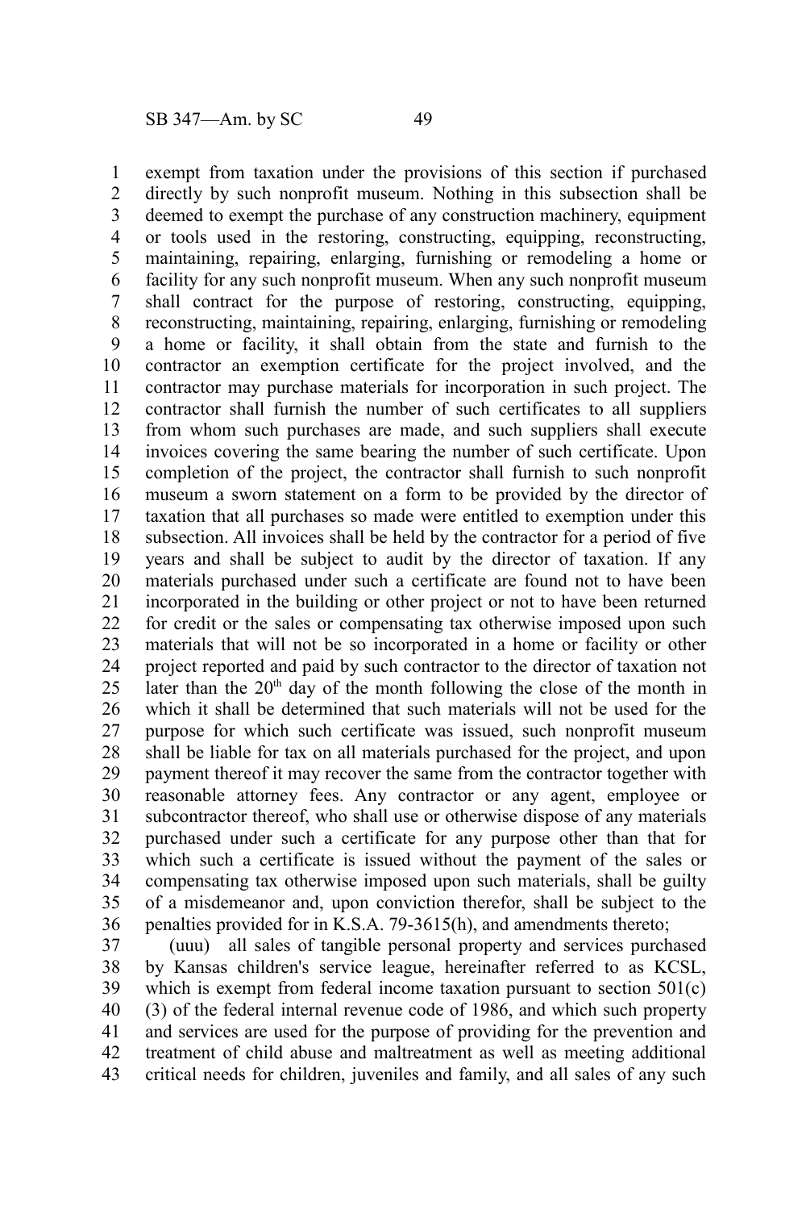exempt from taxation under the provisions of this section if purchased directly by such nonprofit museum. Nothing in this subsection shall be deemed to exempt the purchase of any construction machinery, equipment or tools used in the restoring, constructing, equipping, reconstructing, maintaining, repairing, enlarging, furnishing or remodeling a home or facility for any such nonprofit museum. When any such nonprofit museum shall contract for the purpose of restoring, constructing, equipping, reconstructing, maintaining, repairing, enlarging, furnishing or remodeling a home or facility, it shall obtain from the state and furnish to the contractor an exemption certificate for the project involved, and the contractor may purchase materials for incorporation in such project. The contractor shall furnish the number of such certificates to all suppliers from whom such purchases are made, and such suppliers shall execute invoices covering the same bearing the number of such certificate. Upon completion of the project, the contractor shall furnish to such nonprofit museum a sworn statement on a form to be provided by the director of taxation that all purchases so made were entitled to exemption under this subsection. All invoices shall be held by the contractor for a period of five years and shall be subject to audit by the director of taxation. If any materials purchased under such a certificate are found not to have been incorporated in the building or other project or not to have been returned for credit or the sales or compensating tax otherwise imposed upon such materials that will not be so incorporated in a home or facility or other project reported and paid by such contractor to the director of taxation not later than the 20th day of the month following the close of the month in which it shall be determined that such materials will not be used for the purpose for which such certificate was issued, such nonprofit museum shall be liable for tax on all materials purchased for the project, and upon payment thereof it may recover the same from the contractor together with reasonable attorney fees. Any contractor or any agent, employee or subcontractor thereof, who shall use or otherwise dispose of any materials purchased under such a certificate for any purpose other than that for which such a certificate is issued without the payment of the sales or compensating tax otherwise imposed upon such materials, shall be guilty of a misdemeanor and, upon conviction therefor, shall be subject to the penalties provided for in K.S.A. 79-3615(h), and amendments thereto;

(uuu) all sales of tangible personal property and services purchased by Kansas children's service league, hereinafter referred to as KCSL, which is exempt from federal income taxation pursuant to section 501(c)(3) of the federal internal revenue code of 1986, and which such property and services are used for the purpose of providing for the prevention and treatment of child abuse and maltreatment as well as meeting additional critical needs for children, juveniles and family, and all sales of any such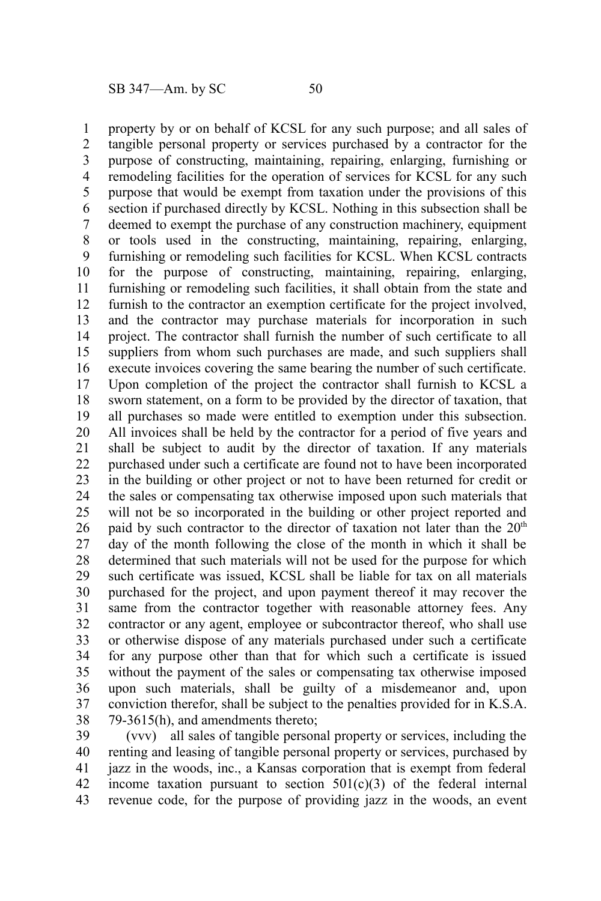property by or on behalf of KCSL for any such purpose; and all sales of tangible personal property or services purchased by a contractor for the purpose of constructing, maintaining, repairing, enlarging, furnishing or remodeling facilities for the operation of services for KCSL for any such purpose that would be exempt from taxation under the provisions of this section if purchased directly by KCSL. Nothing in this subsection shall be deemed to exempt the purchase of any construction machinery, equipment or tools used in the constructing, maintaining, repairing, enlarging, furnishing or remodeling such facilities for KCSL. When KCSL contracts for the purpose of constructing, maintaining, repairing, enlarging, furnishing or remodeling such facilities, it shall obtain from the state and furnish to the contractor an exemption certificate for the project involved, and the contractor may purchase materials for incorporation in such project. The contractor shall furnish the number of such certificate to all suppliers from whom such purchases are made, and such suppliers shall execute invoices covering the same bearing the number of such certificate. Upon completion of the project the contractor shall furnish to KCSL a sworn statement, on a form to be provided by the director of taxation, that all purchases so made were entitled to exemption under this subsection. All invoices shall be held by the contractor for a period of five years and shall be subject to audit by the director of taxation. If any materials purchased under such a certificate are found not to have been incorporated in the building or other project or not to have been returned for credit or the sales or compensating tax otherwise imposed upon such materials that will not be so incorporated in the building or other project reported and paid by such contractor to the director of taxation not later than the 20th day of the month following the close of the month in which it shall be determined that such materials will not be used for the purpose for which such certificate was issued, KCSL shall be liable for tax on all materials purchased for the project, and upon payment thereof it may recover the same from the contractor together with reasonable attorney fees. Any contractor or any agent, employee or subcontractor thereof, who shall use or otherwise dispose of any materials purchased under such a certificate for any purpose other than that for which such a certificate is issued without the payment of the sales or compensating tax otherwise imposed upon such materials, shall be guilty of a misdemeanor and, upon conviction therefor, shall be subject to the penalties provided for in K.S.A. 79-3615(h), and amendments thereto;

(vvv) all sales of tangible personal property or services, including the renting and leasing of tangible personal property or services, purchased by jazz in the woods, inc., a Kansas corporation that is exempt from federal income taxation pursuant to section 501(c)(3) of the federal internal revenue code, for the purpose of providing jazz in the woods, an event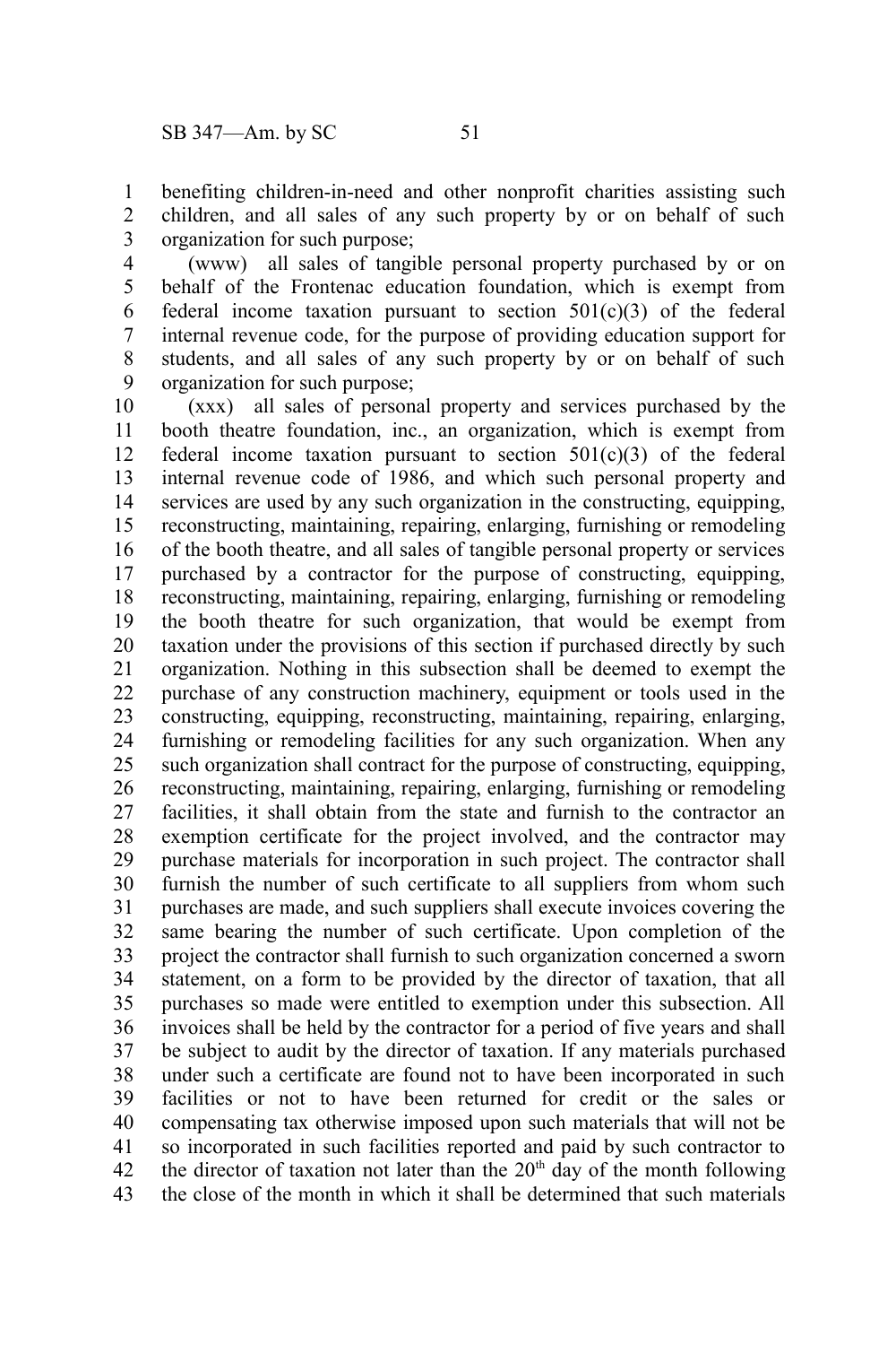benefiting children-in-need and other nonprofit charities assisting such children, and all sales of any such property by or on behalf of such organization for such purpose;

(www) all sales of tangible personal property purchased by or on behalf of the Frontenac education foundation, which is exempt from federal income taxation pursuant to section 501(c)(3) of the federal internal revenue code, for the purpose of providing education support for students, and all sales of any such property by or on behalf of such organization for such purpose;

(xxx) all sales of personal property and services purchased by the booth theatre foundation, inc., an organization, which is exempt from federal income taxation pursuant to section 501(c)(3) of the federal internal revenue code of 1986, and which such personal property and services are used by any such organization in the constructing, equipping, reconstructing, maintaining, repairing, enlarging, furnishing or remodeling of the booth theatre, and all sales of tangible personal property or services purchased by a contractor for the purpose of constructing, equipping, reconstructing, maintaining, repairing, enlarging, furnishing or remodeling the booth theatre for such organization, that would be exempt from taxation under the provisions of this section if purchased directly by such organization. Nothing in this subsection shall be deemed to exempt the purchase of any construction machinery, equipment or tools used in the constructing, equipping, reconstructing, maintaining, repairing, enlarging, furnishing or remodeling facilities for any such organization. When any such organization shall contract for the purpose of constructing, equipping, reconstructing, maintaining, repairing, enlarging, furnishing or remodeling facilities, it shall obtain from the state and furnish to the contractor an exemption certificate for the project involved, and the contractor may purchase materials for incorporation in such project. The contractor shall furnish the number of such certificate to all suppliers from whom such purchases are made, and such suppliers shall execute invoices covering the same bearing the number of such certificate. Upon completion of the project the contractor shall furnish to such organization concerned a sworn statement, on a form to be provided by the director of taxation, that all purchases so made were entitled to exemption under this subsection. All invoices shall be held by the contractor for a period of five years and shall be subject to audit by the director of taxation. If any materials purchased under such a certificate are found not to have been incorporated in such facilities or not to have been returned for credit or the sales or compensating tax otherwise imposed upon such materials that will not be so incorporated in such facilities reported and paid by such contractor to the director of taxation not later than the 20th day of the month following the close of the month in which it shall be determined that such materials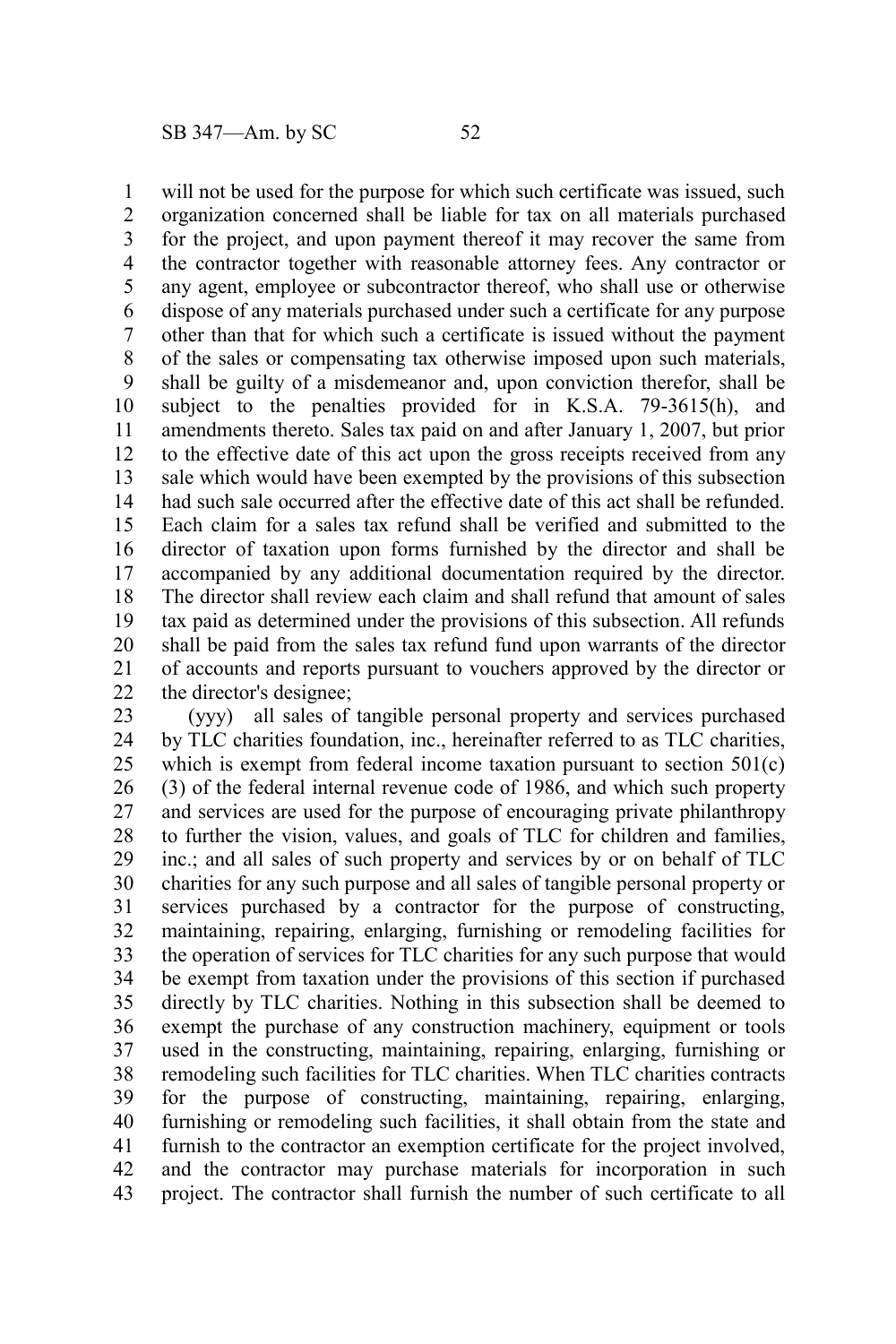will not be used for the purpose for which such certificate was issued, such organization concerned shall be liable for tax on all materials purchased for the project, and upon payment thereof it may recover the same from the contractor together with reasonable attorney fees. Any contractor or any agent, employee or subcontractor thereof, who shall use or otherwise dispose of any materials purchased under such a certificate for any purpose other than that for which such a certificate is issued without the payment of the sales or compensating tax otherwise imposed upon such materials, shall be guilty of a misdemeanor and, upon conviction therefor, shall be subject to the penalties provided for in K.S.A. 79-3615(h), and amendments thereto. Sales tax paid on and after January 1, 2007, but prior to the effective date of this act upon the gross receipts received from any sale which would have been exempted by the provisions of this subsection had such sale occurred after the effective date of this act shall be refunded. Each claim for a sales tax refund shall be verified and submitted to the director of taxation upon forms furnished by the director and shall be accompanied by any additional documentation required by the director. The director shall review each claim and shall refund that amount of sales tax paid as determined under the provisions of this subsection. All refunds shall be paid from the sales tax refund fund upon warrants of the director of accounts and reports pursuant to vouchers approved by the director or the director's designee;

(yyy) all sales of tangible personal property and services purchased by TLC charities foundation, inc., hereinafter referred to as TLC charities, which is exempt from federal income taxation pursuant to section 501(c)(3) of the federal internal revenue code of 1986, and which such property and services are used for the purpose of encouraging private philanthropy to further the vision, values, and goals of TLC for children and families, inc.; and all sales of such property and services by or on behalf of TLC charities for any such purpose and all sales of tangible personal property or services purchased by a contractor for the purpose of constructing, maintaining, repairing, enlarging, furnishing or remodeling facilities for the operation of services for TLC charities for any such purpose that would be exempt from taxation under the provisions of this section if purchased directly by TLC charities. Nothing in this subsection shall be deemed to exempt the purchase of any construction machinery, equipment or tools used in the constructing, maintaining, repairing, enlarging, furnishing or remodeling such facilities for TLC charities. When TLC charities contracts for the purpose of constructing, maintaining, repairing, enlarging, furnishing or remodeling such facilities, it shall obtain from the state and furnish to the contractor an exemption certificate for the project involved, and the contractor may purchase materials for incorporation in such project. The contractor shall furnish the number of such certificate to all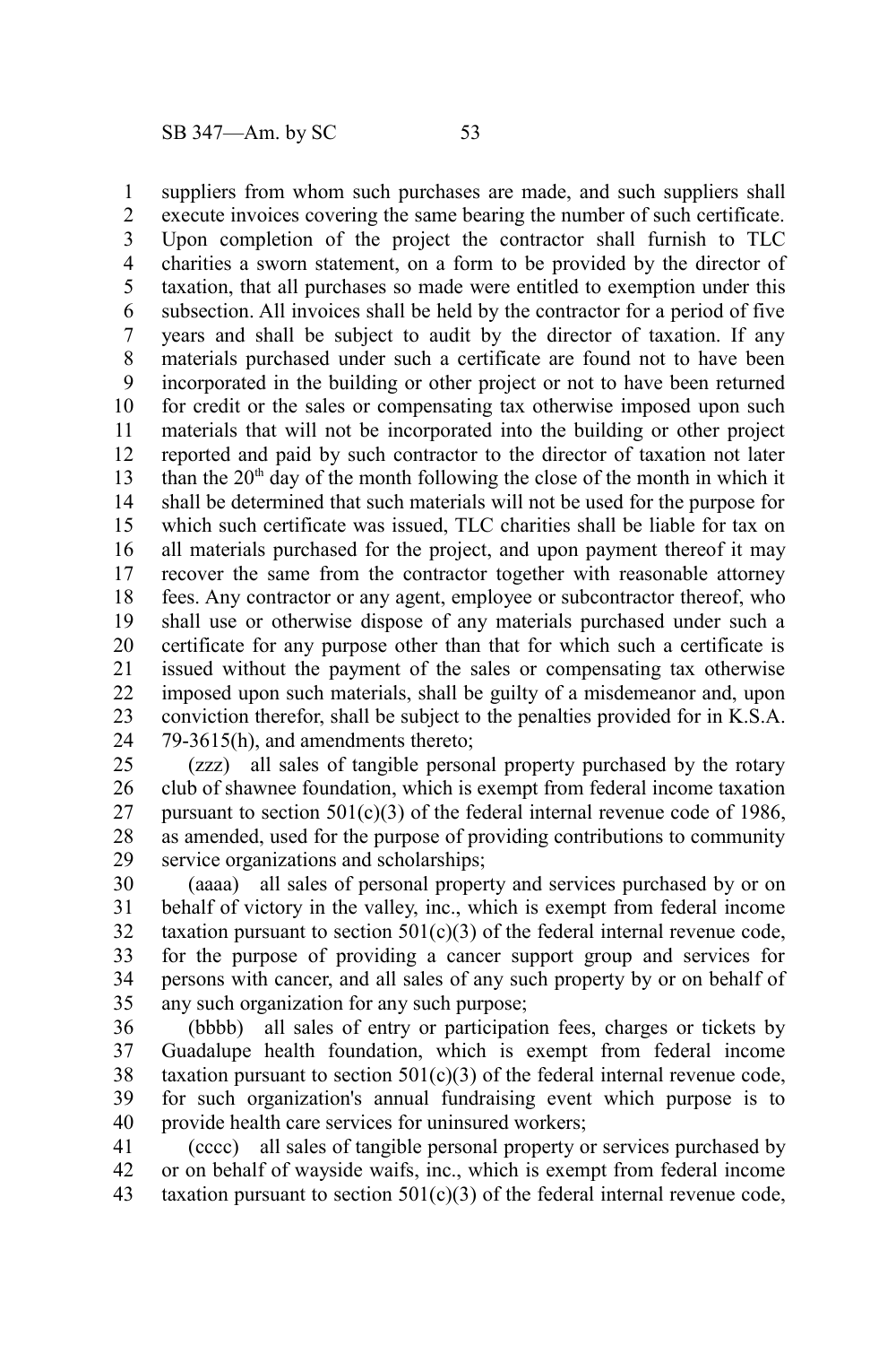suppliers from whom such purchases are made, and such suppliers shall execute invoices covering the same bearing the number of such certificate. Upon completion of the project the contractor shall furnish to TLC charities a sworn statement, on a form to be provided by the director of taxation, that all purchases so made were entitled to exemption under this subsection. All invoices shall be held by the contractor for a period of five years and shall be subject to audit by the director of taxation. If any materials purchased under such a certificate are found not to have been incorporated in the building or other project or not to have been returned for credit or the sales or compensating tax otherwise imposed upon such materials that will not be incorporated into the building or other project reported and paid by such contractor to the director of taxation not later than the 20th day of the month following the close of the month in which it shall be determined that such materials will not be used for the purpose for which such certificate was issued, TLC charities shall be liable for tax on all materials purchased for the project, and upon payment thereof it may recover the same from the contractor together with reasonable attorney fees. Any contractor or any agent, employee or subcontractor thereof, who shall use or otherwise dispose of any materials purchased under such a certificate for any purpose other than that for which such a certificate is issued without the payment of the sales or compensating tax otherwise imposed upon such materials, shall be guilty of a misdemeanor and, upon conviction therefor, shall be subject to the penalties provided for in K.S.A. 79-3615(h), and amendments thereto;

(zzz) all sales of tangible personal property purchased by the rotary club of shawnee foundation, which is exempt from federal income taxation pursuant to section 501(c)(3) of the federal internal revenue code of 1986, as amended, used for the purpose of providing contributions to community service organizations and scholarships;

(aaaa) all sales of personal property and services purchased by or on behalf of victory in the valley, inc., which is exempt from federal income taxation pursuant to section 501(c)(3) of the federal internal revenue code, for the purpose of providing a cancer support group and services for persons with cancer, and all sales of any such property by or on behalf of any such organization for any such purpose;

(bbbb) all sales of entry or participation fees, charges or tickets by Guadalupe health foundation, which is exempt from federal income taxation pursuant to section 501(c)(3) of the federal internal revenue code, for such organization's annual fundraising event which purpose is to provide health care services for uninsured workers;

(cccc) all sales of tangible personal property or services purchased by or on behalf of wayside waifs, inc., which is exempt from federal income taxation pursuant to section 501(c)(3) of the federal internal revenue code,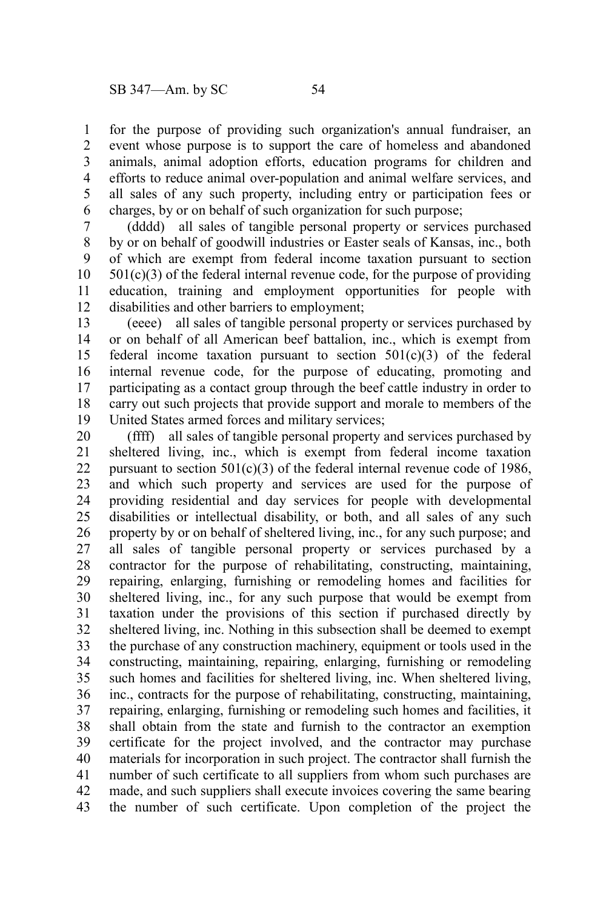for the purpose of providing such organization's annual fundraiser, an event whose purpose is to support the care of homeless and abandoned animals, animal adoption efforts, education programs for children and efforts to reduce animal over-population and animal welfare services, and all sales of any such property, including entry or participation fees or charges, by or on behalf of such organization for such purpose;

(dddd) all sales of tangible personal property or services purchased by or on behalf of goodwill industries or Easter seals of Kansas, inc., both of which are exempt from federal income taxation pursuant to section 501(c)(3) of the federal internal revenue code, for the purpose of providing education, training and employment opportunities for people with disabilities and other barriers to employment;

(eeee) all sales of tangible personal property or services purchased by or on behalf of all American beef battalion, inc., which is exempt from federal income taxation pursuant to section 501(c)(3) of the federal internal revenue code, for the purpose of educating, promoting and participating as a contact group through the beef cattle industry in order to carry out such projects that provide support and morale to members of the United States armed forces and military services;

(ffff) all sales of tangible personal property and services purchased by sheltered living, inc., which is exempt from federal income taxation pursuant to section 501(c)(3) of the federal internal revenue code of 1986, and which such property and services are used for the purpose of providing residential and day services for people with developmental disabilities or intellectual disability, or both, and all sales of any such property by or on behalf of sheltered living, inc., for any such purpose; and all sales of tangible personal property or services purchased by a contractor for the purpose of rehabilitating, constructing, maintaining, repairing, enlarging, furnishing or remodeling homes and facilities for sheltered living, inc., for any such purpose that would be exempt from taxation under the provisions of this section if purchased directly by sheltered living, inc. Nothing in this subsection shall be deemed to exempt the purchase of any construction machinery, equipment or tools used in the constructing, maintaining, repairing, enlarging, furnishing or remodeling such homes and facilities for sheltered living, inc. When sheltered living, inc., contracts for the purpose of rehabilitating, constructing, maintaining, repairing, enlarging, furnishing or remodeling such homes and facilities, it shall obtain from the state and furnish to the contractor an exemption certificate for the project involved, and the contractor may purchase materials for incorporation in such project. The contractor shall furnish the number of such certificate to all suppliers from whom such purchases are made, and such suppliers shall execute invoices covering the same bearing the number of such certificate. Upon completion of the project the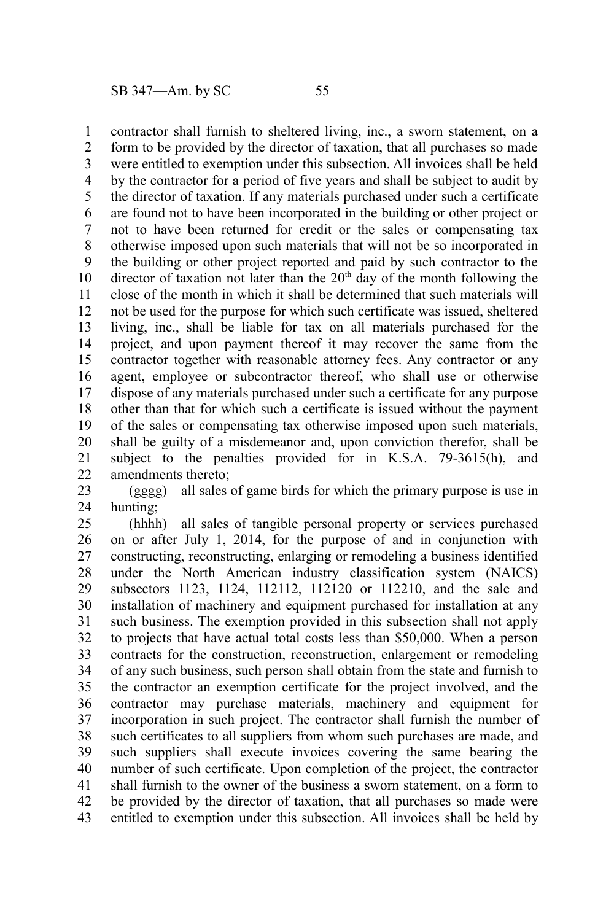contractor shall furnish to sheltered living, inc., a sworn statement, on a form to be provided by the director of taxation, that all purchases so made were entitled to exemption under this subsection. All invoices shall be held by the contractor for a period of five years and shall be subject to audit by the director of taxation. If any materials purchased under such a certificate are found not to have been incorporated in the building or other project or not to have been returned for credit or the sales or compensating tax otherwise imposed upon such materials that will not be so incorporated in the building or other project reported and paid by such contractor to the director of taxation not later than the 20th day of the month following the close of the month in which it shall be determined that such materials will not be used for the purpose for which such certificate was issued, sheltered living, inc., shall be liable for tax on all materials purchased for the project, and upon payment thereof it may recover the same from the contractor together with reasonable attorney fees. Any contractor or any agent, employee or subcontractor thereof, who shall use or otherwise dispose of any materials purchased under such a certificate for any purpose other than that for which such a certificate is issued without the payment of the sales or compensating tax otherwise imposed upon such materials, shall be guilty of a misdemeanor and, upon conviction therefor, shall be subject to the penalties provided for in K.S.A. 79-3615(h), and amendments thereto;

(gggg) all sales of game birds for which the primary purpose is use in hunting;

(hhhh) all sales of tangible personal property or services purchased on or after July 1, 2014, for the purpose of and in conjunction with constructing, reconstructing, enlarging or remodeling a business identified under the North American industry classification system (NAICS) subsectors 1123, 1124, 112112, 112120 or 112210, and the sale and installation of machinery and equipment purchased for installation at any such business. The exemption provided in this subsection shall not apply to projects that have actual total costs less than $50,000. When a person contracts for the construction, reconstruction, enlargement or remodeling of any such business, such person shall obtain from the state and furnish to the contractor an exemption certificate for the project involved, and the contractor may purchase materials, machinery and equipment for incorporation in such project. The contractor shall furnish the number of such certificates to all suppliers from whom such purchases are made, and such suppliers shall execute invoices covering the same bearing the number of such certificate. Upon completion of the project, the contractor shall furnish to the owner of the business a sworn statement, on a form to be provided by the director of taxation, that all purchases so made were entitled to exemption under this subsection. All invoices shall be held by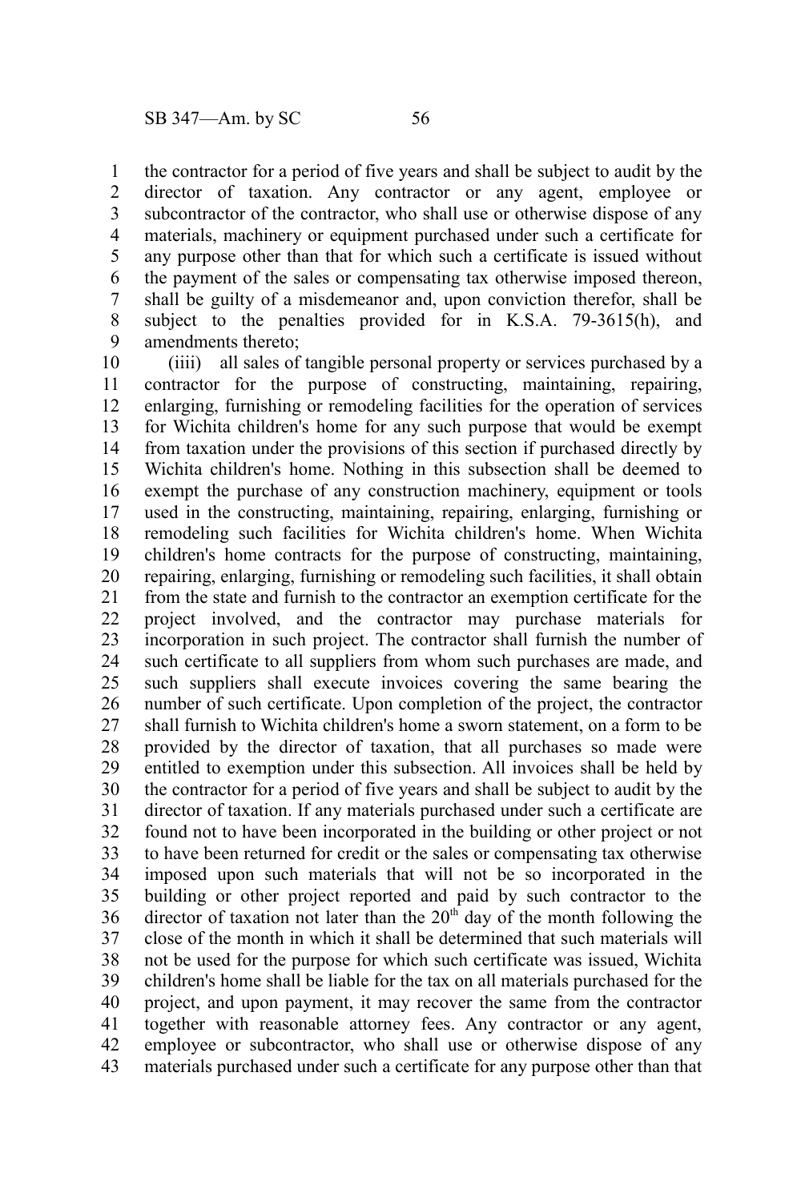the contractor for a period of five years and shall be subject to audit by the director of taxation. Any contractor or any agent, employee or subcontractor of the contractor, who shall use or otherwise dispose of any materials, machinery or equipment purchased under such a certificate for any purpose other than that for which such a certificate is issued without the payment of the sales or compensating tax otherwise imposed thereon, shall be guilty of a misdemeanor and, upon conviction therefor, shall be subject to the penalties provided for in K.S.A. 79-3615(h), and amendments thereto;

(iiii) all sales of tangible personal property or services purchased by a contractor for the purpose of constructing, maintaining, repairing, enlarging, furnishing or remodeling facilities for the operation of services for Wichita children's home for any such purpose that would be exempt from taxation under the provisions of this section if purchased directly by Wichita children's home. Nothing in this subsection shall be deemed to exempt the purchase of any construction machinery, equipment or tools used in the constructing, maintaining, repairing, enlarging, furnishing or remodeling such facilities for Wichita children's home. When Wichita children's home contracts for the purpose of constructing, maintaining, repairing, enlarging, furnishing or remodeling such facilities, it shall obtain from the state and furnish to the contractor an exemption certificate for the project involved, and the contractor may purchase materials for incorporation in such project. The contractor shall furnish the number of such certificate to all suppliers from whom such purchases are made, and such suppliers shall execute invoices covering the same bearing the number of such certificate. Upon completion of the project, the contractor shall furnish to Wichita children's home a sworn statement, on a form to be provided by the director of taxation, that all purchases so made were entitled to exemption under this subsection. All invoices shall be held by the contractor for a period of five years and shall be subject to audit by the director of taxation. If any materials purchased under such a certificate are found not to have been incorporated in the building or other project or not to have been returned for credit or the sales or compensating tax otherwise imposed upon such materials that will not be so incorporated in the building or other project reported and paid by such contractor to the director of taxation not later than the 20th day of the month following the close of the month in which it shall be determined that such materials will not be used for the purpose for which such certificate was issued, Wichita children's home shall be liable for the tax on all materials purchased for the project, and upon payment, it may recover the same from the contractor together with reasonable attorney fees. Any contractor or any agent, employee or subcontractor, who shall use or otherwise dispose of any materials purchased under such a certificate for any purpose other than that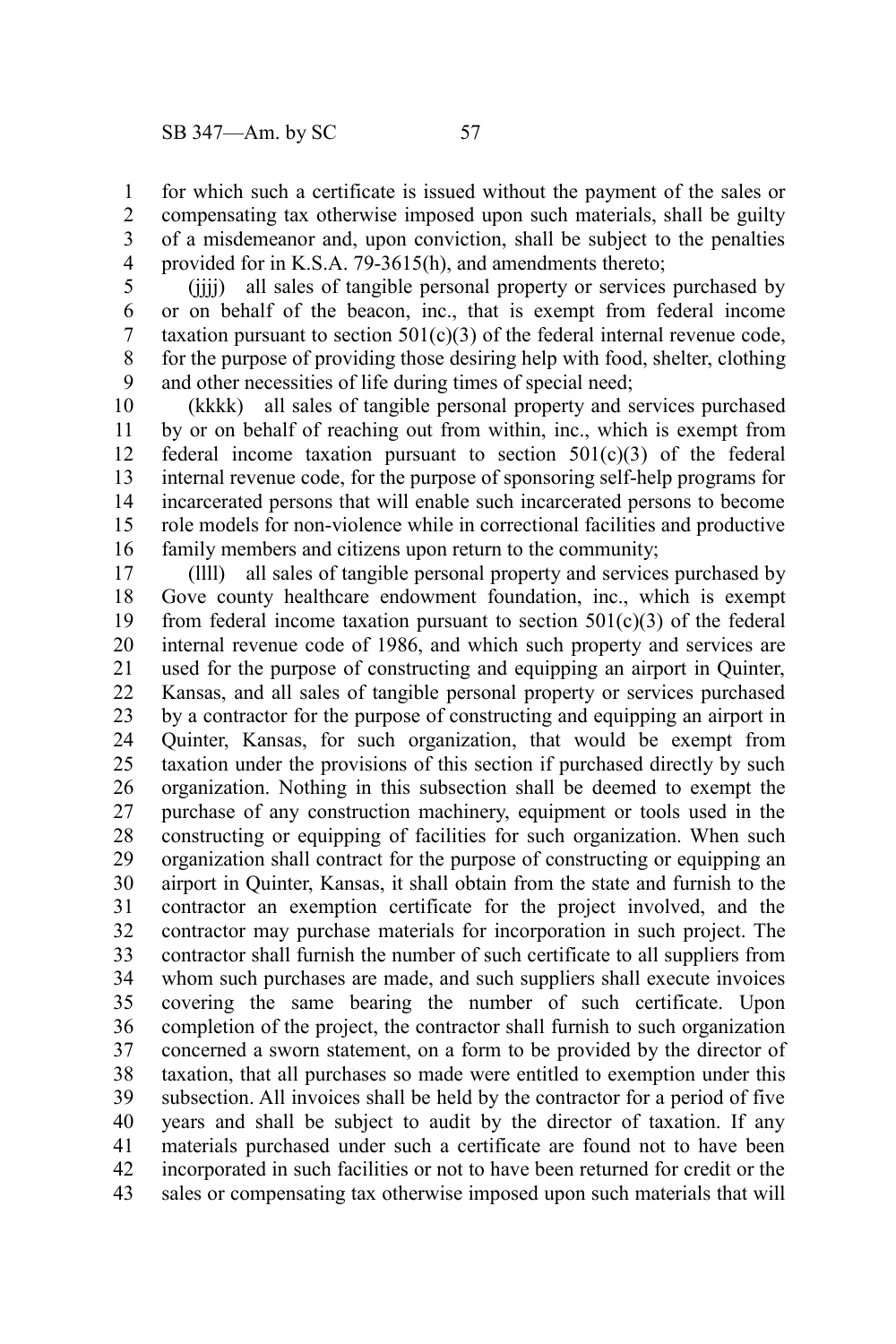for which such a certificate is issued without the payment of the sales or compensating tax otherwise imposed upon such materials, shall be guilty of a misdemeanor and, upon conviction, shall be subject to the penalties provided for in K.S.A. 79-3615(h), and amendments thereto;

(jjjj) all sales of tangible personal property or services purchased by or on behalf of the beacon, inc., that is exempt from federal income taxation pursuant to section 501(c)(3) of the federal internal revenue code, for the purpose of providing those desiring help with food, shelter, clothing and other necessities of life during times of special need;

(kkkk) all sales of tangible personal property and services purchased by or on behalf of reaching out from within, inc., which is exempt from federal income taxation pursuant to section 501(c)(3) of the federal internal revenue code, for the purpose of sponsoring self-help programs for incarcerated persons that will enable such incarcerated persons to become role models for non-violence while in correctional facilities and productive family members and citizens upon return to the community;

(llll) all sales of tangible personal property and services purchased by Gove county healthcare endowment foundation, inc., which is exempt from federal income taxation pursuant to section 501(c)(3) of the federal internal revenue code of 1986, and which such property and services are used for the purpose of constructing and equipping an airport in Quinter, Kansas, and all sales of tangible personal property or services purchased by a contractor for the purpose of constructing and equipping an airport in Quinter, Kansas, for such organization, that would be exempt from taxation under the provisions of this section if purchased directly by such organization. Nothing in this subsection shall be deemed to exempt the purchase of any construction machinery, equipment or tools used in the constructing or equipping of facilities for such organization. When such organization shall contract for the purpose of constructing or equipping an airport in Quinter, Kansas, it shall obtain from the state and furnish to the contractor an exemption certificate for the project involved, and the contractor may purchase materials for incorporation in such project. The contractor shall furnish the number of such certificate to all suppliers from whom such purchases are made, and such suppliers shall execute invoices covering the same bearing the number of such certificate. Upon completion of the project, the contractor shall furnish to such organization concerned a sworn statement, on a form to be provided by the director of taxation, that all purchases so made were entitled to exemption under this subsection. All invoices shall be held by the contractor for a period of five years and shall be subject to audit by the director of taxation. If any materials purchased under such a certificate are found not to have been incorporated in such facilities or not to have been returned for credit or the sales or compensating tax otherwise imposed upon such materials that will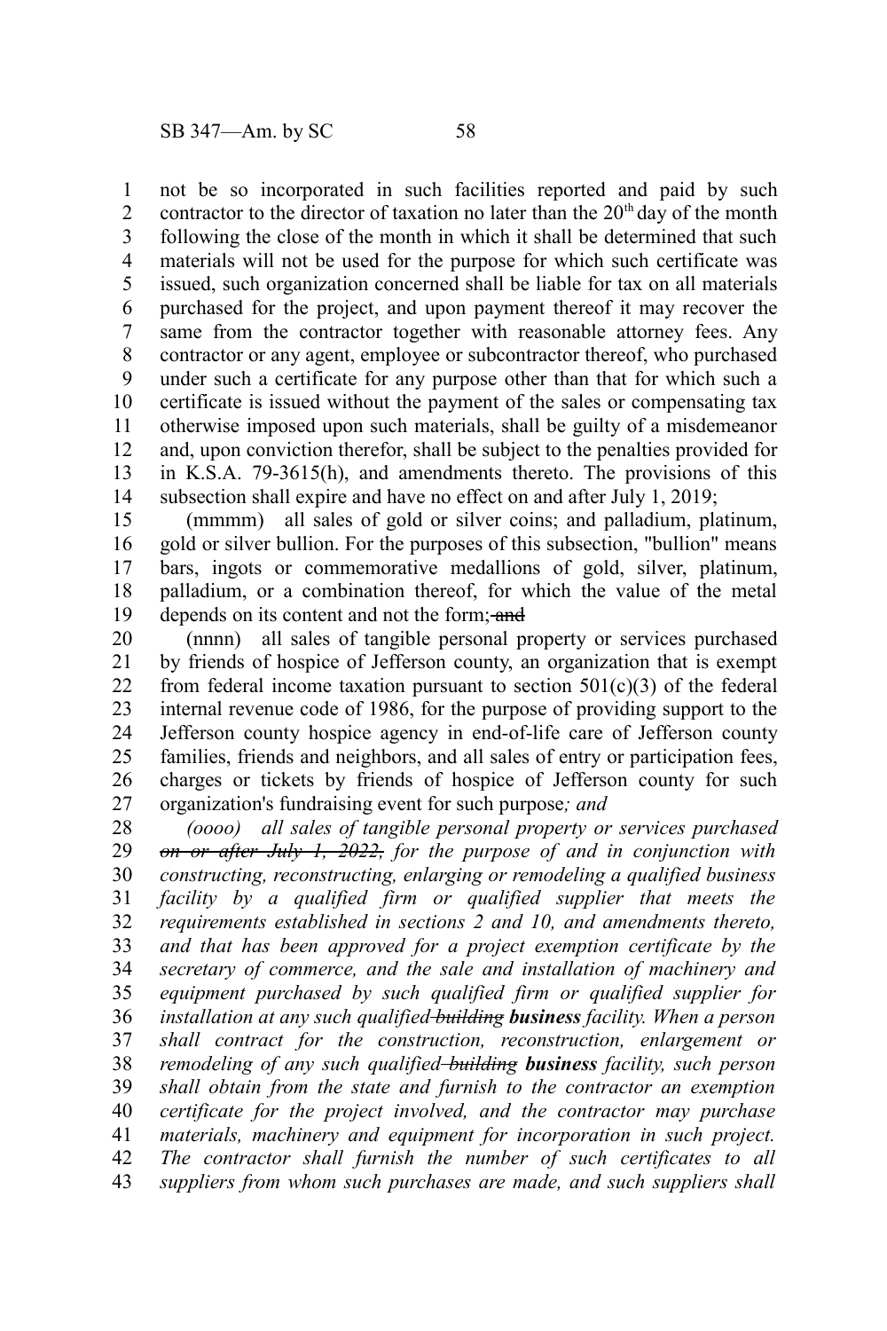not be so incorporated in such facilities reported and paid by such contractor to the director of taxation no later than the 20th day of the month following the close of the month in which it shall be determined that such materials will not be used for the purpose for which such certificate was issued, such organization concerned shall be liable for tax on all materials purchased for the project, and upon payment thereof it may recover the same from the contractor together with reasonable attorney fees. Any contractor or any agent, employee or subcontractor thereof, who purchased under such a certificate for any purpose other than that for which such a certificate is issued without the payment of the sales or compensating tax otherwise imposed upon such materials, shall be guilty of a misdemeanor and, upon conviction therefor, shall be subject to the penalties provided for in K.S.A. 79-3615(h), and amendments thereto. The provisions of this subsection shall expire and have no effect on and after July 1, 2019;

(mmmm) all sales of gold or silver coins; and palladium, platinum, gold or silver bullion. For the purposes of this subsection, "bullion" means bars, ingots or commemorative medallions of gold, silver, platinum, palladium, or a combination thereof, for which the value of the metal depends on its content and not the form; ~~and~~

(nnnn) all sales of tangible personal property or services purchased by friends of hospice of Jefferson county, an organization that is exempt from federal income taxation pursuant to section 501(c)(3) of the federal internal revenue code of 1986, for the purpose of providing support to the Jefferson county hospice agency in end-of-life care of Jefferson county families, friends and neighbors, and all sales of entry or participation fees, charges or tickets by friends of hospice of Jefferson county for such organization's fundraising event for such purpose*; and*

*(oooo) all sales of tangible personal property or services purchased ~~on or after July 1, 2022,~~ for the purpose of and in conjunction with constructing, reconstructing, enlarging or remodeling a qualified business facility by a qualified firm or qualified supplier that meets the requirements established in sections 2 and 10, and amendments thereto, and that has been approved for a project exemption certificate by the secretary of commerce, and the sale and installation of machinery and equipment purchased by such qualified firm or qualified supplier for installation at any such qualified ~~building~~* ***business*** *facility. When a person shall contract for the construction, reconstruction, enlargement or remodeling of any such qualified ~~building~~* ***business*** *facility, such person shall obtain from the state and furnish to the contractor an exemption certificate for the project involved, and the contractor may purchase materials, machinery and equipment for incorporation in such project. The contractor shall furnish the number of such certificates to all suppliers from whom such purchases are made, and such suppliers shall*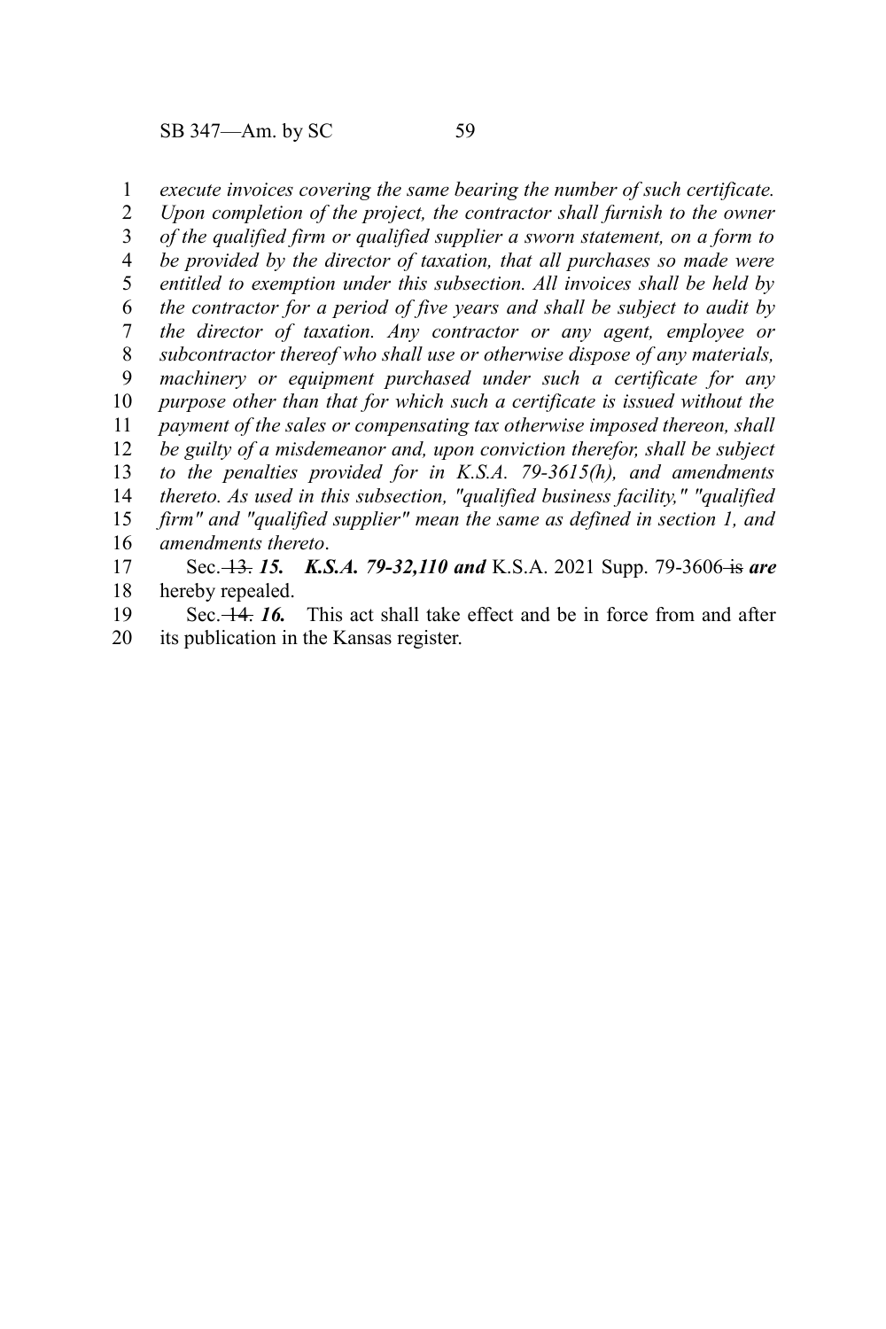*execute invoices covering the same bearing the number of such certificate. Upon completion of the project, the contractor shall furnish to the owner of the qualified firm or qualified supplier a sworn statement, on a form to be provided by the director of taxation, that all purchases so made were entitled to exemption under this subsection. All invoices shall be held by the contractor for a period of five years and shall be subject to audit by the director of taxation. Any contractor or any agent, employee or subcontractor thereof who shall use or otherwise dispose of any materials, machinery or equipment purchased under such a certificate for any purpose other than that for which such a certificate is issued without the payment of the sales or compensating tax otherwise imposed thereon, shall be guilty of a misdemeanor and, upon conviction therefor, shall be subject to the penalties provided for in K.S.A. 79-3615(h), and amendments thereto. As used in this subsection, "qualified business facility," "qualified firm" and "qualified supplier" mean the same as defined in section 1, and amendments thereto*.

Sec. ~~13.~~ ***15.*** ***K.S.A. 79-32,110 and*** K.S.A. 2021 Supp. 79-3606 ~~is~~ ***are*** hereby repealed.

Sec. ~~14.~~ ***16.*** This act shall take effect and be in force from and after its publication in the Kansas register.